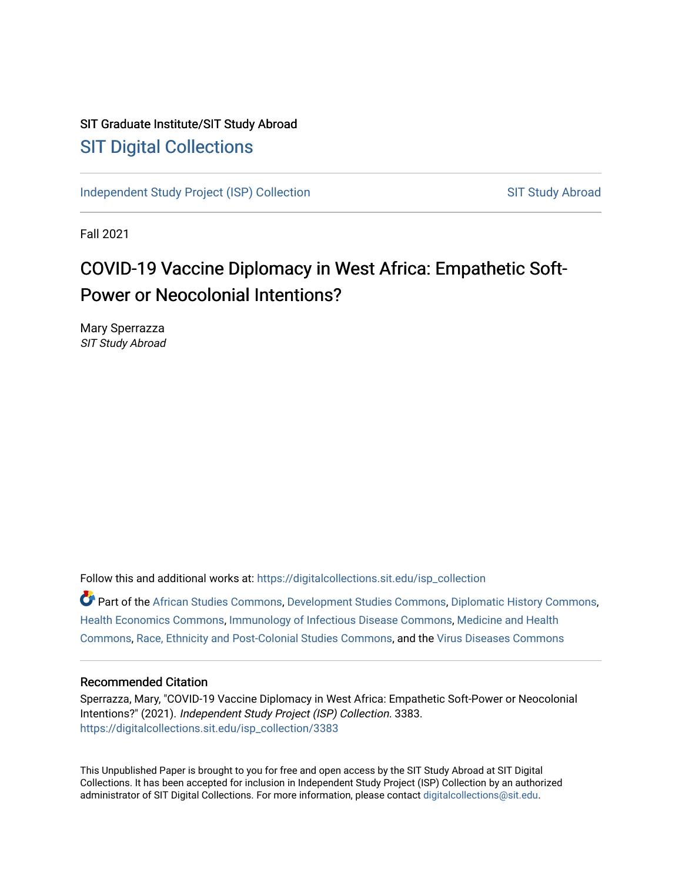SIT Graduate Institute/SIT Study Abroad

# SIT Digital Collections

Independent Study Project (ISP) Collection

SIT Study Abroad

Fall 2021

# COVID-19 Vaccine Diplomacy in West Africa: Empathetic Soft-Power or Neocolonial Intentions?

Mary Sperrazza
*SIT Study Abroad*

Follow this and additional works at: https://digitalcollections.sit.edu/isp_collection

Part of the African Studies Commons, Development Studies Commons, Diplomatic History Commons, Health Economics Commons, Immunology of Infectious Disease Commons, Medicine and Health Commons, Race, Ethnicity and Post-Colonial Studies Commons, and the Virus Diseases Commons

## Recommended Citation

Sperrazza, Mary, "COVID-19 Vaccine Diplomacy in West Africa: Empathetic Soft-Power or Neocolonial Intentions?" (2021). *Independent Study Project (ISP) Collection*. 3383.
https://digitalcollections.sit.edu/isp_collection/3383

This Unpublished Paper is brought to you for free and open access by the SIT Study Abroad at SIT Digital Collections. It has been accepted for inclusion in Independent Study Project (ISP) Collection by an authorized administrator of SIT Digital Collections. For more information, please contact digitalcollections@sit.edu.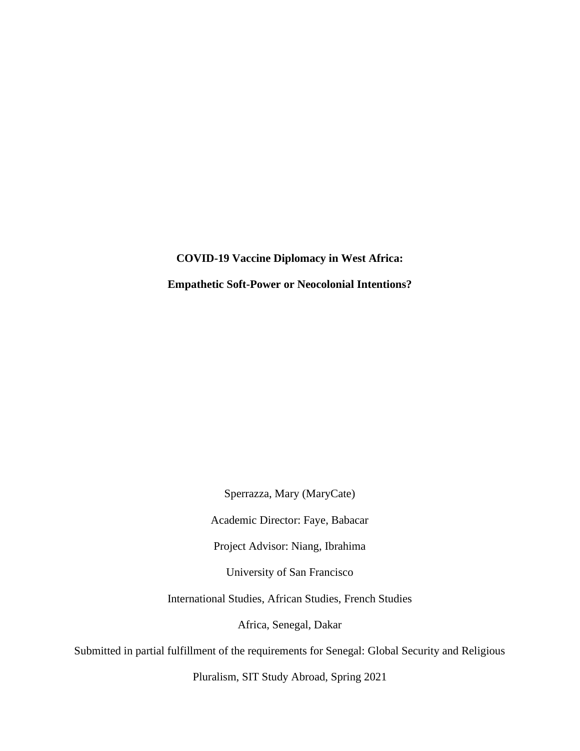**COVID-19 Vaccine Diplomacy in West Africa:**

**Empathetic Soft-Power or Neocolonial Intentions?**

Sperrazza, Mary (MaryCate)

Academic Director: Faye, Babacar

Project Advisor: Niang, Ibrahima

University of San Francisco

International Studies, African Studies, French Studies

Africa, Senegal, Dakar

Submitted in partial fulfillment of the requirements for Senegal: Global Security and Religious Pluralism, SIT Study Abroad, Spring 2021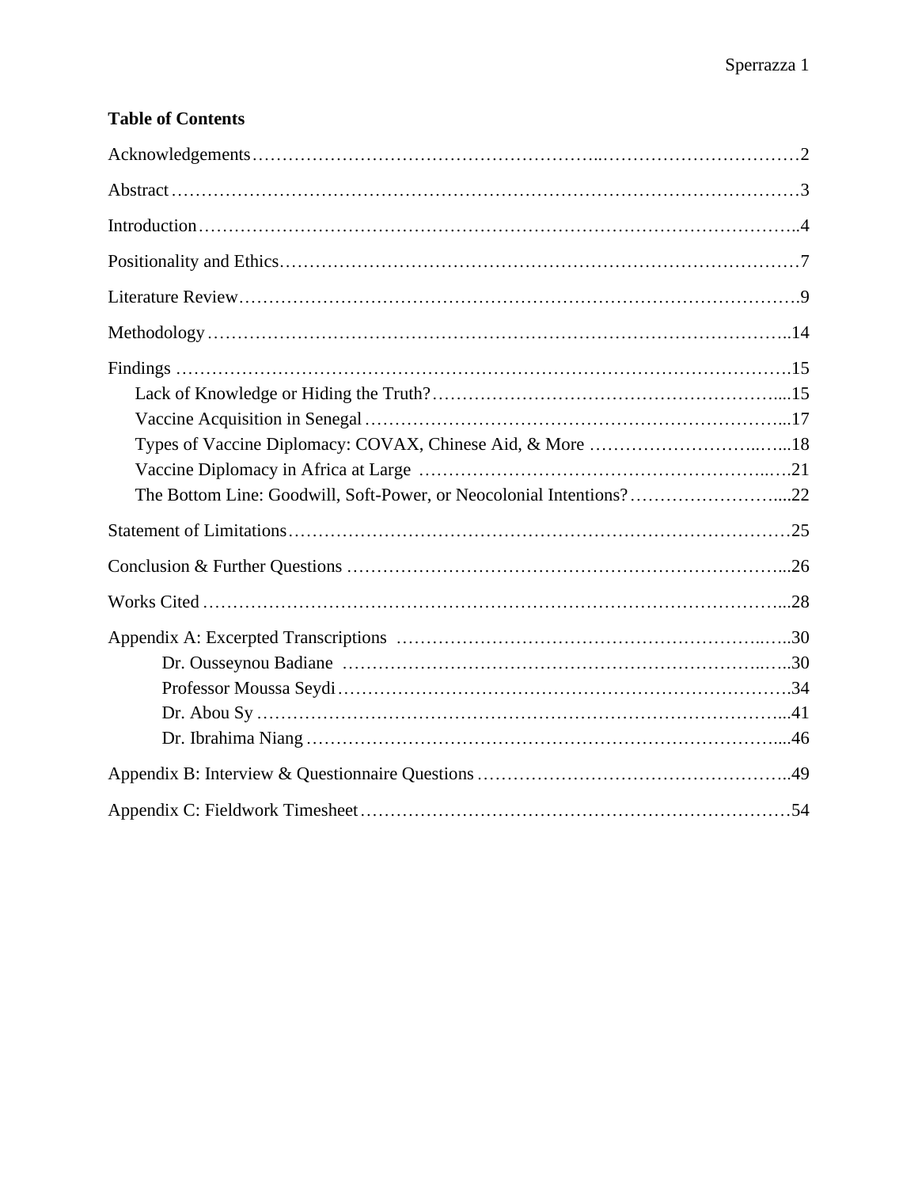**Table of Contents**

Acknowledgements…………………………………………………..……………………………2

Abstract…………………………………………………………………………………………3

Introduction……………………………………………………………………………………..4

Positionality and Ethics…………………………………………………………………………7

Literature Review……………………………………………………………………………….9

Methodology……………………………………………………………………………………..14

Findings ………………………………………………………………………………………….15

- Lack of Knowledge or Hiding the Truth?…………………………………………………....15
- Vaccine Acquisition in Senegal……………………………………………………………...17
- Types of Vaccine Diplomacy: COVAX, Chinese Aid, & More ………………………..…...18
- Vaccine Diplomacy in Africa at Large ……………………………………………………..….21
- The Bottom Line: Goodwill, Soft-Power, or Neocolonial Intentions?……………………....22

Statement of Limitations…………………………………………………………………………25

Conclusion & Further Questions ………………………………………………………………...26

Works Cited ……………………………………………………………………………………...28

Appendix A: Excerpted Transcriptions ……………………………………………………..…..30

- Dr. Ousseynou Badiane ……………………………………………………………..…..30
- Professor Moussa Seydi……………………………………………………………….34
- Dr. Abou Sy ……………………………………………………………………………...41
- Dr. Ibrahima Niang ……………………………………………………………………....46

Appendix B: Interview & Questionnaire Questions ……………………………………………..49

Appendix C: Fieldwork Timesheet………………………………………………………………54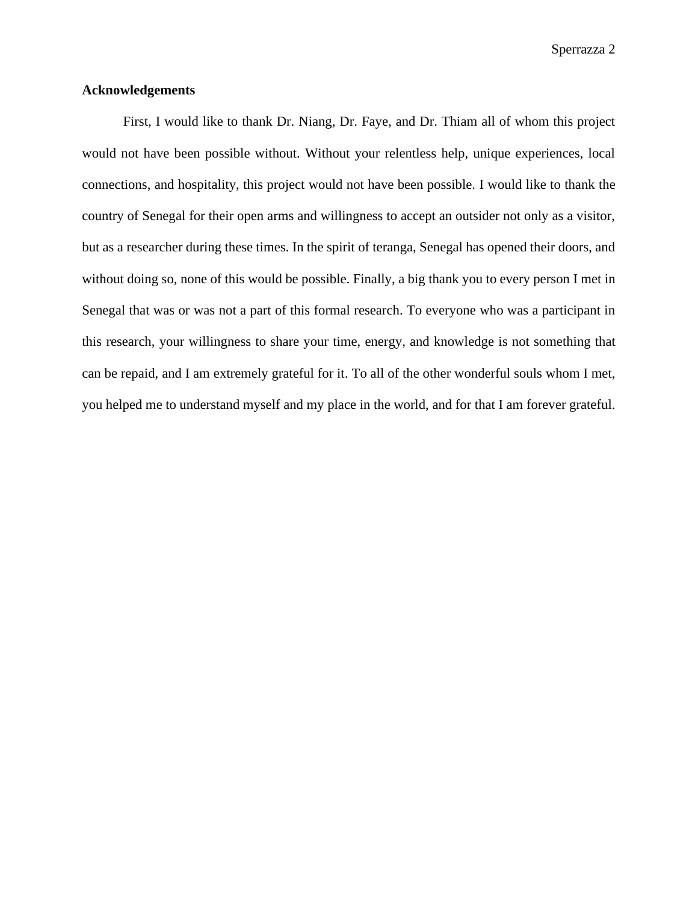**Acknowledgements**

First, I would like to thank Dr. Niang, Dr. Faye, and Dr. Thiam all of whom this project would not have been possible without. Without your relentless help, unique experiences, local connections, and hospitality, this project would not have been possible. I would like to thank the country of Senegal for their open arms and willingness to accept an outsider not only as a visitor, but as a researcher during these times. In the spirit of teranga, Senegal has opened their doors, and without doing so, none of this would be possible. Finally, a big thank you to every person I met in Senegal that was or was not a part of this formal research. To everyone who was a participant in this research, your willingness to share your time, energy, and knowledge is not something that can be repaid, and I am extremely grateful for it. To all of the other wonderful souls whom I met, you helped me to understand myself and my place in the world, and for that I am forever grateful.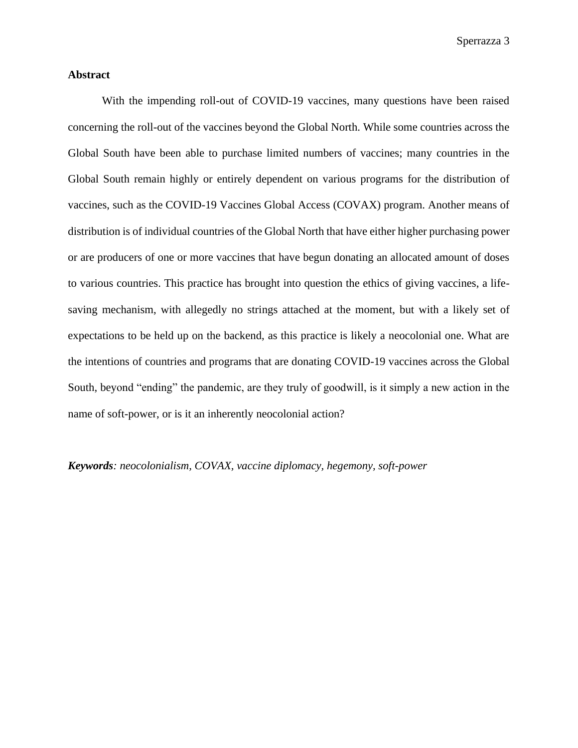**Abstract**

With the impending roll-out of COVID-19 vaccines, many questions have been raised concerning the roll-out of the vaccines beyond the Global North. While some countries across the Global South have been able to purchase limited numbers of vaccines; many countries in the Global South remain highly or entirely dependent on various programs for the distribution of vaccines, such as the COVID-19 Vaccines Global Access (COVAX) program. Another means of distribution is of individual countries of the Global North that have either higher purchasing power or are producers of one or more vaccines that have begun donating an allocated amount of doses to various countries. This practice has brought into question the ethics of giving vaccines, a life-saving mechanism, with allegedly no strings attached at the moment, but with a likely set of expectations to be held up on the backend, as this practice is likely a neocolonial one. What are the intentions of countries and programs that are donating COVID-19 vaccines across the Global South, beyond "ending" the pandemic, are they truly of goodwill, is it simply a new action in the name of soft-power, or is it an inherently neocolonial action?

***Keywords****: neocolonialism, COVAX, vaccine diplomacy, hegemony, soft-power*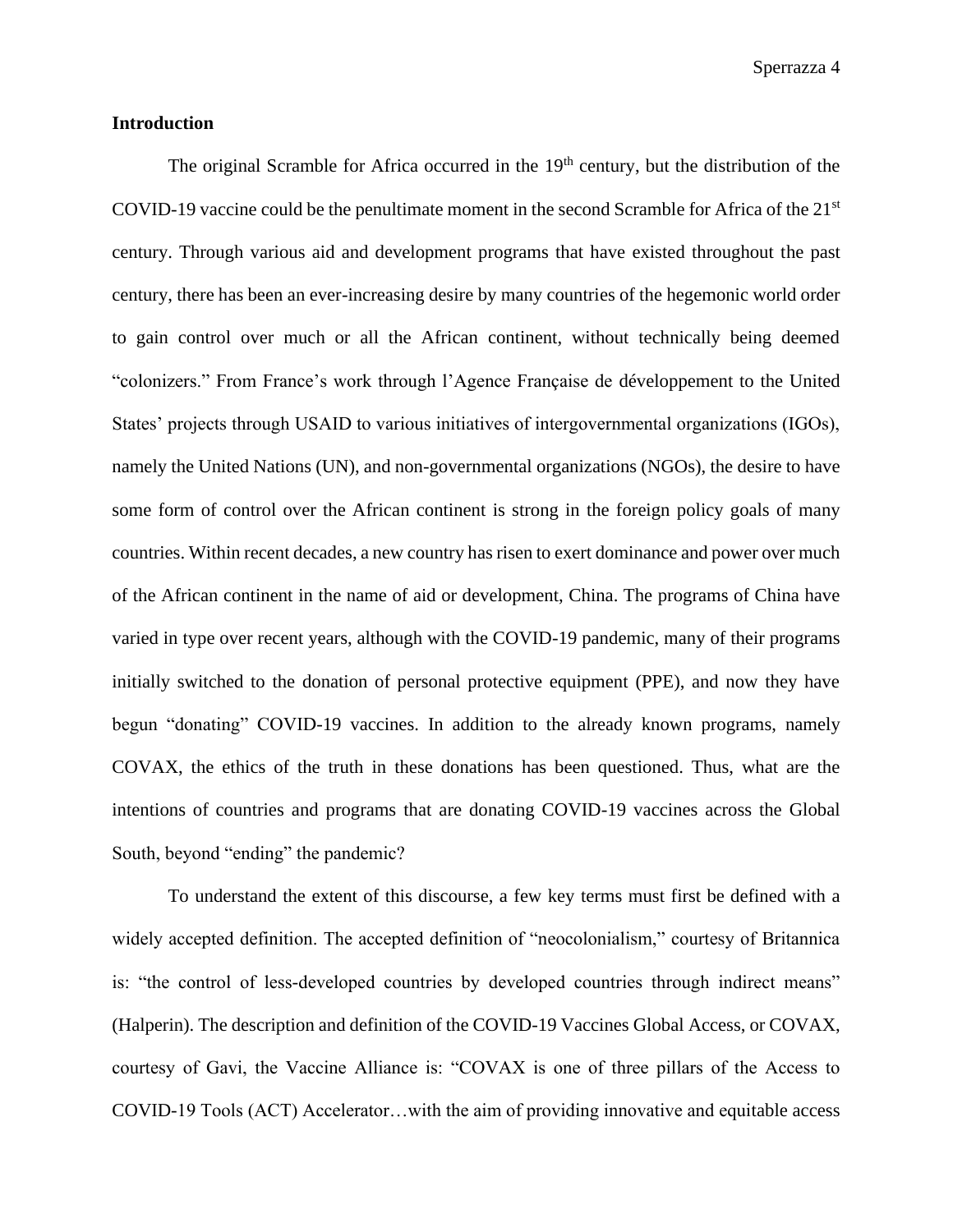## Introduction

The original Scramble for Africa occurred in the 19th century, but the distribution of the COVID-19 vaccine could be the penultimate moment in the second Scramble for Africa of the 21st century. Through various aid and development programs that have existed throughout the past century, there has been an ever-increasing desire by many countries of the hegemonic world order to gain control over much or all the African continent, without technically being deemed "colonizers." From France's work through l'Agence Française de développement to the United States' projects through USAID to various initiatives of intergovernmental organizations (IGOs), namely the United Nations (UN), and non-governmental organizations (NGOs), the desire to have some form of control over the African continent is strong in the foreign policy goals of many countries. Within recent decades, a new country has risen to exert dominance and power over much of the African continent in the name of aid or development, China. The programs of China have varied in type over recent years, although with the COVID-19 pandemic, many of their programs initially switched to the donation of personal protective equipment (PPE), and now they have begun "donating" COVID-19 vaccines. In addition to the already known programs, namely COVAX, the ethics of the truth in these donations has been questioned. Thus, what are the intentions of countries and programs that are donating COVID-19 vaccines across the Global South, beyond "ending" the pandemic?

To understand the extent of this discourse, a few key terms must first be defined with a widely accepted definition. The accepted definition of "neocolonialism," courtesy of Britannica is: "the control of less-developed countries by developed countries through indirect means" (Halperin). The description and definition of the COVID-19 Vaccines Global Access, or COVAX, courtesy of Gavi, the Vaccine Alliance is: "COVAX is one of three pillars of the Access to COVID-19 Tools (ACT) Accelerator…with the aim of providing innovative and equitable access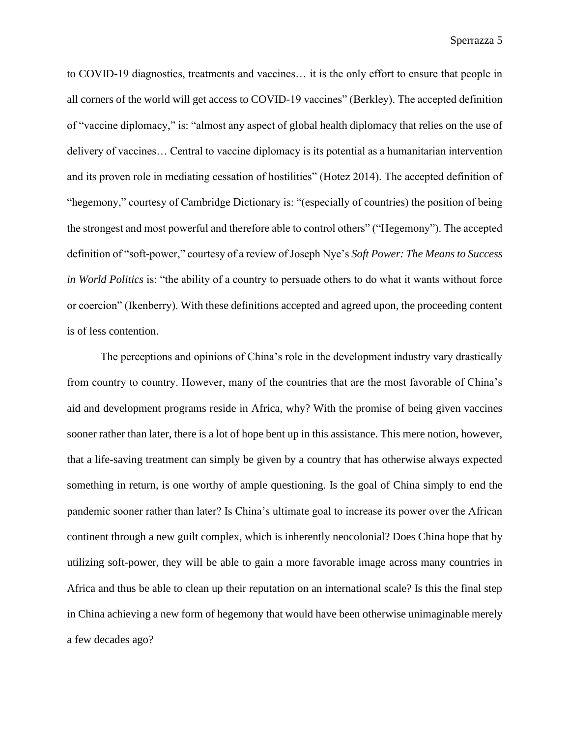to COVID-19 diagnostics, treatments and vaccines… it is the only effort to ensure that people in all corners of the world will get access to COVID-19 vaccines" (Berkley). The accepted definition of "vaccine diplomacy," is: "almost any aspect of global health diplomacy that relies on the use of delivery of vaccines… Central to vaccine diplomacy is its potential as a humanitarian intervention and its proven role in mediating cessation of hostilities" (Hotez 2014). The accepted definition of "hegemony," courtesy of Cambridge Dictionary is: "(especially of countries) the position of being the strongest and most powerful and therefore able to control others" ("Hegemony"). The accepted definition of "soft-power," courtesy of a review of Joseph Nye's *Soft Power: The Means to Success in World Politics* is: "the ability of a country to persuade others to do what it wants without force or coercion" (Ikenberry). With these definitions accepted and agreed upon, the proceeding content is of less contention.

The perceptions and opinions of China's role in the development industry vary drastically from country to country. However, many of the countries that are the most favorable of China's aid and development programs reside in Africa, why? With the promise of being given vaccines sooner rather than later, there is a lot of hope bent up in this assistance. This mere notion, however, that a life-saving treatment can simply be given by a country that has otherwise always expected something in return, is one worthy of ample questioning. Is the goal of China simply to end the pandemic sooner rather than later? Is China's ultimate goal to increase its power over the African continent through a new guilt complex, which is inherently neocolonial? Does China hope that by utilizing soft-power, they will be able to gain a more favorable image across many countries in Africa and thus be able to clean up their reputation on an international scale? Is this the final step in China achieving a new form of hegemony that would have been otherwise unimaginable merely a few decades ago?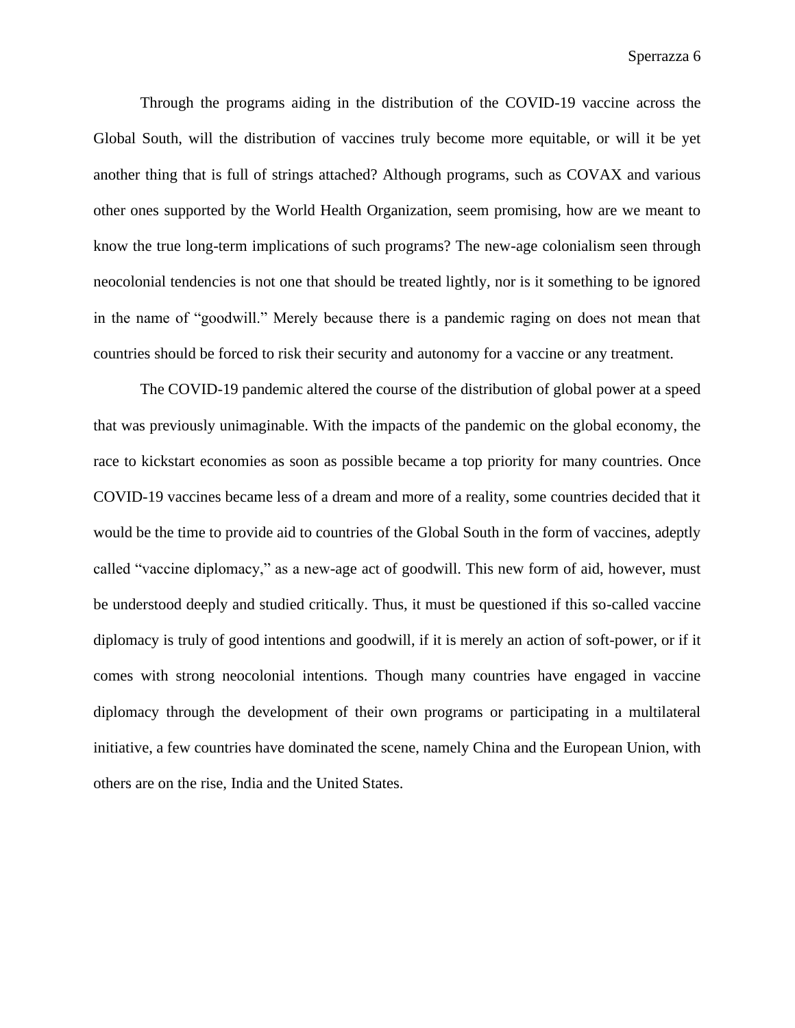Through the programs aiding in the distribution of the COVID-19 vaccine across the Global South, will the distribution of vaccines truly become more equitable, or will it be yet another thing that is full of strings attached? Although programs, such as COVAX and various other ones supported by the World Health Organization, seem promising, how are we meant to know the true long-term implications of such programs? The new-age colonialism seen through neocolonial tendencies is not one that should be treated lightly, nor is it something to be ignored in the name of "goodwill." Merely because there is a pandemic raging on does not mean that countries should be forced to risk their security and autonomy for a vaccine or any treatment.

The COVID-19 pandemic altered the course of the distribution of global power at a speed that was previously unimaginable. With the impacts of the pandemic on the global economy, the race to kickstart economies as soon as possible became a top priority for many countries. Once COVID-19 vaccines became less of a dream and more of a reality, some countries decided that it would be the time to provide aid to countries of the Global South in the form of vaccines, adeptly called "vaccine diplomacy," as a new-age act of goodwill. This new form of aid, however, must be understood deeply and studied critically. Thus, it must be questioned if this so-called vaccine diplomacy is truly of good intentions and goodwill, if it is merely an action of soft-power, or if it comes with strong neocolonial intentions. Though many countries have engaged in vaccine diplomacy through the development of their own programs or participating in a multilateral initiative, a few countries have dominated the scene, namely China and the European Union, with others are on the rise, India and the United States.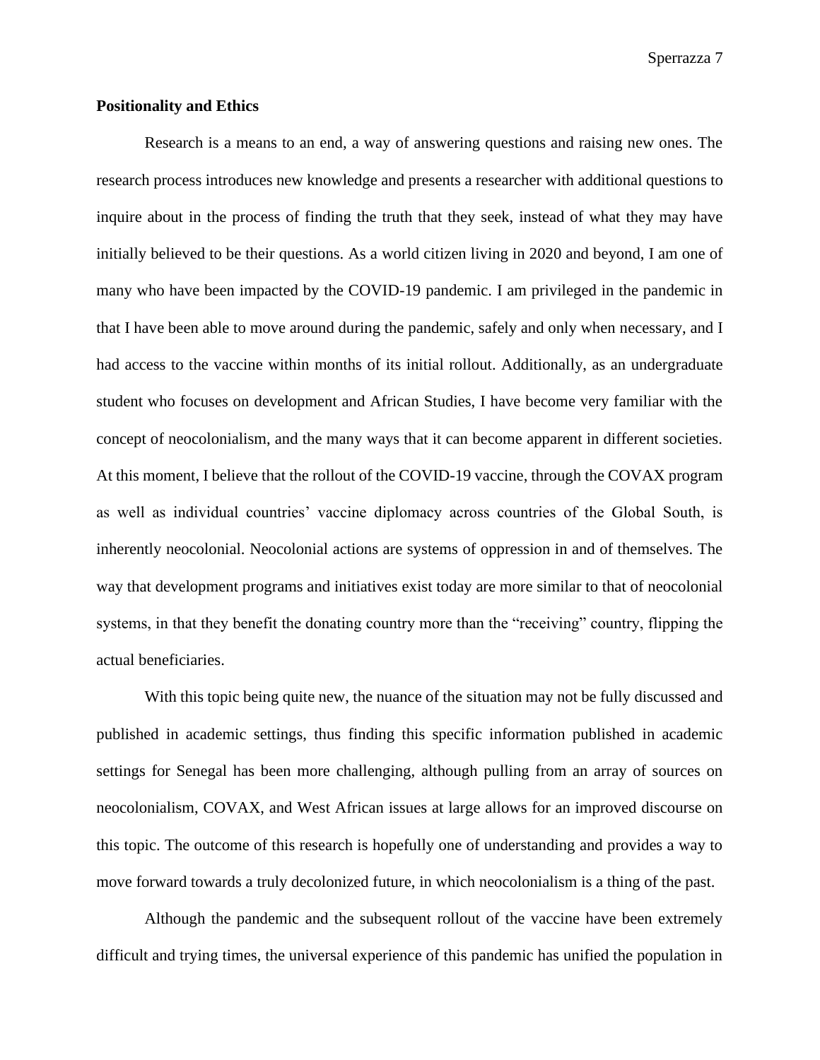**Positionality and Ethics**

Research is a means to an end, a way of answering questions and raising new ones. The research process introduces new knowledge and presents a researcher with additional questions to inquire about in the process of finding the truth that they seek, instead of what they may have initially believed to be their questions. As a world citizen living in 2020 and beyond, I am one of many who have been impacted by the COVID-19 pandemic. I am privileged in the pandemic in that I have been able to move around during the pandemic, safely and only when necessary, and I had access to the vaccine within months of its initial rollout. Additionally, as an undergraduate student who focuses on development and African Studies, I have become very familiar with the concept of neocolonialism, and the many ways that it can become apparent in different societies. At this moment, I believe that the rollout of the COVID-19 vaccine, through the COVAX program as well as individual countries' vaccine diplomacy across countries of the Global South, is inherently neocolonial. Neocolonial actions are systems of oppression in and of themselves. The way that development programs and initiatives exist today are more similar to that of neocolonial systems, in that they benefit the donating country more than the "receiving" country, flipping the actual beneficiaries.

With this topic being quite new, the nuance of the situation may not be fully discussed and published in academic settings, thus finding this specific information published in academic settings for Senegal has been more challenging, although pulling from an array of sources on neocolonialism, COVAX, and West African issues at large allows for an improved discourse on this topic. The outcome of this research is hopefully one of understanding and provides a way to move forward towards a truly decolonized future, in which neocolonialism is a thing of the past.

Although the pandemic and the subsequent rollout of the vaccine have been extremely difficult and trying times, the universal experience of this pandemic has unified the population in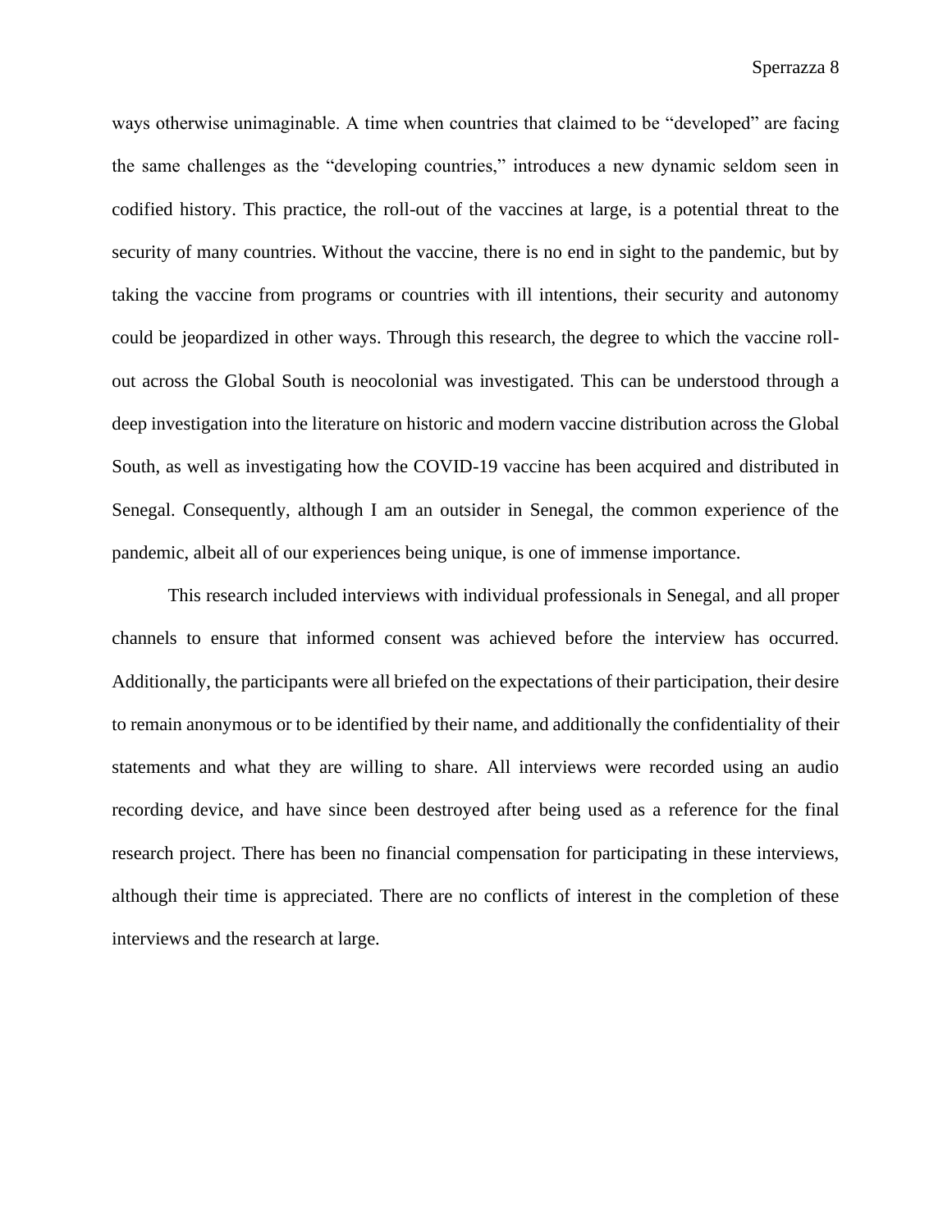ways otherwise unimaginable. A time when countries that claimed to be "developed" are facing the same challenges as the "developing countries," introduces a new dynamic seldom seen in codified history. This practice, the roll-out of the vaccines at large, is a potential threat to the security of many countries. Without the vaccine, there is no end in sight to the pandemic, but by taking the vaccine from programs or countries with ill intentions, their security and autonomy could be jeopardized in other ways. Through this research, the degree to which the vaccine roll-out across the Global South is neocolonial was investigated. This can be understood through a deep investigation into the literature on historic and modern vaccine distribution across the Global South, as well as investigating how the COVID-19 vaccine has been acquired and distributed in Senegal. Consequently, although I am an outsider in Senegal, the common experience of the pandemic, albeit all of our experiences being unique, is one of immense importance.

This research included interviews with individual professionals in Senegal, and all proper channels to ensure that informed consent was achieved before the interview has occurred. Additionally, the participants were all briefed on the expectations of their participation, their desire to remain anonymous or to be identified by their name, and additionally the confidentiality of their statements and what they are willing to share. All interviews were recorded using an audio recording device, and have since been destroyed after being used as a reference for the final research project. There has been no financial compensation for participating in these interviews, although their time is appreciated. There are no conflicts of interest in the completion of these interviews and the research at large.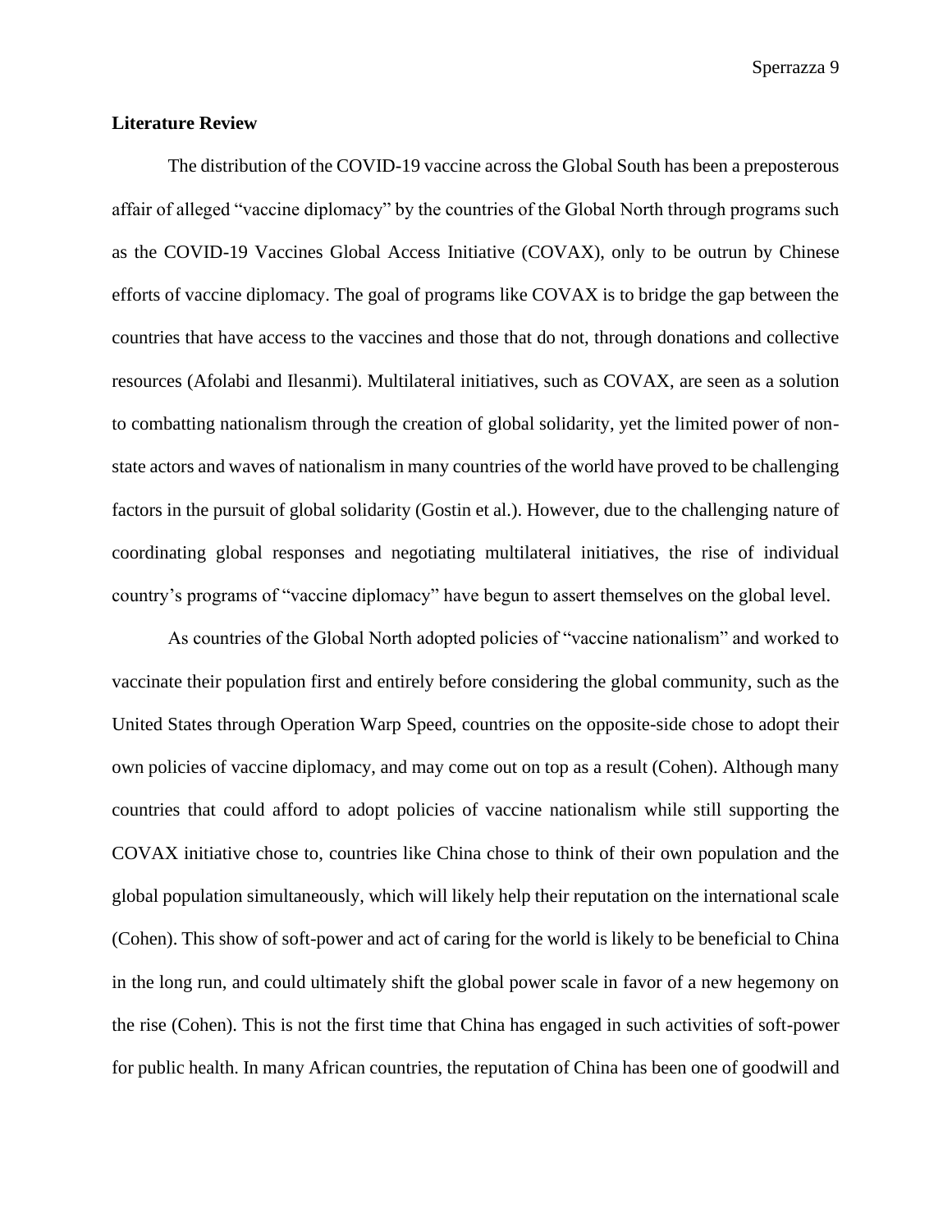**Literature Review**

The distribution of the COVID-19 vaccine across the Global South has been a preposterous affair of alleged "vaccine diplomacy" by the countries of the Global North through programs such as the COVID-19 Vaccines Global Access Initiative (COVAX), only to be outrun by Chinese efforts of vaccine diplomacy. The goal of programs like COVAX is to bridge the gap between the countries that have access to the vaccines and those that do not, through donations and collective resources (Afolabi and Ilesanmi). Multilateral initiatives, such as COVAX, are seen as a solution to combatting nationalism through the creation of global solidarity, yet the limited power of non-state actors and waves of nationalism in many countries of the world have proved to be challenging factors in the pursuit of global solidarity (Gostin et al.). However, due to the challenging nature of coordinating global responses and negotiating multilateral initiatives, the rise of individual country's programs of "vaccine diplomacy" have begun to assert themselves on the global level.

As countries of the Global North adopted policies of "vaccine nationalism" and worked to vaccinate their population first and entirely before considering the global community, such as the United States through Operation Warp Speed, countries on the opposite-side chose to adopt their own policies of vaccine diplomacy, and may come out on top as a result (Cohen). Although many countries that could afford to adopt policies of vaccine nationalism while still supporting the COVAX initiative chose to, countries like China chose to think of their own population and the global population simultaneously, which will likely help their reputation on the international scale (Cohen). This show of soft-power and act of caring for the world is likely to be beneficial to China in the long run, and could ultimately shift the global power scale in favor of a new hegemony on the rise (Cohen). This is not the first time that China has engaged in such activities of soft-power for public health. In many African countries, the reputation of China has been one of goodwill and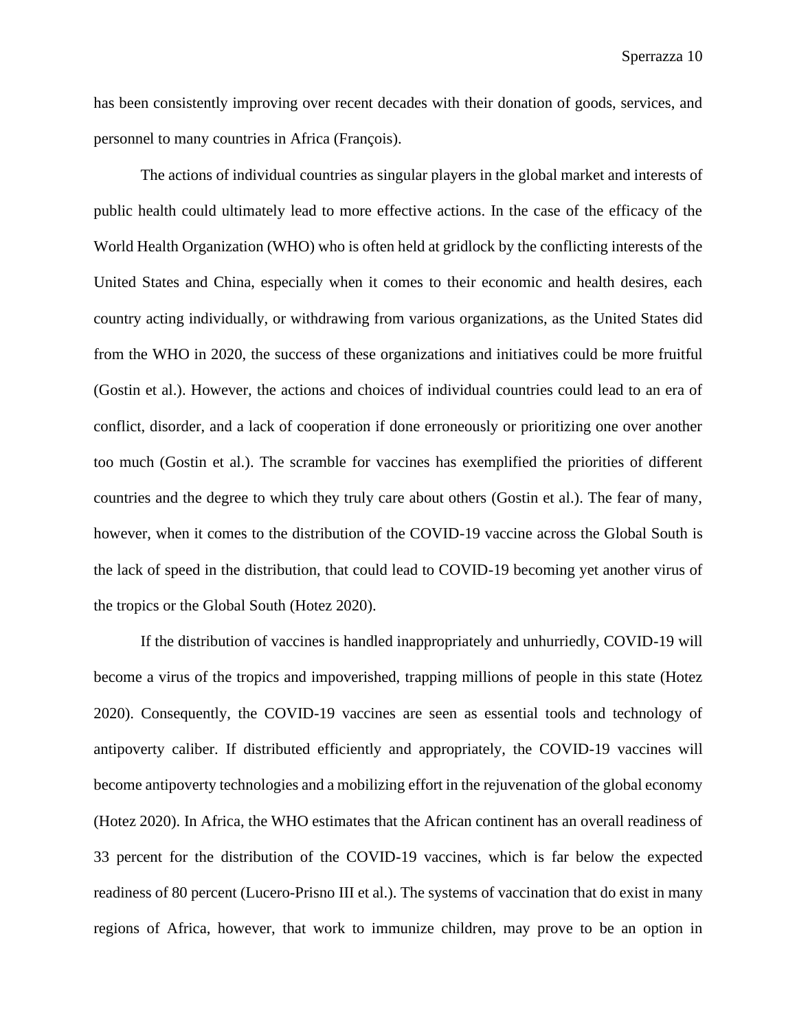has been consistently improving over recent decades with their donation of goods, services, and personnel to many countries in Africa (François).

The actions of individual countries as singular players in the global market and interests of public health could ultimately lead to more effective actions. In the case of the efficacy of the World Health Organization (WHO) who is often held at gridlock by the conflicting interests of the United States and China, especially when it comes to their economic and health desires, each country acting individually, or withdrawing from various organizations, as the United States did from the WHO in 2020, the success of these organizations and initiatives could be more fruitful (Gostin et al.). However, the actions and choices of individual countries could lead to an era of conflict, disorder, and a lack of cooperation if done erroneously or prioritizing one over another too much (Gostin et al.). The scramble for vaccines has exemplified the priorities of different countries and the degree to which they truly care about others (Gostin et al.). The fear of many, however, when it comes to the distribution of the COVID-19 vaccine across the Global South is the lack of speed in the distribution, that could lead to COVID-19 becoming yet another virus of the tropics or the Global South (Hotez 2020).

If the distribution of vaccines is handled inappropriately and unhurriedly, COVID-19 will become a virus of the tropics and impoverished, trapping millions of people in this state (Hotez 2020). Consequently, the COVID-19 vaccines are seen as essential tools and technology of antipoverty caliber. If distributed efficiently and appropriately, the COVID-19 vaccines will become antipoverty technologies and a mobilizing effort in the rejuvenation of the global economy (Hotez 2020). In Africa, the WHO estimates that the African continent has an overall readiness of 33 percent for the distribution of the COVID-19 vaccines, which is far below the expected readiness of 80 percent (Lucero-Prisno III et al.). The systems of vaccination that do exist in many regions of Africa, however, that work to immunize children, may prove to be an option in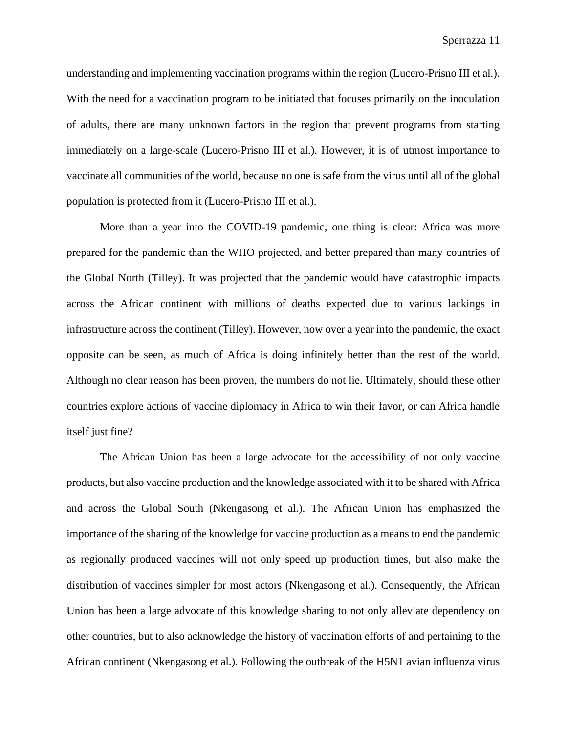understanding and implementing vaccination programs within the region (Lucero-Prisno III et al.). With the need for a vaccination program to be initiated that focuses primarily on the inoculation of adults, there are many unknown factors in the region that prevent programs from starting immediately on a large-scale (Lucero-Prisno III et al.). However, it is of utmost importance to vaccinate all communities of the world, because no one is safe from the virus until all of the global population is protected from it (Lucero-Prisno III et al.).

More than a year into the COVID-19 pandemic, one thing is clear: Africa was more prepared for the pandemic than the WHO projected, and better prepared than many countries of the Global North (Tilley). It was projected that the pandemic would have catastrophic impacts across the African continent with millions of deaths expected due to various lackings in infrastructure across the continent (Tilley). However, now over a year into the pandemic, the exact opposite can be seen, as much of Africa is doing infinitely better than the rest of the world. Although no clear reason has been proven, the numbers do not lie. Ultimately, should these other countries explore actions of vaccine diplomacy in Africa to win their favor, or can Africa handle itself just fine?

The African Union has been a large advocate for the accessibility of not only vaccine products, but also vaccine production and the knowledge associated with it to be shared with Africa and across the Global South (Nkengasong et al.). The African Union has emphasized the importance of the sharing of the knowledge for vaccine production as a means to end the pandemic as regionally produced vaccines will not only speed up production times, but also make the distribution of vaccines simpler for most actors (Nkengasong et al.). Consequently, the African Union has been a large advocate of this knowledge sharing to not only alleviate dependency on other countries, but to also acknowledge the history of vaccination efforts of and pertaining to the African continent (Nkengasong et al.). Following the outbreak of the H5N1 avian influenza virus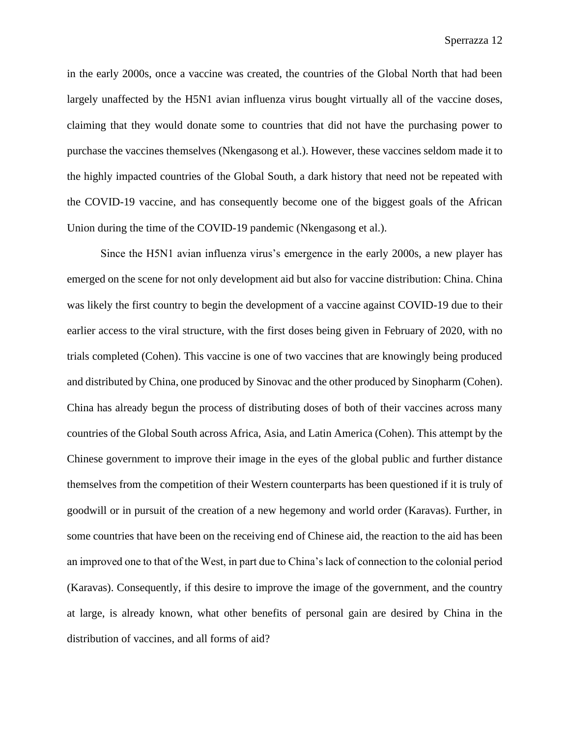in the early 2000s, once a vaccine was created, the countries of the Global North that had been largely unaffected by the H5N1 avian influenza virus bought virtually all of the vaccine doses, claiming that they would donate some to countries that did not have the purchasing power to purchase the vaccines themselves (Nkengasong et al.). However, these vaccines seldom made it to the highly impacted countries of the Global South, a dark history that need not be repeated with the COVID-19 vaccine, and has consequently become one of the biggest goals of the African Union during the time of the COVID-19 pandemic (Nkengasong et al.).

Since the H5N1 avian influenza virus's emergence in the early 2000s, a new player has emerged on the scene for not only development aid but also for vaccine distribution: China. China was likely the first country to begin the development of a vaccine against COVID-19 due to their earlier access to the viral structure, with the first doses being given in February of 2020, with no trials completed (Cohen). This vaccine is one of two vaccines that are knowingly being produced and distributed by China, one produced by Sinovac and the other produced by Sinopharm (Cohen). China has already begun the process of distributing doses of both of their vaccines across many countries of the Global South across Africa, Asia, and Latin America (Cohen). This attempt by the Chinese government to improve their image in the eyes of the global public and further distance themselves from the competition of their Western counterparts has been questioned if it is truly of goodwill or in pursuit of the creation of a new hegemony and world order (Karavas). Further, in some countries that have been on the receiving end of Chinese aid, the reaction to the aid has been an improved one to that of the West, in part due to China's lack of connection to the colonial period (Karavas). Consequently, if this desire to improve the image of the government, and the country at large, is already known, what other benefits of personal gain are desired by China in the distribution of vaccines, and all forms of aid?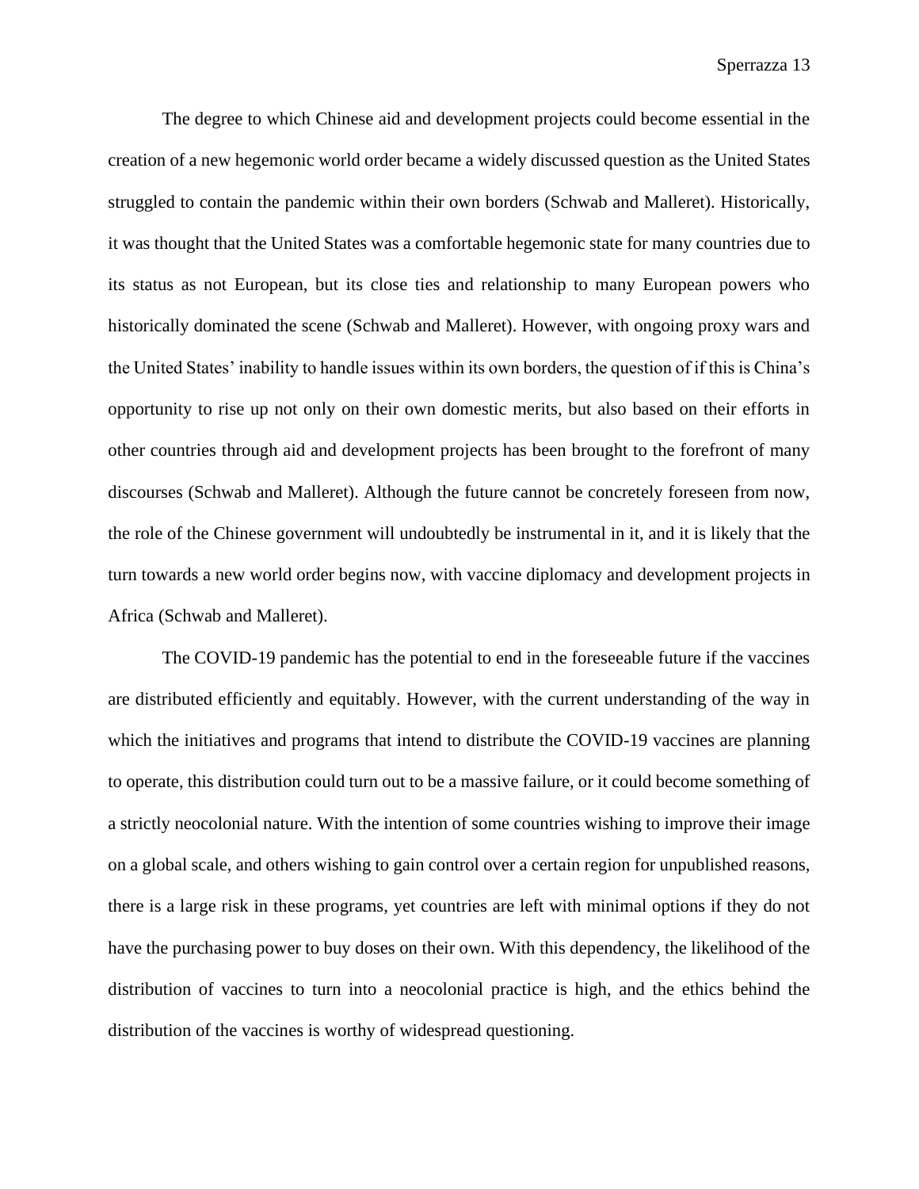The degree to which Chinese aid and development projects could become essential in the creation of a new hegemonic world order became a widely discussed question as the United States struggled to contain the pandemic within their own borders (Schwab and Malleret). Historically, it was thought that the United States was a comfortable hegemonic state for many countries due to its status as not European, but its close ties and relationship to many European powers who historically dominated the scene (Schwab and Malleret). However, with ongoing proxy wars and the United States' inability to handle issues within its own borders, the question of if this is China's opportunity to rise up not only on their own domestic merits, but also based on their efforts in other countries through aid and development projects has been brought to the forefront of many discourses (Schwab and Malleret). Although the future cannot be concretely foreseen from now, the role of the Chinese government will undoubtedly be instrumental in it, and it is likely that the turn towards a new world order begins now, with vaccine diplomacy and development projects in Africa (Schwab and Malleret).

The COVID-19 pandemic has the potential to end in the foreseeable future if the vaccines are distributed efficiently and equitably. However, with the current understanding of the way in which the initiatives and programs that intend to distribute the COVID-19 vaccines are planning to operate, this distribution could turn out to be a massive failure, or it could become something of a strictly neocolonial nature. With the intention of some countries wishing to improve their image on a global scale, and others wishing to gain control over a certain region for unpublished reasons, there is a large risk in these programs, yet countries are left with minimal options if they do not have the purchasing power to buy doses on their own. With this dependency, the likelihood of the distribution of vaccines to turn into a neocolonial practice is high, and the ethics behind the distribution of the vaccines is worthy of widespread questioning.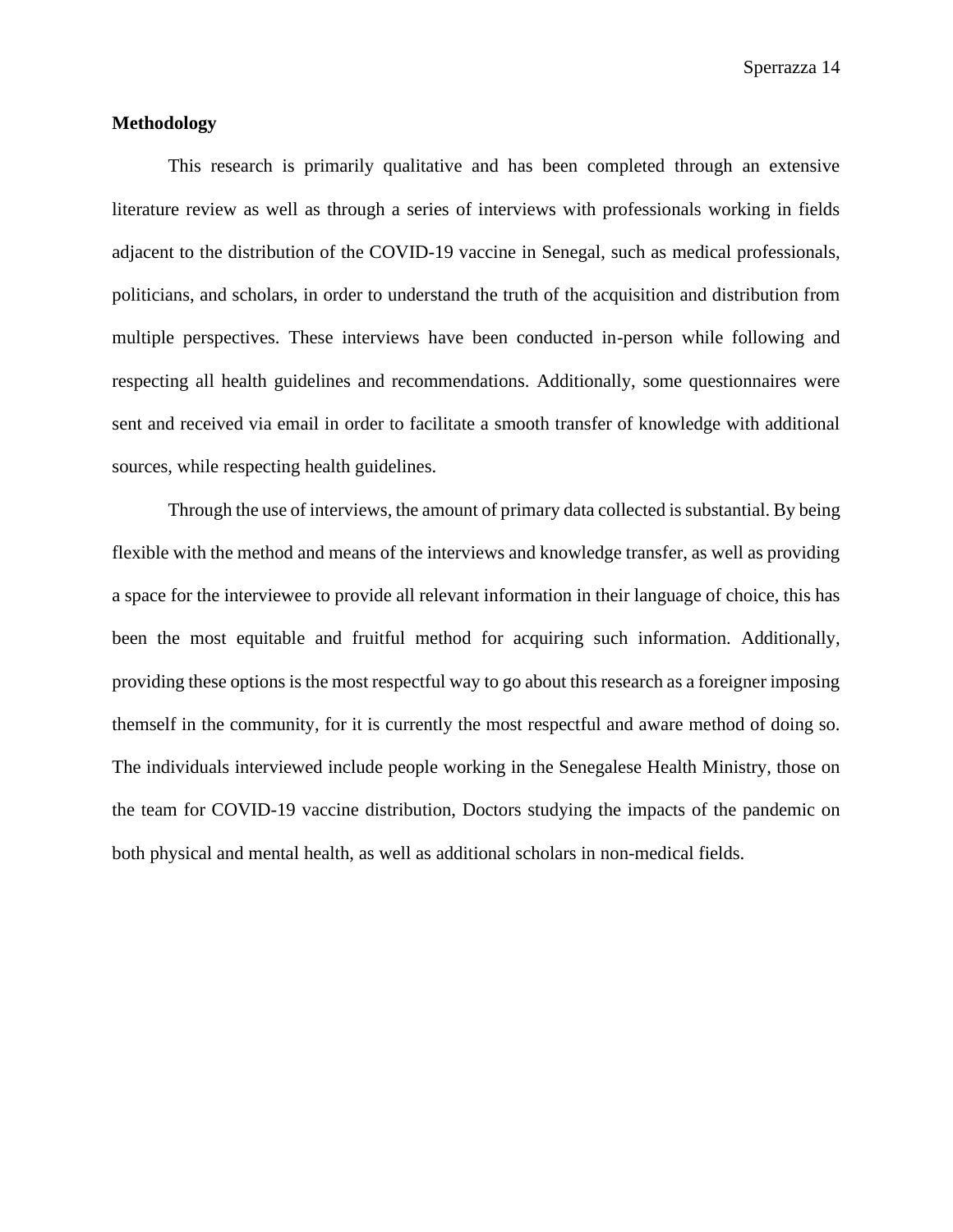**Methodology**

This research is primarily qualitative and has been completed through an extensive literature review as well as through a series of interviews with professionals working in fields adjacent to the distribution of the COVID-19 vaccine in Senegal, such as medical professionals, politicians, and scholars, in order to understand the truth of the acquisition and distribution from multiple perspectives. These interviews have been conducted in-person while following and respecting all health guidelines and recommendations. Additionally, some questionnaires were sent and received via email in order to facilitate a smooth transfer of knowledge with additional sources, while respecting health guidelines.

Through the use of interviews, the amount of primary data collected is substantial. By being flexible with the method and means of the interviews and knowledge transfer, as well as providing a space for the interviewee to provide all relevant information in their language of choice, this has been the most equitable and fruitful method for acquiring such information. Additionally, providing these options is the most respectful way to go about this research as a foreigner imposing themself in the community, for it is currently the most respectful and aware method of doing so. The individuals interviewed include people working in the Senegalese Health Ministry, those on the team for COVID-19 vaccine distribution, Doctors studying the impacts of the pandemic on both physical and mental health, as well as additional scholars in non-medical fields.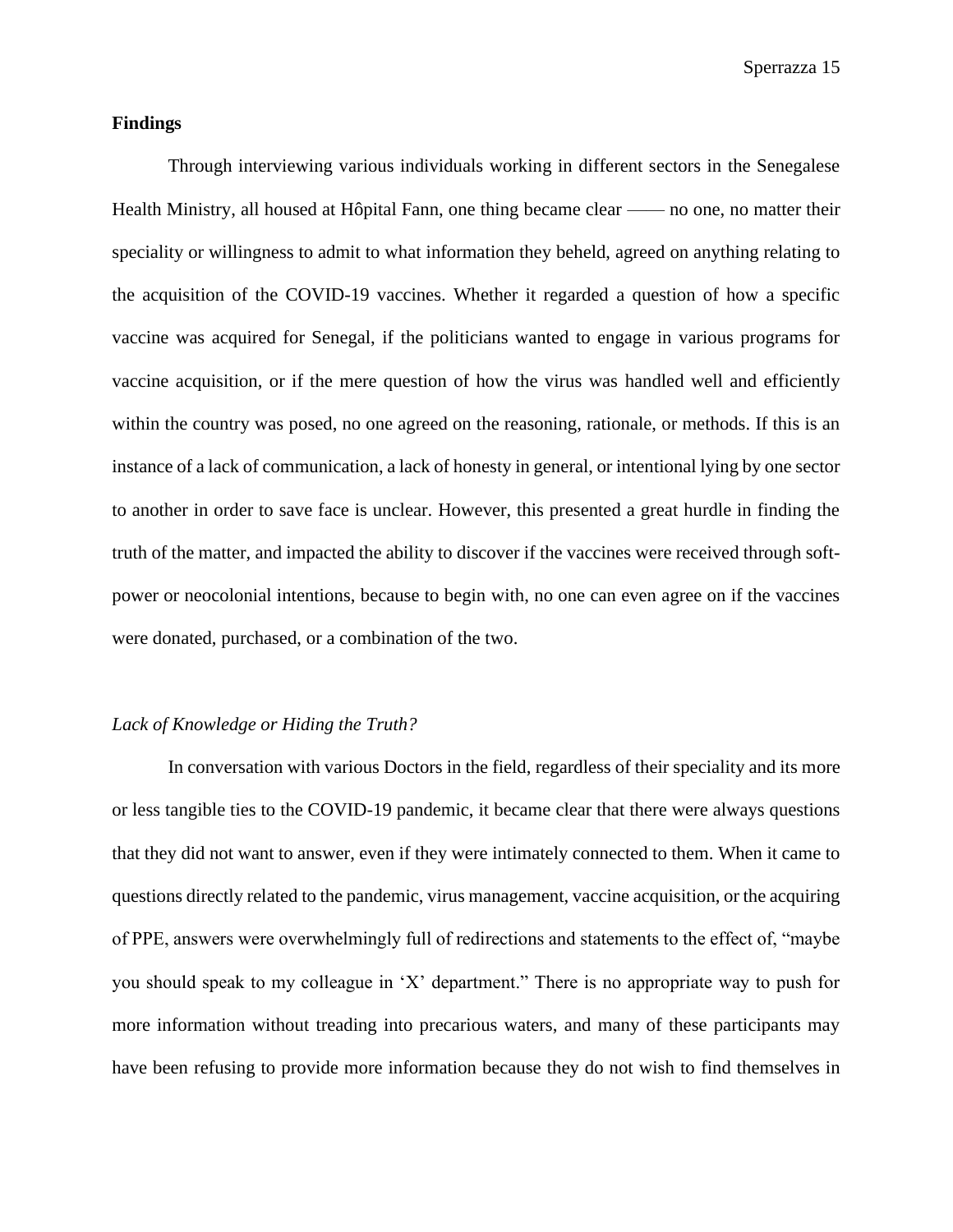**Findings**

Through interviewing various individuals working in different sectors in the Senegalese Health Ministry, all housed at Hôpital Fann, one thing became clear —— no one, no matter their speciality or willingness to admit to what information they beheld, agreed on anything relating to the acquisition of the COVID-19 vaccines. Whether it regarded a question of how a specific vaccine was acquired for Senegal, if the politicians wanted to engage in various programs for vaccine acquisition, or if the mere question of how the virus was handled well and efficiently within the country was posed, no one agreed on the reasoning, rationale, or methods. If this is an instance of a lack of communication, a lack of honesty in general, or intentional lying by one sector to another in order to save face is unclear. However, this presented a great hurdle in finding the truth of the matter, and impacted the ability to discover if the vaccines were received through soft-power or neocolonial intentions, because to begin with, no one can even agree on if the vaccines were donated, purchased, or a combination of the two.

*Lack of Knowledge or Hiding the Truth?*

In conversation with various Doctors in the field, regardless of their speciality and its more or less tangible ties to the COVID-19 pandemic, it became clear that there were always questions that they did not want to answer, even if they were intimately connected to them. When it came to questions directly related to the pandemic, virus management, vaccine acquisition, or the acquiring of PPE, answers were overwhelmingly full of redirections and statements to the effect of, "maybe you should speak to my colleague in 'X' department." There is no appropriate way to push for more information without treading into precarious waters, and many of these participants may have been refusing to provide more information because they do not wish to find themselves in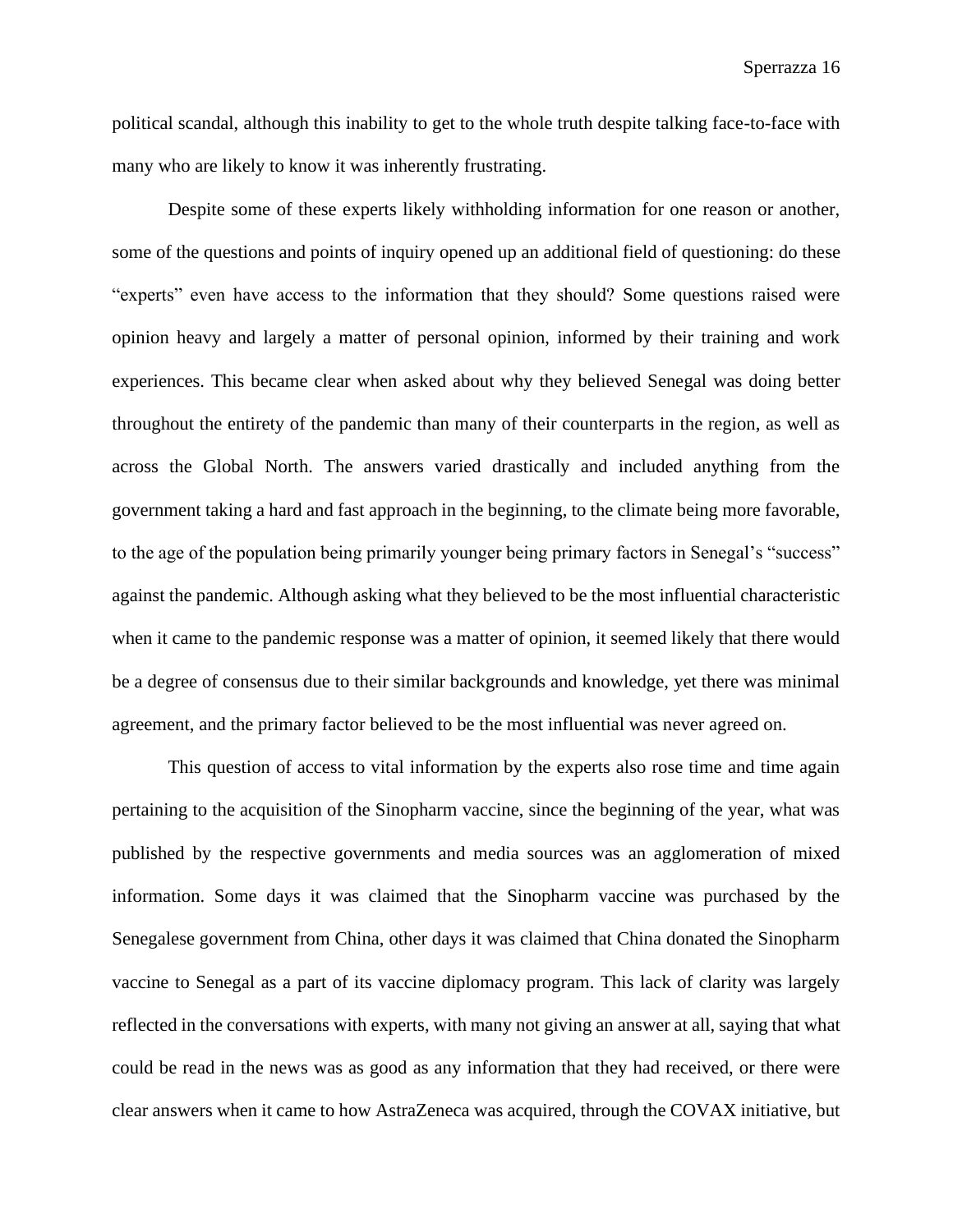political scandal, although this inability to get to the whole truth despite talking face-to-face with many who are likely to know it was inherently frustrating.

Despite some of these experts likely withholding information for one reason or another, some of the questions and points of inquiry opened up an additional field of questioning: do these "experts" even have access to the information that they should? Some questions raised were opinion heavy and largely a matter of personal opinion, informed by their training and work experiences. This became clear when asked about why they believed Senegal was doing better throughout the entirety of the pandemic than many of their counterparts in the region, as well as across the Global North. The answers varied drastically and included anything from the government taking a hard and fast approach in the beginning, to the climate being more favorable, to the age of the population being primarily younger being primary factors in Senegal's "success" against the pandemic. Although asking what they believed to be the most influential characteristic when it came to the pandemic response was a matter of opinion, it seemed likely that there would be a degree of consensus due to their similar backgrounds and knowledge, yet there was minimal agreement, and the primary factor believed to be the most influential was never agreed on.

This question of access to vital information by the experts also rose time and time again pertaining to the acquisition of the Sinopharm vaccine, since the beginning of the year, what was published by the respective governments and media sources was an agglomeration of mixed information. Some days it was claimed that the Sinopharm vaccine was purchased by the Senegalese government from China, other days it was claimed that China donated the Sinopharm vaccine to Senegal as a part of its vaccine diplomacy program. This lack of clarity was largely reflected in the conversations with experts, with many not giving an answer at all, saying that what could be read in the news was as good as any information that they had received, or there were clear answers when it came to how AstraZeneca was acquired, through the COVAX initiative, but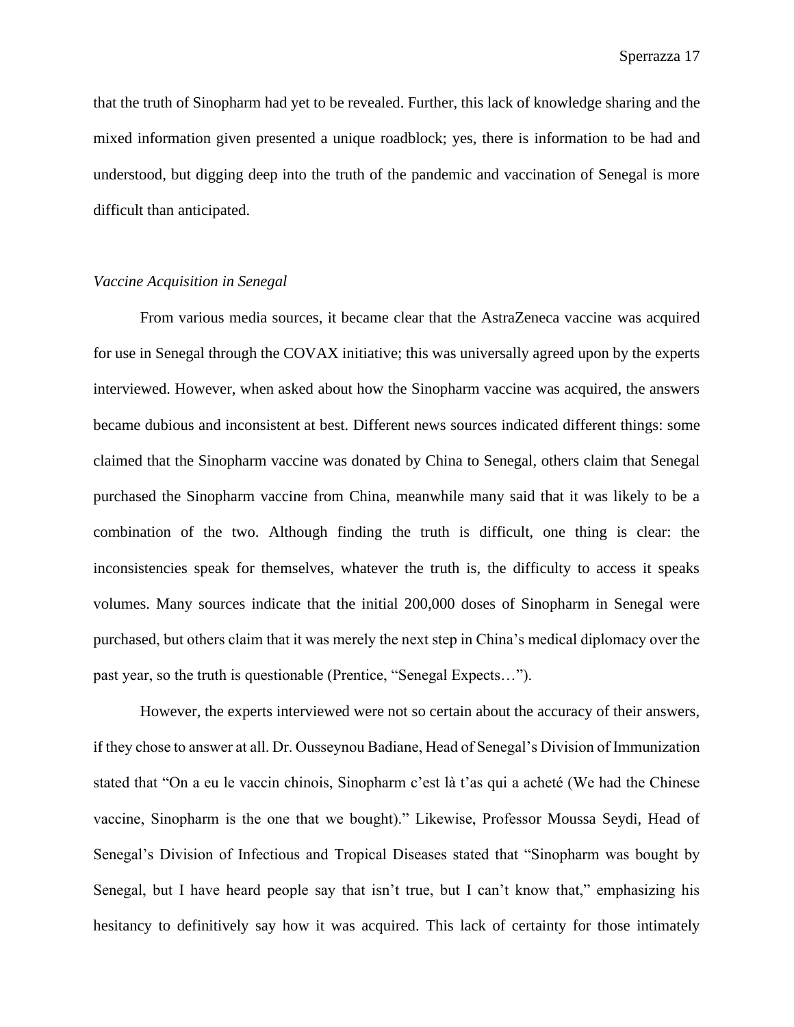that the truth of Sinopharm had yet to be revealed. Further, this lack of knowledge sharing and the mixed information given presented a unique roadblock; yes, there is information to be had and understood, but digging deep into the truth of the pandemic and vaccination of Senegal is more difficult than anticipated.

*Vaccine Acquisition in Senegal*

From various media sources, it became clear that the AstraZeneca vaccine was acquired for use in Senegal through the COVAX initiative; this was universally agreed upon by the experts interviewed. However, when asked about how the Sinopharm vaccine was acquired, the answers became dubious and inconsistent at best. Different news sources indicated different things: some claimed that the Sinopharm vaccine was donated by China to Senegal, others claim that Senegal purchased the Sinopharm vaccine from China, meanwhile many said that it was likely to be a combination of the two. Although finding the truth is difficult, one thing is clear: the inconsistencies speak for themselves, whatever the truth is, the difficulty to access it speaks volumes. Many sources indicate that the initial 200,000 doses of Sinopharm in Senegal were purchased, but others claim that it was merely the next step in China's medical diplomacy over the past year, so the truth is questionable (Prentice, "Senegal Expects…").

However, the experts interviewed were not so certain about the accuracy of their answers, if they chose to answer at all. Dr. Ousseynou Badiane, Head of Senegal's Division of Immunization stated that "On a eu le vaccin chinois, Sinopharm c'est là t'as qui a acheté (We had the Chinese vaccine, Sinopharm is the one that we bought)." Likewise, Professor Moussa Seydi, Head of Senegal's Division of Infectious and Tropical Diseases stated that "Sinopharm was bought by Senegal, but I have heard people say that isn't true, but I can't know that," emphasizing his hesitancy to definitively say how it was acquired. This lack of certainty for those intimately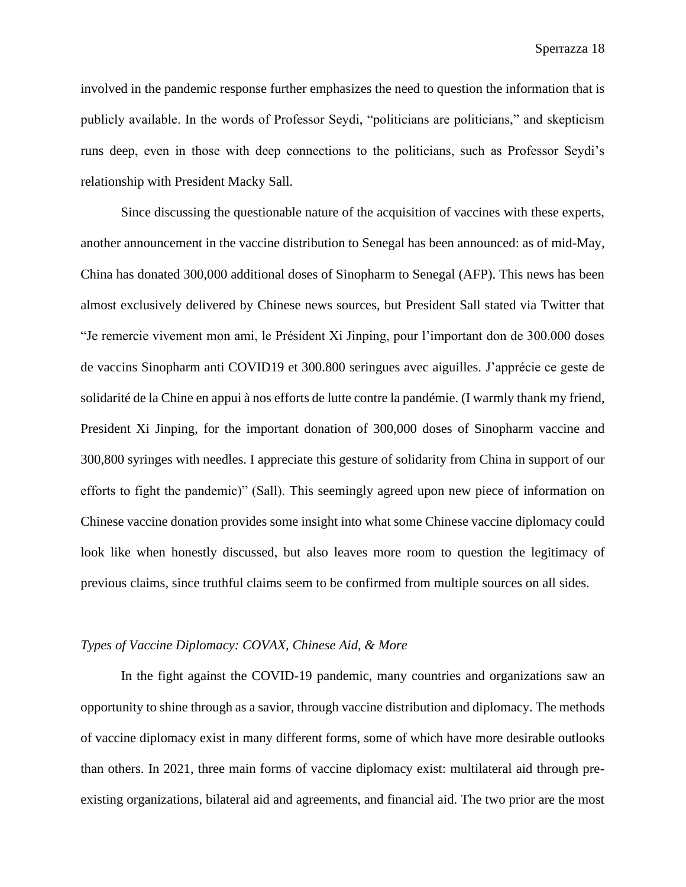involved in the pandemic response further emphasizes the need to question the information that is publicly available. In the words of Professor Seydi, "politicians are politicians," and skepticism runs deep, even in those with deep connections to the politicians, such as Professor Seydi's relationship with President Macky Sall.

Since discussing the questionable nature of the acquisition of vaccines with these experts, another announcement in the vaccine distribution to Senegal has been announced: as of mid-May, China has donated 300,000 additional doses of Sinopharm to Senegal (AFP). This news has been almost exclusively delivered by Chinese news sources, but President Sall stated via Twitter that "Je remercie vivement mon ami, le Président Xi Jinping, pour l'important don de 300.000 doses de vaccins Sinopharm anti COVID19 et 300.800 seringues avec aiguilles. J'apprécie ce geste de solidarité de la Chine en appui à nos efforts de lutte contre la pandémie. (I warmly thank my friend, President Xi Jinping, for the important donation of 300,000 doses of Sinopharm vaccine and 300,800 syringes with needles. I appreciate this gesture of solidarity from China in support of our efforts to fight the pandemic)" (Sall). This seemingly agreed upon new piece of information on Chinese vaccine donation provides some insight into what some Chinese vaccine diplomacy could look like when honestly discussed, but also leaves more room to question the legitimacy of previous claims, since truthful claims seem to be confirmed from multiple sources on all sides.

*Types of Vaccine Diplomacy: COVAX, Chinese Aid, & More*

In the fight against the COVID-19 pandemic, many countries and organizations saw an opportunity to shine through as a savior, through vaccine distribution and diplomacy. The methods of vaccine diplomacy exist in many different forms, some of which have more desirable outlooks than others. In 2021, three main forms of vaccine diplomacy exist: multilateral aid through pre-existing organizations, bilateral aid and agreements, and financial aid. The two prior are the most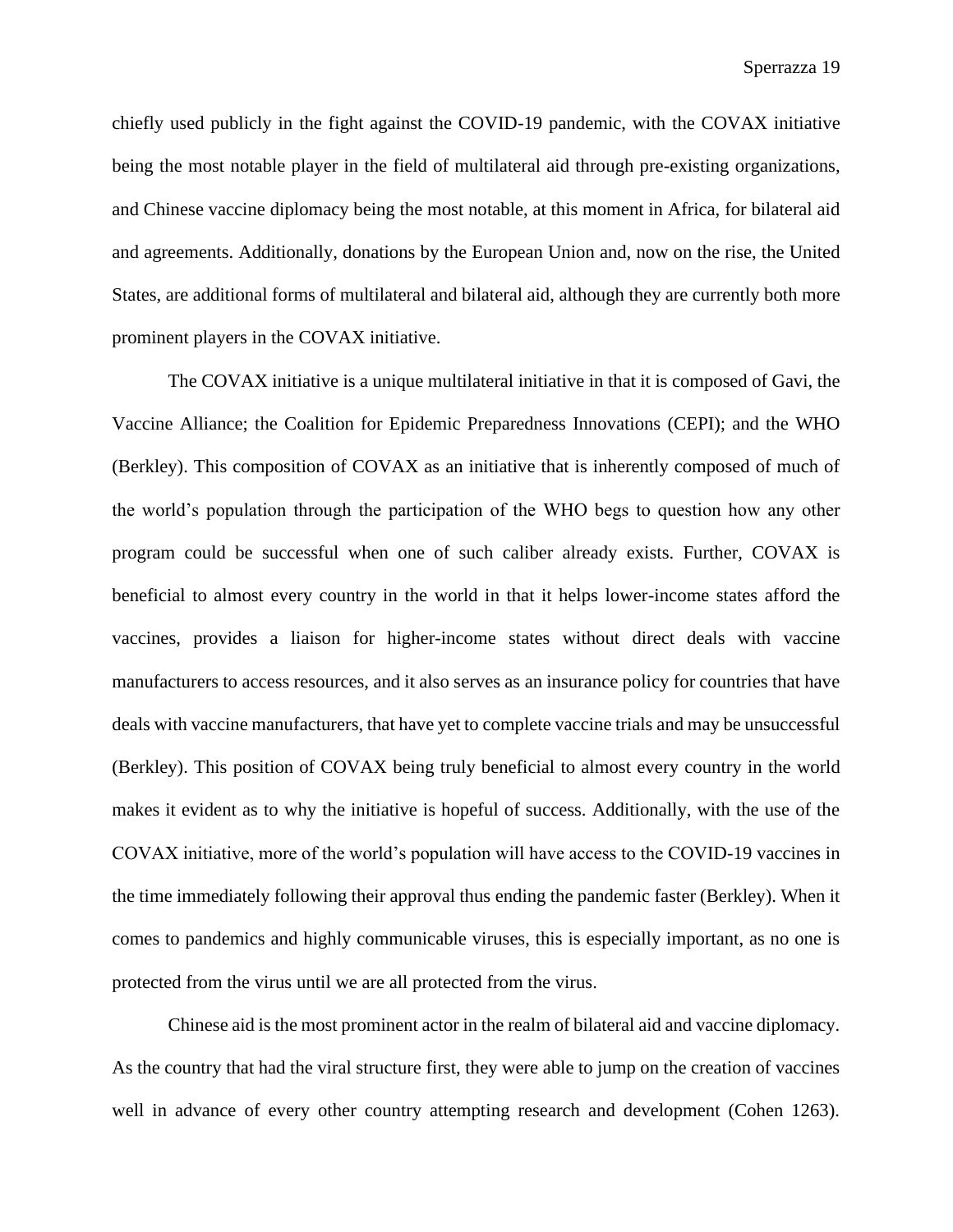chiefly used publicly in the fight against the COVID-19 pandemic, with the COVAX initiative being the most notable player in the field of multilateral aid through pre-existing organizations, and Chinese vaccine diplomacy being the most notable, at this moment in Africa, for bilateral aid and agreements. Additionally, donations by the European Union and, now on the rise, the United States, are additional forms of multilateral and bilateral aid, although they are currently both more prominent players in the COVAX initiative.

The COVAX initiative is a unique multilateral initiative in that it is composed of Gavi, the Vaccine Alliance; the Coalition for Epidemic Preparedness Innovations (CEPI); and the WHO (Berkley). This composition of COVAX as an initiative that is inherently composed of much of the world's population through the participation of the WHO begs to question how any other program could be successful when one of such caliber already exists. Further, COVAX is beneficial to almost every country in the world in that it helps lower-income states afford the vaccines, provides a liaison for higher-income states without direct deals with vaccine manufacturers to access resources, and it also serves as an insurance policy for countries that have deals with vaccine manufacturers, that have yet to complete vaccine trials and may be unsuccessful (Berkley). This position of COVAX being truly beneficial to almost every country in the world makes it evident as to why the initiative is hopeful of success. Additionally, with the use of the COVAX initiative, more of the world's population will have access to the COVID-19 vaccines in the time immediately following their approval thus ending the pandemic faster (Berkley). When it comes to pandemics and highly communicable viruses, this is especially important, as no one is protected from the virus until we are all protected from the virus.

Chinese aid is the most prominent actor in the realm of bilateral aid and vaccine diplomacy. As the country that had the viral structure first, they were able to jump on the creation of vaccines well in advance of every other country attempting research and development (Cohen 1263).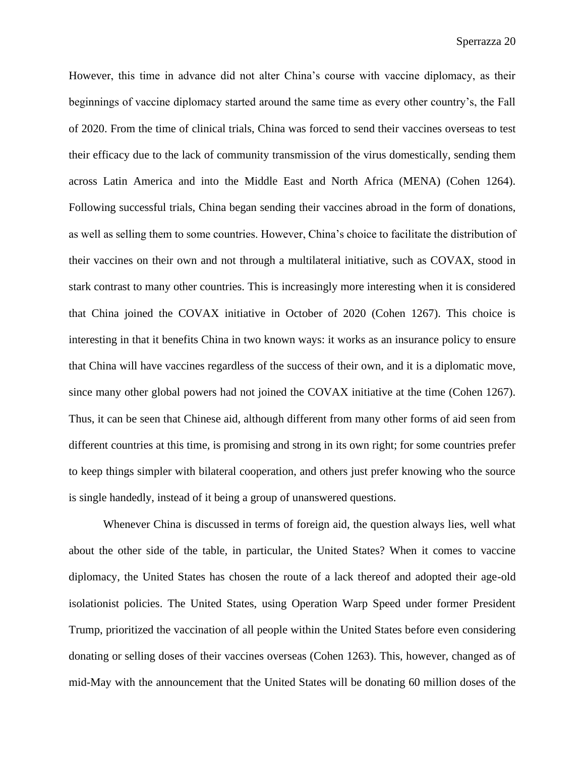However, this time in advance did not alter China's course with vaccine diplomacy, as their beginnings of vaccine diplomacy started around the same time as every other country's, the Fall of 2020. From the time of clinical trials, China was forced to send their vaccines overseas to test their efficacy due to the lack of community transmission of the virus domestically, sending them across Latin America and into the Middle East and North Africa (MENA) (Cohen 1264). Following successful trials, China began sending their vaccines abroad in the form of donations, as well as selling them to some countries. However, China's choice to facilitate the distribution of their vaccines on their own and not through a multilateral initiative, such as COVAX, stood in stark contrast to many other countries. This is increasingly more interesting when it is considered that China joined the COVAX initiative in October of 2020 (Cohen 1267). This choice is interesting in that it benefits China in two known ways: it works as an insurance policy to ensure that China will have vaccines regardless of the success of their own, and it is a diplomatic move, since many other global powers had not joined the COVAX initiative at the time (Cohen 1267). Thus, it can be seen that Chinese aid, although different from many other forms of aid seen from different countries at this time, is promising and strong in its own right; for some countries prefer to keep things simpler with bilateral cooperation, and others just prefer knowing who the source is single handedly, instead of it being a group of unanswered questions.

Whenever China is discussed in terms of foreign aid, the question always lies, well what about the other side of the table, in particular, the United States? When it comes to vaccine diplomacy, the United States has chosen the route of a lack thereof and adopted their age-old isolationist policies. The United States, using Operation Warp Speed under former President Trump, prioritized the vaccination of all people within the United States before even considering donating or selling doses of their vaccines overseas (Cohen 1263). This, however, changed as of mid-May with the announcement that the United States will be donating 60 million doses of the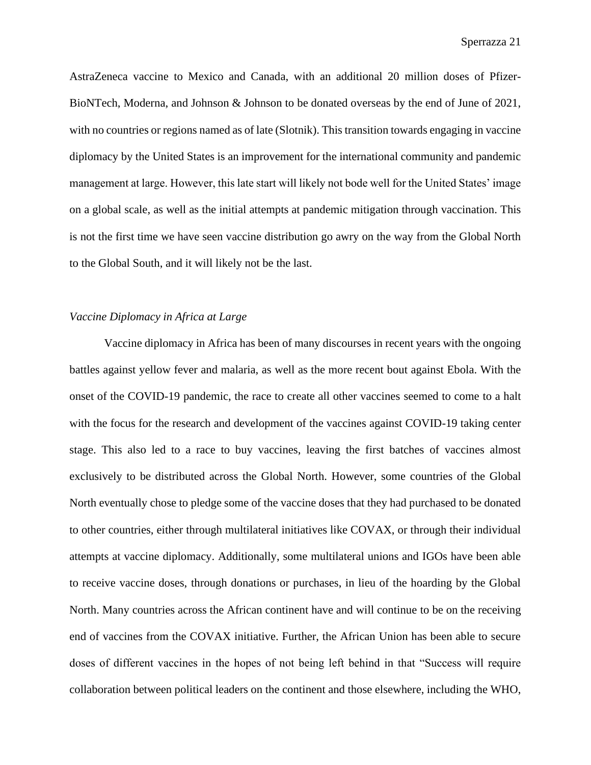AstraZeneca vaccine to Mexico and Canada, with an additional 20 million doses of Pfizer-BioNTech, Moderna, and Johnson & Johnson to be donated overseas by the end of June of 2021, with no countries or regions named as of late (Slotnik). This transition towards engaging in vaccine diplomacy by the United States is an improvement for the international community and pandemic management at large. However, this late start will likely not bode well for the United States' image on a global scale, as well as the initial attempts at pandemic mitigation through vaccination. This is not the first time we have seen vaccine distribution go awry on the way from the Global North to the Global South, and it will likely not be the last.

*Vaccine Diplomacy in Africa at Large*

Vaccine diplomacy in Africa has been of many discourses in recent years with the ongoing battles against yellow fever and malaria, as well as the more recent bout against Ebola. With the onset of the COVID-19 pandemic, the race to create all other vaccines seemed to come to a halt with the focus for the research and development of the vaccines against COVID-19 taking center stage. This also led to a race to buy vaccines, leaving the first batches of vaccines almost exclusively to be distributed across the Global North. However, some countries of the Global North eventually chose to pledge some of the vaccine doses that they had purchased to be donated to other countries, either through multilateral initiatives like COVAX, or through their individual attempts at vaccine diplomacy. Additionally, some multilateral unions and IGOs have been able to receive vaccine doses, through donations or purchases, in lieu of the hoarding by the Global North. Many countries across the African continent have and will continue to be on the receiving end of vaccines from the COVAX initiative. Further, the African Union has been able to secure doses of different vaccines in the hopes of not being left behind in that "Success will require collaboration between political leaders on the continent and those elsewhere, including the WHO,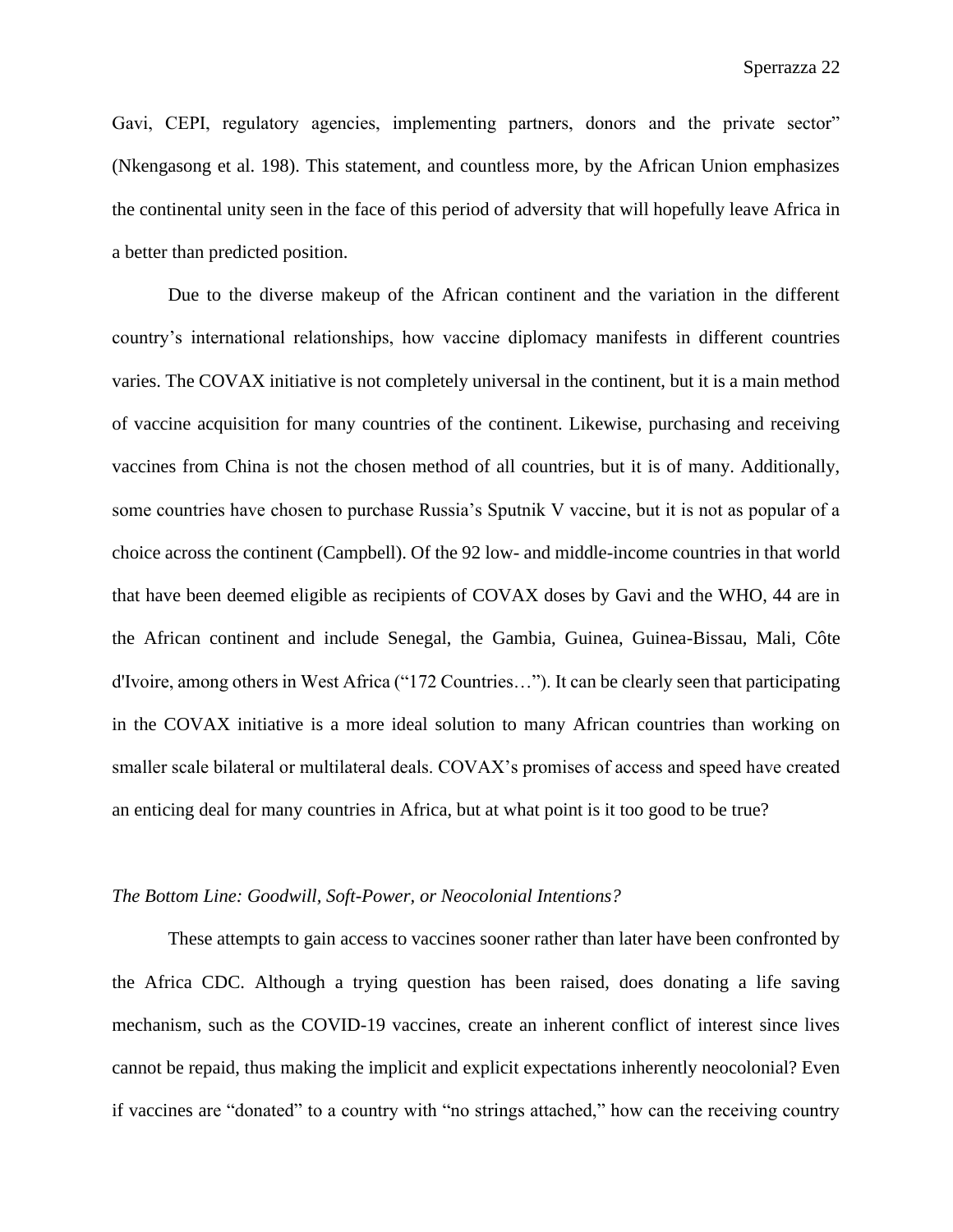Gavi, CEPI, regulatory agencies, implementing partners, donors and the private sector" (Nkengasong et al. 198). This statement, and countless more, by the African Union emphasizes the continental unity seen in the face of this period of adversity that will hopefully leave Africa in a better than predicted position.

Due to the diverse makeup of the African continent and the variation in the different country's international relationships, how vaccine diplomacy manifests in different countries varies. The COVAX initiative is not completely universal in the continent, but it is a main method of vaccine acquisition for many countries of the continent. Likewise, purchasing and receiving vaccines from China is not the chosen method of all countries, but it is of many. Additionally, some countries have chosen to purchase Russia's Sputnik V vaccine, but it is not as popular of a choice across the continent (Campbell). Of the 92 low- and middle-income countries in that world that have been deemed eligible as recipients of COVAX doses by Gavi and the WHO, 44 are in the African continent and include Senegal, the Gambia, Guinea, Guinea-Bissau, Mali, Côte d'Ivoire, among others in West Africa ("172 Countries…"). It can be clearly seen that participating in the COVAX initiative is a more ideal solution to many African countries than working on smaller scale bilateral or multilateral deals. COVAX's promises of access and speed have created an enticing deal for many countries in Africa, but at what point is it too good to be true?

*The Bottom Line: Goodwill, Soft-Power, or Neocolonial Intentions?*

These attempts to gain access to vaccines sooner rather than later have been confronted by the Africa CDC. Although a trying question has been raised, does donating a life saving mechanism, such as the COVID-19 vaccines, create an inherent conflict of interest since lives cannot be repaid, thus making the implicit and explicit expectations inherently neocolonial? Even if vaccines are "donated" to a country with "no strings attached," how can the receiving country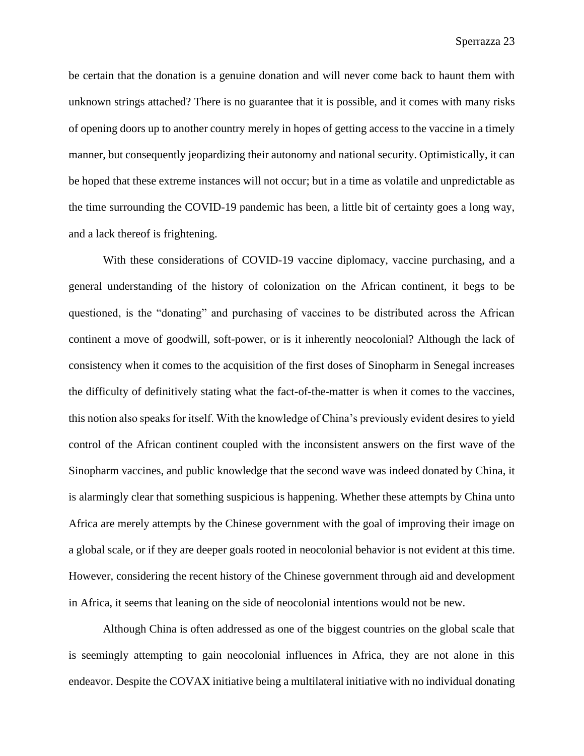be certain that the donation is a genuine donation and will never come back to haunt them with unknown strings attached? There is no guarantee that it is possible, and it comes with many risks of opening doors up to another country merely in hopes of getting access to the vaccine in a timely manner, but consequently jeopardizing their autonomy and national security. Optimistically, it can be hoped that these extreme instances will not occur; but in a time as volatile and unpredictable as the time surrounding the COVID-19 pandemic has been, a little bit of certainty goes a long way, and a lack thereof is frightening.

With these considerations of COVID-19 vaccine diplomacy, vaccine purchasing, and a general understanding of the history of colonization on the African continent, it begs to be questioned, is the "donating" and purchasing of vaccines to be distributed across the African continent a move of goodwill, soft-power, or is it inherently neocolonial? Although the lack of consistency when it comes to the acquisition of the first doses of Sinopharm in Senegal increases the difficulty of definitively stating what the fact-of-the-matter is when it comes to the vaccines, this notion also speaks for itself. With the knowledge of China's previously evident desires to yield control of the African continent coupled with the inconsistent answers on the first wave of the Sinopharm vaccines, and public knowledge that the second wave was indeed donated by China, it is alarmingly clear that something suspicious is happening. Whether these attempts by China unto Africa are merely attempts by the Chinese government with the goal of improving their image on a global scale, or if they are deeper goals rooted in neocolonial behavior is not evident at this time. However, considering the recent history of the Chinese government through aid and development in Africa, it seems that leaning on the side of neocolonial intentions would not be new.

Although China is often addressed as one of the biggest countries on the global scale that is seemingly attempting to gain neocolonial influences in Africa, they are not alone in this endeavor. Despite the COVAX initiative being a multilateral initiative with no individual donating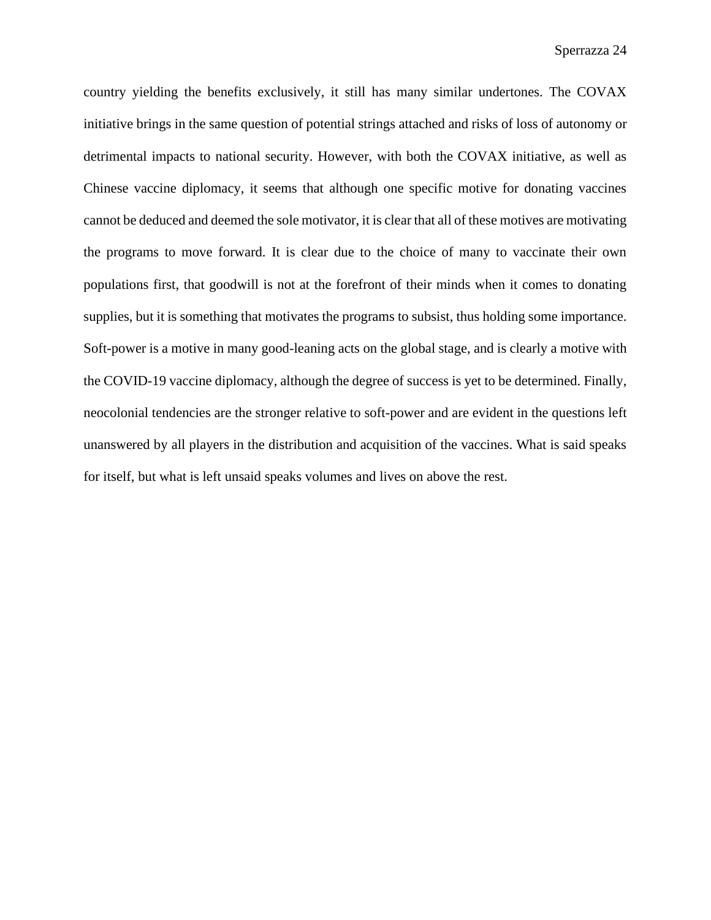country yielding the benefits exclusively, it still has many similar undertones. The COVAX initiative brings in the same question of potential strings attached and risks of loss of autonomy or detrimental impacts to national security. However, with both the COVAX initiative, as well as Chinese vaccine diplomacy, it seems that although one specific motive for donating vaccines cannot be deduced and deemed the sole motivator, it is clear that all of these motives are motivating the programs to move forward. It is clear due to the choice of many to vaccinate their own populations first, that goodwill is not at the forefront of their minds when it comes to donating supplies, but it is something that motivates the programs to subsist, thus holding some importance. Soft-power is a motive in many good-leaning acts on the global stage, and is clearly a motive with the COVID-19 vaccine diplomacy, although the degree of success is yet to be determined. Finally, neocolonial tendencies are the stronger relative to soft-power and are evident in the questions left unanswered by all players in the distribution and acquisition of the vaccines. What is said speaks for itself, but what is left unsaid speaks volumes and lives on above the rest.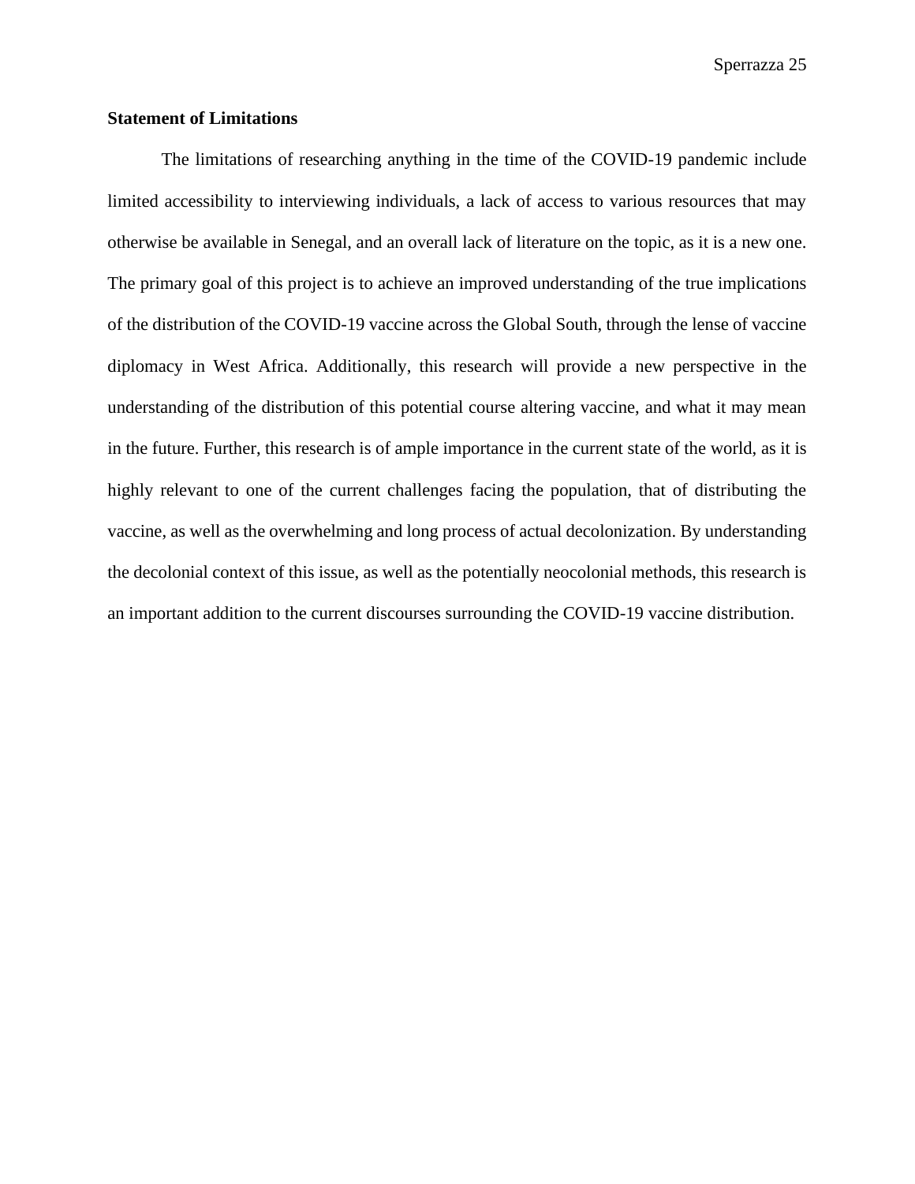**Statement of Limitations**

The limitations of researching anything in the time of the COVID-19 pandemic include limited accessibility to interviewing individuals, a lack of access to various resources that may otherwise be available in Senegal, and an overall lack of literature on the topic, as it is a new one. The primary goal of this project is to achieve an improved understanding of the true implications of the distribution of the COVID-19 vaccine across the Global South, through the lense of vaccine diplomacy in West Africa. Additionally, this research will provide a new perspective in the understanding of the distribution of this potential course altering vaccine, and what it may mean in the future. Further, this research is of ample importance in the current state of the world, as it is highly relevant to one of the current challenges facing the population, that of distributing the vaccine, as well as the overwhelming and long process of actual decolonization. By understanding the decolonial context of this issue, as well as the potentially neocolonial methods, this research is an important addition to the current discourses surrounding the COVID-19 vaccine distribution.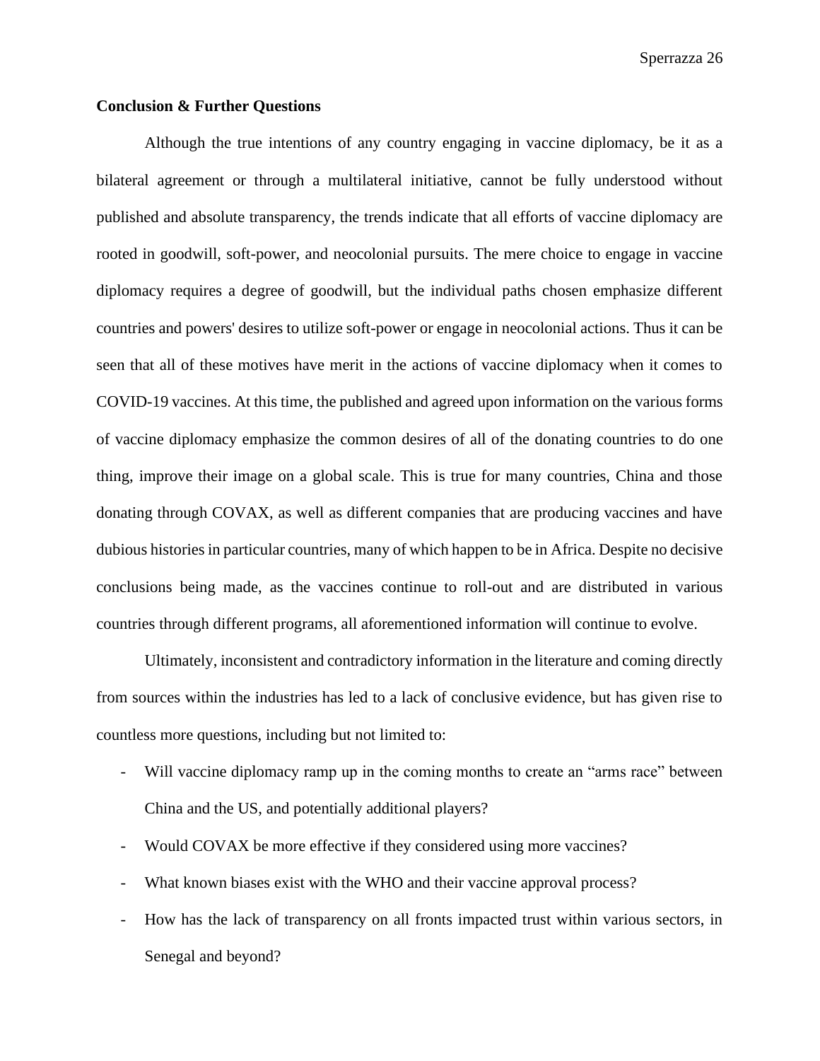**Conclusion & Further Questions**

Although the true intentions of any country engaging in vaccine diplomacy, be it as a bilateral agreement or through a multilateral initiative, cannot be fully understood without published and absolute transparency, the trends indicate that all efforts of vaccine diplomacy are rooted in goodwill, soft-power, and neocolonial pursuits. The mere choice to engage in vaccine diplomacy requires a degree of goodwill, but the individual paths chosen emphasize different countries and powers' desires to utilize soft-power or engage in neocolonial actions. Thus it can be seen that all of these motives have merit in the actions of vaccine diplomacy when it comes to COVID-19 vaccines. At this time, the published and agreed upon information on the various forms of vaccine diplomacy emphasize the common desires of all of the donating countries to do one thing, improve their image on a global scale. This is true for many countries, China and those donating through COVAX, as well as different companies that are producing vaccines and have dubious histories in particular countries, many of which happen to be in Africa. Despite no decisive conclusions being made, as the vaccines continue to roll-out and are distributed in various countries through different programs, all aforementioned information will continue to evolve.

Ultimately, inconsistent and contradictory information in the literature and coming directly from sources within the industries has led to a lack of conclusive evidence, but has given rise to countless more questions, including but not limited to:

- Will vaccine diplomacy ramp up in the coming months to create an "arms race" between China and the US, and potentially additional players?
- Would COVAX be more effective if they considered using more vaccines?
- What known biases exist with the WHO and their vaccine approval process?
- How has the lack of transparency on all fronts impacted trust within various sectors, in Senegal and beyond?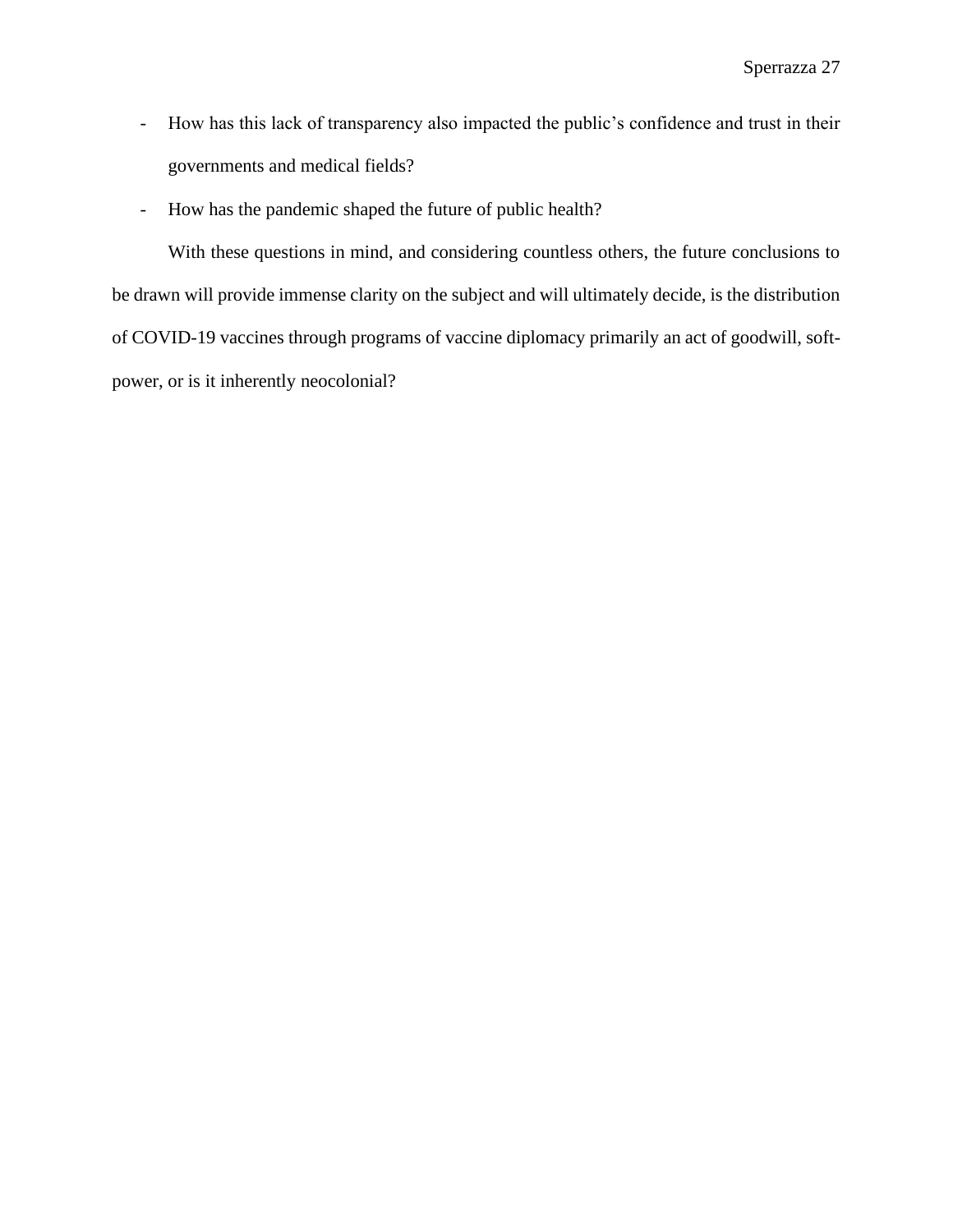- How has this lack of transparency also impacted the public's confidence and trust in their governments and medical fields?
- How has the pandemic shaped the future of public health?

With these questions in mind, and considering countless others, the future conclusions to be drawn will provide immense clarity on the subject and will ultimately decide, is the distribution of COVID-19 vaccines through programs of vaccine diplomacy primarily an act of goodwill, soft-power, or is it inherently neocolonial?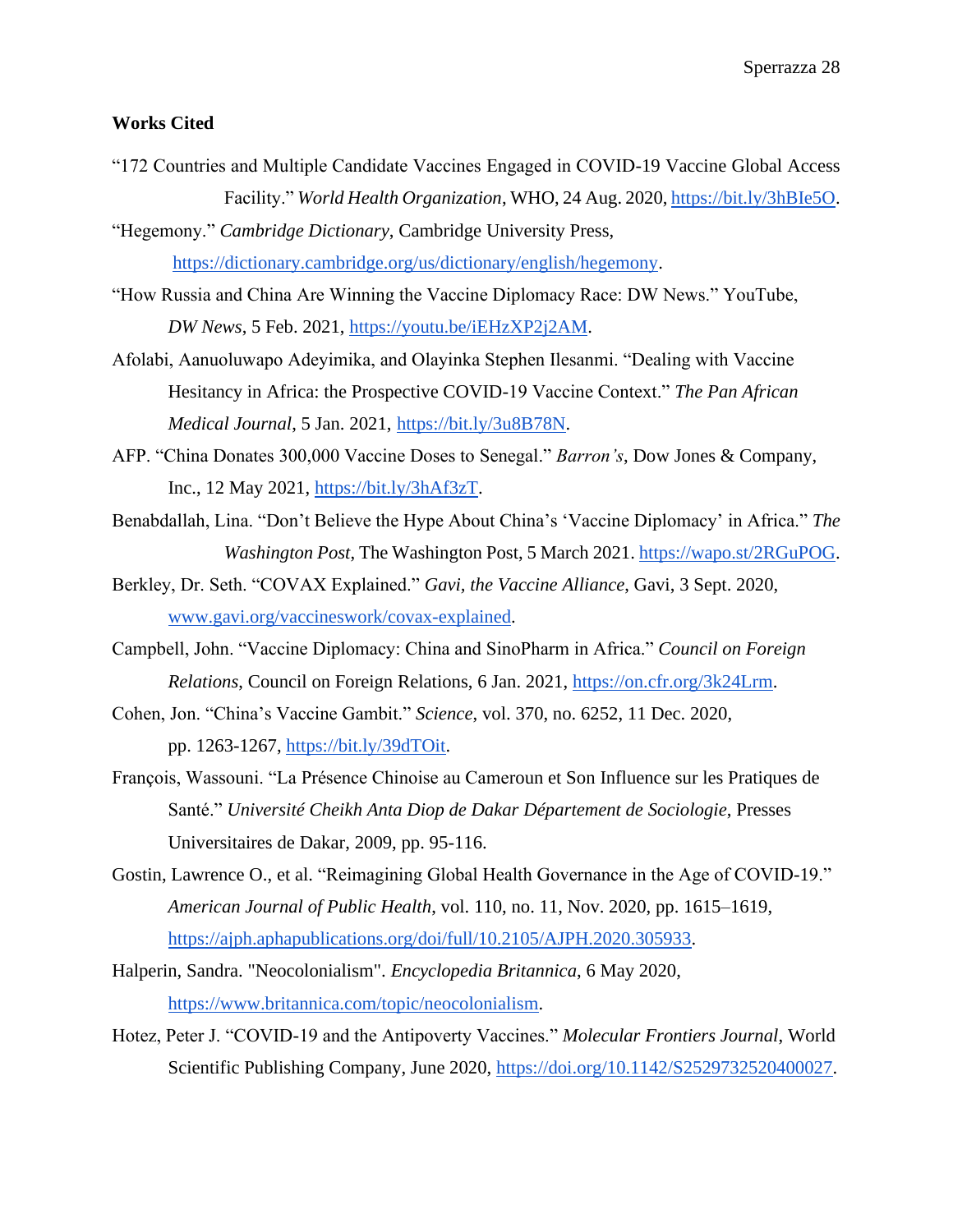**Works Cited**

"172 Countries and Multiple Candidate Vaccines Engaged in COVID-19 Vaccine Global Access Facility." *World Health Organization*, WHO, 24 Aug. 2020, https://bit.ly/3hBIe5O.

"Hegemony." *Cambridge Dictionary*, Cambridge University Press, https://dictionary.cambridge.org/us/dictionary/english/hegemony.

"How Russia and China Are Winning the Vaccine Diplomacy Race: DW News." YouTube, *DW News*, 5 Feb. 2021, https://youtu.be/iEHzXP2j2AM.

Afolabi, Aanuoluwapo Adeyimika, and Olayinka Stephen Ilesanmi. "Dealing with Vaccine Hesitancy in Africa: the Prospective COVID-19 Vaccine Context." *The Pan African Medical Journal*, 5 Jan. 2021, https://bit.ly/3u8B78N.

AFP. "China Donates 300,000 Vaccine Doses to Senegal." *Barron's*, Dow Jones & Company, Inc., 12 May 2021, https://bit.ly/3hAf3zT.

Benabdallah, Lina. "Don't Believe the Hype About China's 'Vaccine Diplomacy' in Africa." *The Washington Post*, The Washington Post, 5 March 2021. https://wapo.st/2RGuPOG.

Berkley, Dr. Seth. "COVAX Explained." *Gavi, the Vaccine Alliance*, Gavi, 3 Sept. 2020, www.gavi.org/vaccineswork/covax-explained.

Campbell, John. "Vaccine Diplomacy: China and SinoPharm in Africa." *Council on Foreign Relations*, Council on Foreign Relations, 6 Jan. 2021, https://on.cfr.org/3k24Lrm.

Cohen, Jon. "China's Vaccine Gambit." *Science*, vol. 370, no. 6252, 11 Dec. 2020, pp. 1263-1267, https://bit.ly/39dTOit.

François, Wassouni. "La Présence Chinoise au Cameroun et Son Influence sur les Pratiques de Santé." *Université Cheikh Anta Diop de Dakar Département de Sociologie*, Presses Universitaires de Dakar, 2009, pp. 95-116.

Gostin, Lawrence O., et al. "Reimagining Global Health Governance in the Age of COVID-19." *American Journal of Public Health*, vol. 110, no. 11, Nov. 2020, pp. 1615–1619, https://ajph.aphapublications.org/doi/full/10.2105/AJPH.2020.305933.

Halperin, Sandra. "Neocolonialism". *Encyclopedia Britannica*, 6 May 2020, https://www.britannica.com/topic/neocolonialism.

Hotez, Peter J. "COVID-19 and the Antipoverty Vaccines." *Molecular Frontiers Journal*, World Scientific Publishing Company, June 2020, https://doi.org/10.1142/S2529732520400027.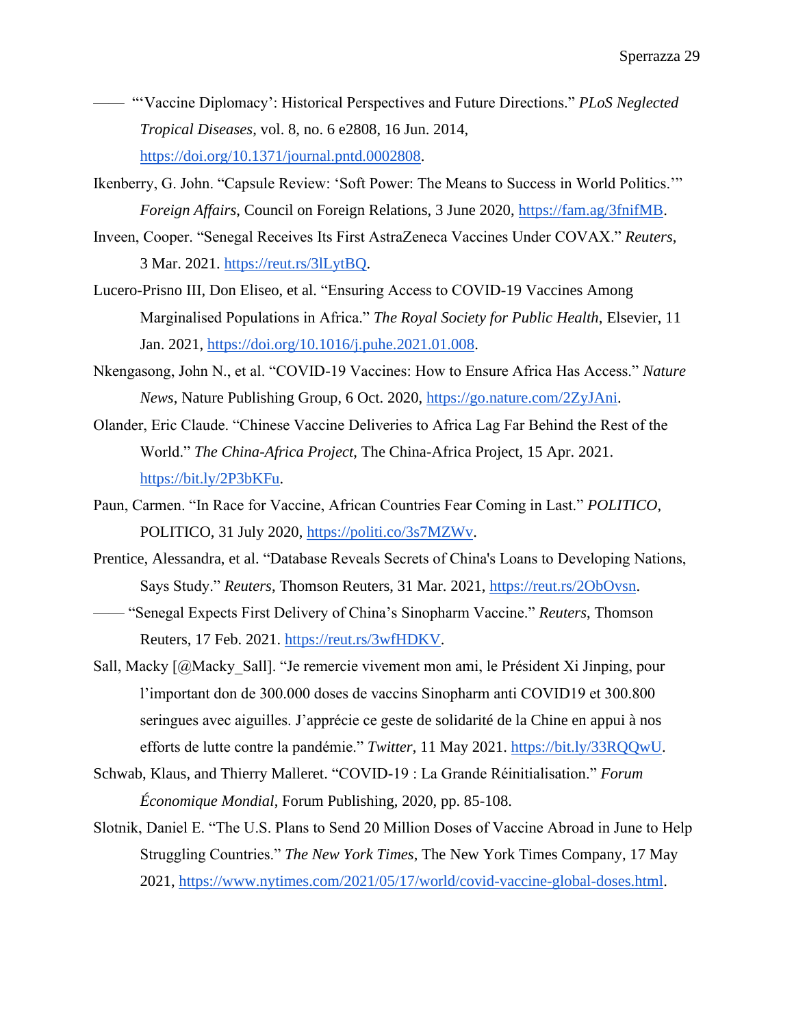—— "'Vaccine Diplomacy': Historical Perspectives and Future Directions." *PLoS Neglected Tropical Diseases*, vol. 8, no. 6 e2808, 16 Jun. 2014, https://doi.org/10.1371/journal.pntd.0002808.

Ikenberry, G. John. "Capsule Review: 'Soft Power: The Means to Success in World Politics.'" *Foreign Affairs*, Council on Foreign Relations, 3 June 2020, https://fam.ag/3fnifMB.

Inveen, Cooper. "Senegal Receives Its First AstraZeneca Vaccines Under COVAX." *Reuters*, 3 Mar. 2021. https://reut.rs/3lLytBQ.

Lucero-Prisno III, Don Eliseo, et al. "Ensuring Access to COVID-19 Vaccines Among Marginalised Populations in Africa." *The Royal Society for Public Health*, Elsevier, 11 Jan. 2021, https://doi.org/10.1016/j.puhe.2021.01.008.

Nkengasong, John N., et al. "COVID-19 Vaccines: How to Ensure Africa Has Access." *Nature News*, Nature Publishing Group, 6 Oct. 2020, https://go.nature.com/2ZyJAni.

Olander, Eric Claude. "Chinese Vaccine Deliveries to Africa Lag Far Behind the Rest of the World." *The China-Africa Project*, The China-Africa Project, 15 Apr. 2021. https://bit.ly/2P3bKFu.

Paun, Carmen. "In Race for Vaccine, African Countries Fear Coming in Last." *POLITICO*, POLITICO, 31 July 2020, https://politi.co/3s7MZWv.

Prentice, Alessandra, et al. "Database Reveals Secrets of China's Loans to Developing Nations, Says Study." *Reuters*, Thomson Reuters, 31 Mar. 2021, https://reut.rs/2ObOvsn.

—— "Senegal Expects First Delivery of China's Sinopharm Vaccine." *Reuters*, Thomson Reuters, 17 Feb. 2021. https://reut.rs/3wfHDKV.

Sall, Macky [@Macky_Sall]. "Je remercie vivement mon ami, le Président Xi Jinping, pour l'important don de 300.000 doses de vaccins Sinopharm anti COVID19 et 300.800 seringues avec aiguilles. J'apprécie ce geste de solidarité de la Chine en appui à nos efforts de lutte contre la pandémie." *Twitter*, 11 May 2021. https://bit.ly/33RQQwU.

Schwab, Klaus, and Thierry Malleret. "COVID-19 : La Grande Réinitialisation." *Forum Économique Mondial*, Forum Publishing, 2020, pp. 85-108.

Slotnik, Daniel E. "The U.S. Plans to Send 20 Million Doses of Vaccine Abroad in June to Help Struggling Countries." *The New York Times*, The New York Times Company, 17 May 2021, https://www.nytimes.com/2021/05/17/world/covid-vaccine-global-doses.html.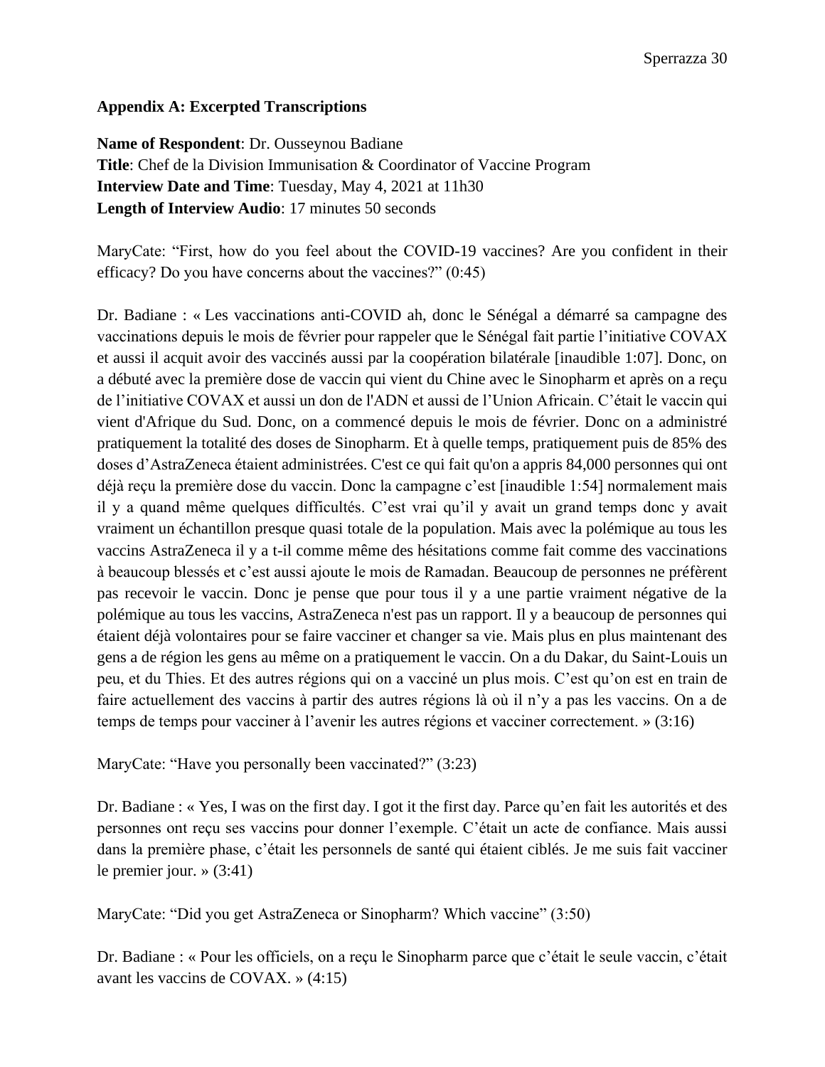**Appendix A: Excerpted Transcriptions**

**Name of Respondent**: Dr. Ousseynou Badiane
**Title**: Chef de la Division Immunisation & Coordinator of Vaccine Program
**Interview Date and Time**: Tuesday, May 4, 2021 at 11h30
**Length of Interview Audio**: 17 minutes 50 seconds

MaryCate: "First, how do you feel about the COVID-19 vaccines? Are you confident in their efficacy? Do you have concerns about the vaccines?" (0:45)

Dr. Badiane : « Les vaccinations anti-COVID ah, donc le Sénégal a démarré sa campagne des vaccinations depuis le mois de février pour rappeler que le Sénégal fait partie l'initiative COVAX et aussi il acquit avoir des vaccinés aussi par la coopération bilatérale [inaudible 1:07]. Donc, on a débuté avec la première dose de vaccin qui vient du Chine avec le Sinopharm et après on a reçu de l'initiative COVAX et aussi un don de l'ADN et aussi de l'Union Africain. C'était le vaccin qui vient d'Afrique du Sud. Donc, on a commencé depuis le mois de février. Donc on a administré pratiquement la totalité des doses de Sinopharm. Et à quelle temps, pratiquement puis de 85% des doses d'AstraZeneca étaient administrées. C'est ce qui fait qu'on a appris 84,000 personnes qui ont déjà reçu la première dose du vaccin. Donc la campagne c'est [inaudible 1:54] normalement mais il y a quand même quelques difficultés. C'est vrai qu'il y avait un grand temps donc y avait vraiment un échantillon presque quasi totale de la population. Mais avec la polémique au tous les vaccins AstraZeneca il y a t-il comme même des hésitations comme fait comme des vaccinations à beaucoup blessés et c'est aussi ajoute le mois de Ramadan. Beaucoup de personnes ne préfèrent pas recevoir le vaccin. Donc je pense que pour tous il y a une partie vraiment négative de la polémique au tous les vaccins, AstraZeneca n'est pas un rapport. Il y a beaucoup de personnes qui étaient déjà volontaires pour se faire vacciner et changer sa vie. Mais plus en plus maintenant des gens a de région les gens au même on a pratiquement le vaccin. On a du Dakar, du Saint-Louis un peu, et du Thies. Et des autres régions qui on a vacciné un plus mois. C'est qu'on est en train de faire actuellement des vaccins à partir des autres régions là où il n'y a pas les vaccins. On a de temps de temps pour vacciner à l'avenir les autres régions et vacciner correctement. » (3:16)

MaryCate: "Have you personally been vaccinated?" (3:23)

Dr. Badiane : « Yes, I was on the first day. I got it the first day. Parce qu'en fait les autorités et des personnes ont reçu ses vaccins pour donner l'exemple. C'était un acte de confiance. Mais aussi dans la première phase, c'était les personnels de santé qui étaient ciblés. Je me suis fait vacciner le premier jour. » (3:41)

MaryCate: "Did you get AstraZeneca or Sinopharm? Which vaccine" (3:50)

Dr. Badiane : « Pour les officiels, on a reçu le Sinopharm parce que c'était le seule vaccin, c'était avant les vaccins de COVAX. » (4:15)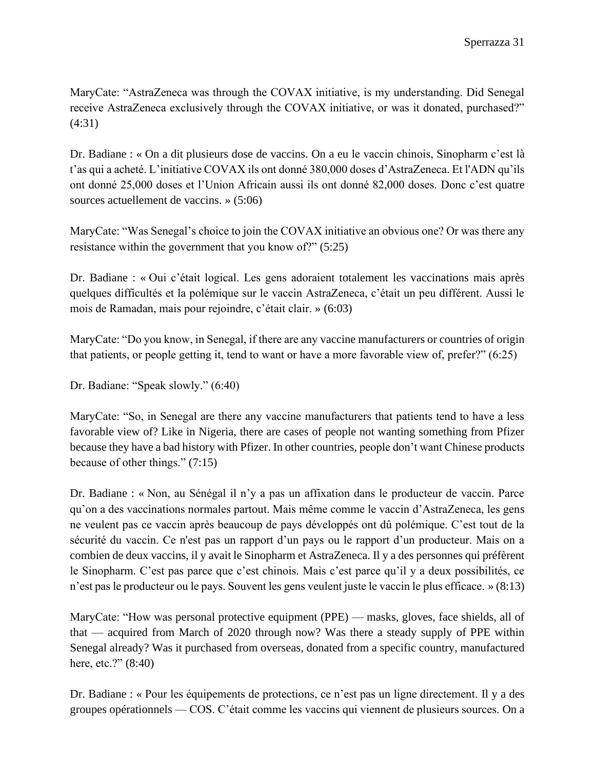MaryCate: "AstraZeneca was through the COVAX initiative, is my understanding. Did Senegal receive AstraZeneca exclusively through the COVAX initiative, or was it donated, purchased?" (4:31)

Dr. Badiane : « On a dit plusieurs dose de vaccins. On a eu le vaccin chinois, Sinopharm c'est là t'as qui a acheté. L'initiative COVAX ils ont donné 380,000 doses d'AstraZeneca. Et l'ADN qu'ils ont donné 25,000 doses et l'Union Africain aussi ils ont donné 82,000 doses. Donc c'est quatre sources actuellement de vaccins. » (5:06)

MaryCate: "Was Senegal's choice to join the COVAX initiative an obvious one? Or was there any resistance within the government that you know of?" (5:25)

Dr. Badiane : « Oui c'était logical. Les gens adoraient totalement les vaccinations mais après quelques difficultés et la polémique sur le vaccin AstraZeneca, c'était un peu différent. Aussi le mois de Ramadan, mais pour rejoindre, c'était clair. » (6:03)

MaryCate: "Do you know, in Senegal, if there are any vaccine manufacturers or countries of origin that patients, or people getting it, tend to want or have a more favorable view of, prefer?" (6:25)

Dr. Badiane: "Speak slowly." (6:40)

MaryCate: "So, in Senegal are there any vaccine manufacturers that patients tend to have a less favorable view of? Like in Nigeria, there are cases of people not wanting something from Pfizer because they have a bad history with Pfizer. In other countries, people don't want Chinese products because of other things." (7:15)

Dr. Badiane : « Non, au Sénégal il n'y a pas un affixation dans le producteur de vaccin. Parce qu'on a des vaccinations normales partout. Mais même comme le vaccin d'AstraZeneca, les gens ne veulent pas ce vaccin après beaucoup de pays développés ont dû polémique. C'est tout de la sécurité du vaccin. Ce n'est pas un rapport d'un pays ou le rapport d'un producteur. Mais on a combien de deux vaccins, il y avait le Sinopharm et AstraZeneca. Il y a des personnes qui préfèrent le Sinopharm. C'est pas parce que c'est chinois. Mais c'est parce qu'il y a deux possibilités, ce n'est pas le producteur ou le pays. Souvent les gens veulent juste le vaccin le plus efficace. » (8:13)

MaryCate: "How was personal protective equipment (PPE) — masks, gloves, face shields, all of that — acquired from March of 2020 through now? Was there a steady supply of PPE within Senegal already? Was it purchased from overseas, donated from a specific country, manufactured here, etc.?" (8:40)

Dr. Badiane : « Pour les équipements de protections, ce n'est pas un ligne directement. Il y a des groupes opérationnels — COS. C'était comme les vaccins qui viennent de plusieurs sources. On a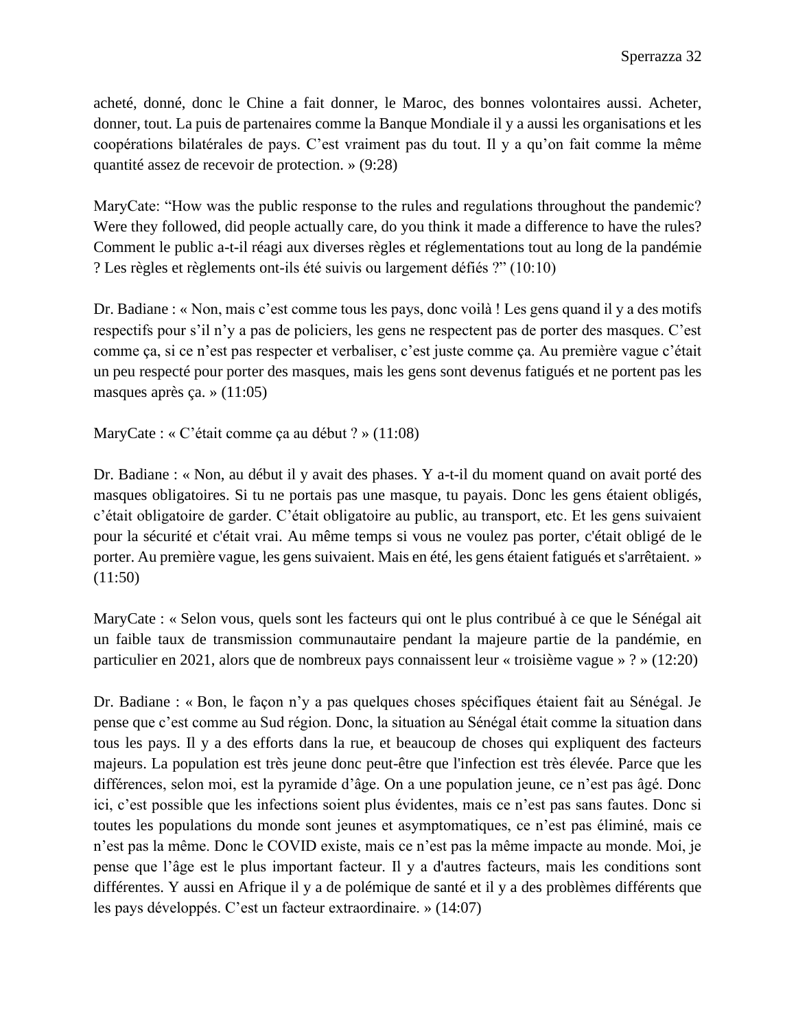acheté, donné, donc le Chine a fait donner, le Maroc, des bonnes volontaires aussi. Acheter, donner, tout. La puis de partenaires comme la Banque Mondiale il y a aussi les organisations et les coopérations bilatérales de pays. C'est vraiment pas du tout. Il y a qu'on fait comme la même quantité assez de recevoir de protection. » (9:28)

MaryCate: "How was the public response to the rules and regulations throughout the pandemic? Were they followed, did people actually care, do you think it made a difference to have the rules? Comment le public a-t-il réagi aux diverses règles et réglementations tout au long de la pandémie ? Les règles et règlements ont-ils été suivis ou largement défiés ?" (10:10)

Dr. Badiane : « Non, mais c'est comme tous les pays, donc voilà ! Les gens quand il y a des motifs respectifs pour s'il n'y a pas de policiers, les gens ne respectent pas de porter des masques. C'est comme ça, si ce n'est pas respecter et verbaliser, c'est juste comme ça. Au première vague c'était un peu respecté pour porter des masques, mais les gens sont devenus fatigués et ne portent pas les masques après ça. » (11:05)

MaryCate : « C'était comme ça au début ? » (11:08)

Dr. Badiane : « Non, au début il y avait des phases. Y a-t-il du moment quand on avait porté des masques obligatoires. Si tu ne portais pas une masque, tu payais. Donc les gens étaient obligés, c'était obligatoire de garder. C'était obligatoire au public, au transport, etc. Et les gens suivaient pour la sécurité et c'était vrai. Au même temps si vous ne voulez pas porter, c'était obligé de le porter. Au première vague, les gens suivaient. Mais en été, les gens étaient fatigués et s'arrêtaient. » (11:50)

MaryCate : « Selon vous, quels sont les facteurs qui ont le plus contribué à ce que le Sénégal ait un faible taux de transmission communautaire pendant la majeure partie de la pandémie, en particulier en 2021, alors que de nombreux pays connaissent leur « troisième vague » ? » (12:20)

Dr. Badiane : « Bon, le façon n'y a pas quelques choses spécifiques étaient fait au Sénégal. Je pense que c'est comme au Sud région. Donc, la situation au Sénégal était comme la situation dans tous les pays. Il y a des efforts dans la rue, et beaucoup de choses qui expliquent des facteurs majeurs. La population est très jeune donc peut-être que l'infection est très élevée. Parce que les différences, selon moi, est la pyramide d'âge. On a une population jeune, ce n'est pas âgé. Donc ici, c'est possible que les infections soient plus évidentes, mais ce n'est pas sans fautes. Donc si toutes les populations du monde sont jeunes et asymptomatiques, ce n'est pas éliminé, mais ce n'est pas la même. Donc le COVID existe, mais ce n'est pas la même impacte au monde. Moi, je pense que l'âge est le plus important facteur. Il y a d'autres facteurs, mais les conditions sont différentes. Y aussi en Afrique il y a de polémique de santé et il y a des problèmes différents que les pays développés. C'est un facteur extraordinaire. » (14:07)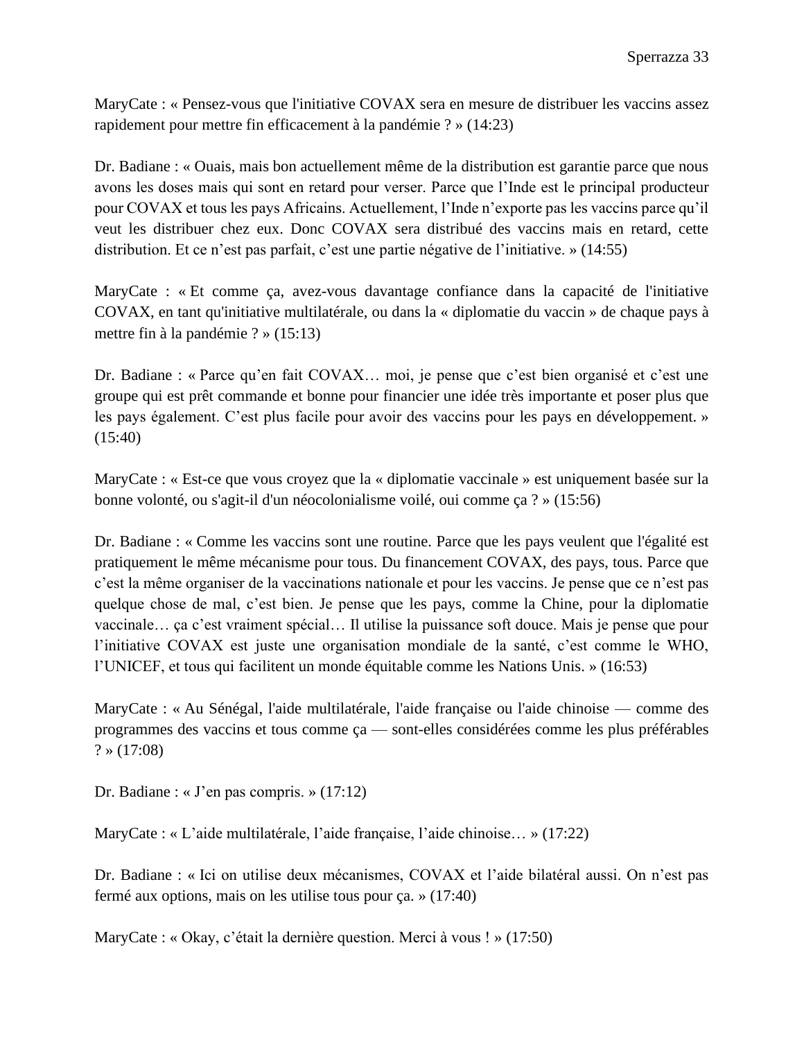MaryCate : « Pensez-vous que l'initiative COVAX sera en mesure de distribuer les vaccins assez rapidement pour mettre fin efficacement à la pandémie ? » (14:23)

Dr. Badiane : « Ouais, mais bon actuellement même de la distribution est garantie parce que nous avons les doses mais qui sont en retard pour verser. Parce que l'Inde est le principal producteur pour COVAX et tous les pays Africains. Actuellement, l'Inde n'exporte pas les vaccins parce qu'il veut les distribuer chez eux. Donc COVAX sera distribué des vaccins mais en retard, cette distribution. Et ce n'est pas parfait, c'est une partie négative de l'initiative. » (14:55)

MaryCate : « Et comme ça, avez-vous davantage confiance dans la capacité de l'initiative COVAX, en tant qu'initiative multilatérale, ou dans la « diplomatie du vaccin » de chaque pays à mettre fin à la pandémie ? » (15:13)

Dr. Badiane : « Parce qu'en fait COVAX… moi, je pense que c'est bien organisé et c'est une groupe qui est prêt commande et bonne pour financier une idée très importante et poser plus que les pays également. C'est plus facile pour avoir des vaccins pour les pays en développement. » (15:40)

MaryCate : « Est-ce que vous croyez que la « diplomatie vaccinale » est uniquement basée sur la bonne volonté, ou s'agit-il d'un néocolonialisme voilé, oui comme ça ? » (15:56)

Dr. Badiane : « Comme les vaccins sont une routine. Parce que les pays veulent que l'égalité est pratiquement le même mécanisme pour tous. Du financement COVAX, des pays, tous. Parce que c'est la même organiser de la vaccinations nationale et pour les vaccins. Je pense que ce n'est pas quelque chose de mal, c'est bien. Je pense que les pays, comme la Chine, pour la diplomatie vaccinale… ça c'est vraiment spécial… Il utilise la puissance soft douce. Mais je pense que pour l'initiative COVAX est juste une organisation mondiale de la santé, c'est comme le WHO, l'UNICEF, et tous qui facilitent un monde équitable comme les Nations Unis. » (16:53)

MaryCate : « Au Sénégal, l'aide multilatérale, l'aide française ou l'aide chinoise — comme des programmes des vaccins et tous comme ça — sont-elles considérées comme les plus préférables ? » (17:08)

Dr. Badiane : « J'en pas compris. » (17:12)

MaryCate : « L'aide multilatérale, l'aide française, l'aide chinoise… » (17:22)

Dr. Badiane : « Ici on utilise deux mécanismes, COVAX et l'aide bilatéral aussi. On n'est pas fermé aux options, mais on les utilise tous pour ça. » (17:40)

MaryCate : « Okay, c'était la dernière question. Merci à vous ! » (17:50)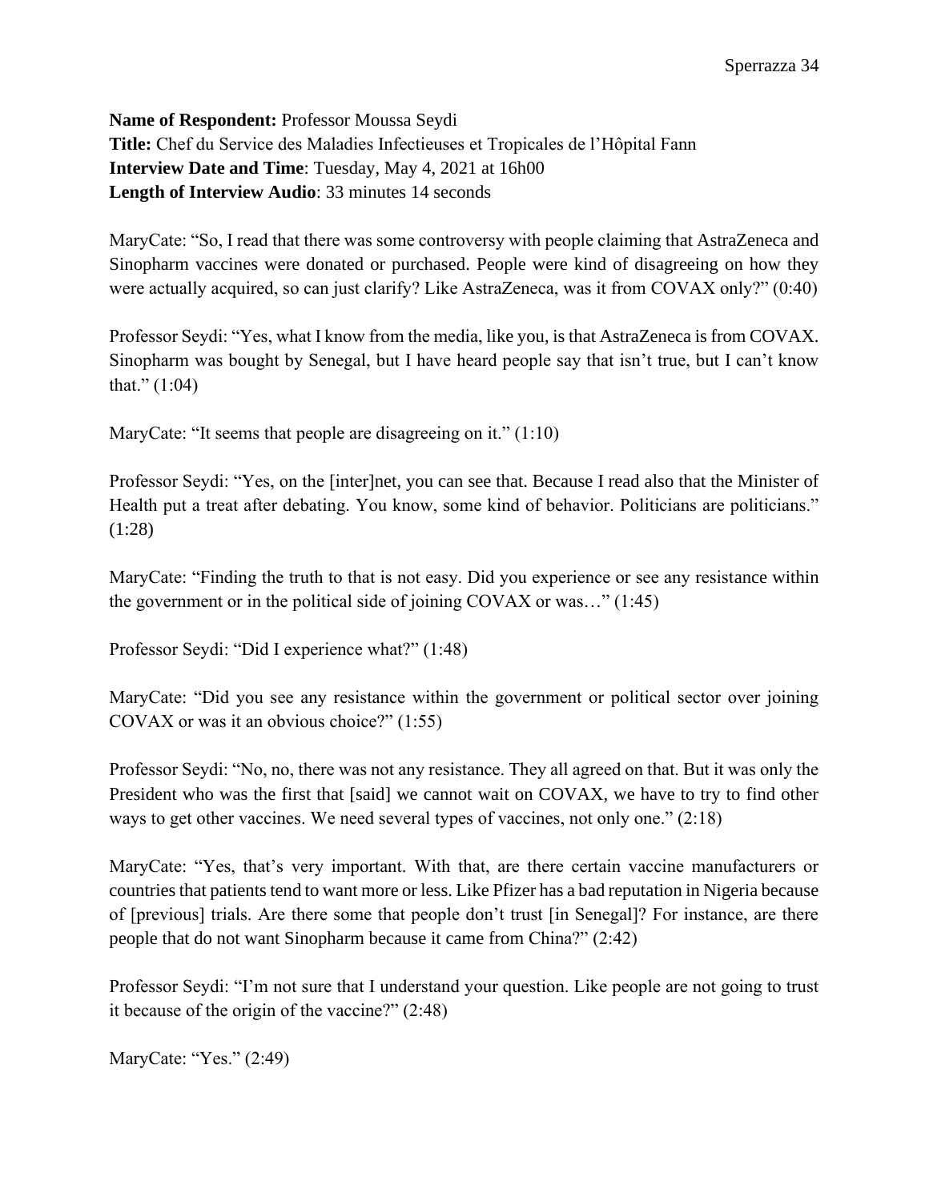**Name of Respondent:** Professor Moussa Seydi
**Title:** Chef du Service des Maladies Infectieuses et Tropicales de l'Hôpital Fann
**Interview Date and Time**: Tuesday, May 4, 2021 at 16h00
**Length of Interview Audio**: 33 minutes 14 seconds

MaryCate: "So, I read that there was some controversy with people claiming that AstraZeneca and Sinopharm vaccines were donated or purchased. People were kind of disagreeing on how they were actually acquired, so can just clarify? Like AstraZeneca, was it from COVAX only?" (0:40)

Professor Seydi: "Yes, what I know from the media, like you, is that AstraZeneca is from COVAX. Sinopharm was bought by Senegal, but I have heard people say that isn't true, but I can't know that." (1:04)

MaryCate: "It seems that people are disagreeing on it." (1:10)

Professor Seydi: "Yes, on the [inter]net, you can see that. Because I read also that the Minister of Health put a treat after debating. You know, some kind of behavior. Politicians are politicians." (1:28)

MaryCate: "Finding the truth to that is not easy. Did you experience or see any resistance within the government or in the political side of joining COVAX or was…" (1:45)

Professor Seydi: "Did I experience what?" (1:48)

MaryCate: "Did you see any resistance within the government or political sector over joining COVAX or was it an obvious choice?" (1:55)

Professor Seydi: "No, no, there was not any resistance. They all agreed on that. But it was only the President who was the first that [said] we cannot wait on COVAX, we have to try to find other ways to get other vaccines. We need several types of vaccines, not only one." (2:18)

MaryCate: "Yes, that's very important. With that, are there certain vaccine manufacturers or countries that patients tend to want more or less. Like Pfizer has a bad reputation in Nigeria because of [previous] trials. Are there some that people don't trust [in Senegal]? For instance, are there people that do not want Sinopharm because it came from China?" (2:42)

Professor Seydi: "I'm not sure that I understand your question. Like people are not going to trust it because of the origin of the vaccine?" (2:48)

MaryCate: "Yes." (2:49)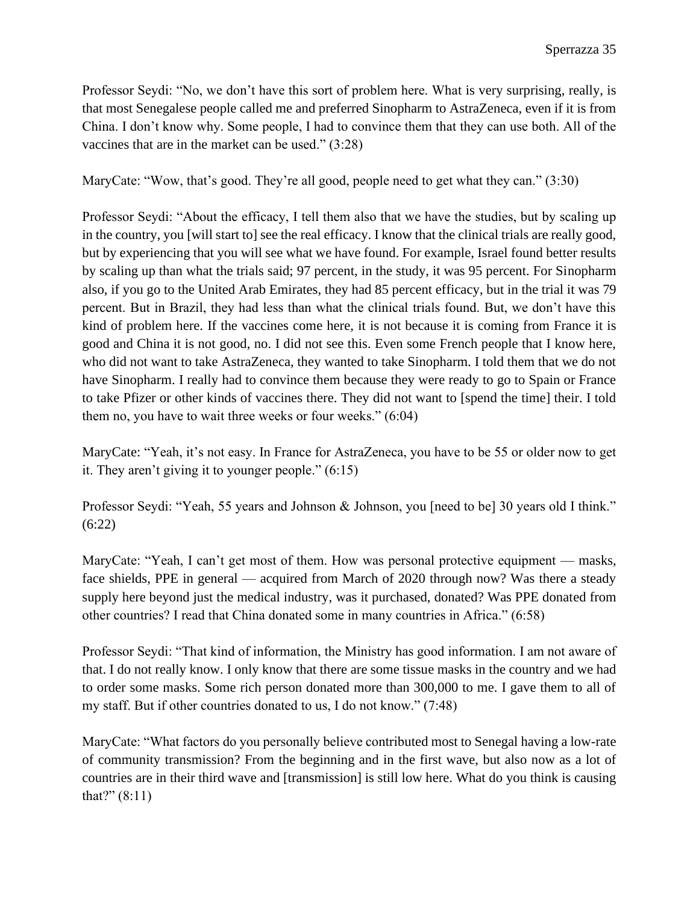Professor Seydi: “No, we don’t have this sort of problem here. What is very surprising, really, is that most Senegalese people called me and preferred Sinopharm to AstraZeneca, even if it is from China. I don’t know why. Some people, I had to convince them that they can use both. All of the vaccines that are in the market can be used.” (3:28)

MaryCate: “Wow, that’s good. They’re all good, people need to get what they can.” (3:30)

Professor Seydi: “About the efficacy, I tell them also that we have the studies, but by scaling up in the country, you [will start to] see the real efficacy. I know that the clinical trials are really good, but by experiencing that you will see what we have found. For example, Israel found better results by scaling up than what the trials said; 97 percent, in the study, it was 95 percent. For Sinopharm also, if you go to the United Arab Emirates, they had 85 percent efficacy, but in the trial it was 79 percent. But in Brazil, they had less than what the clinical trials found. But, we don’t have this kind of problem here. If the vaccines come here, it is not because it is coming from France it is good and China it is not good, no. I did not see this. Even some French people that I know here, who did not want to take AstraZeneca, they wanted to take Sinopharm. I told them that we do not have Sinopharm. I really had to convince them because they were ready to go to Spain or France to take Pfizer or other kinds of vaccines there. They did not want to [spend the time] their. I told them no, you have to wait three weeks or four weeks.” (6:04)

MaryCate: “Yeah, it’s not easy. In France for AstraZeneca, you have to be 55 or older now to get it. They aren’t giving it to younger people.” (6:15)

Professor Seydi: “Yeah, 55 years and Johnson & Johnson, you [need to be] 30 years old I think.” (6:22)

MaryCate: “Yeah, I can’t get most of them. How was personal protective equipment — masks, face shields, PPE in general — acquired from March of 2020 through now? Was there a steady supply here beyond just the medical industry, was it purchased, donated? Was PPE donated from other countries? I read that China donated some in many countries in Africa.” (6:58)

Professor Seydi: “That kind of information, the Ministry has good information. I am not aware of that. I do not really know. I only know that there are some tissue masks in the country and we had to order some masks. Some rich person donated more than 300,000 to me. I gave them to all of my staff. But if other countries donated to us, I do not know.” (7:48)

MaryCate: “What factors do you personally believe contributed most to Senegal having a low-rate of community transmission? From the beginning and in the first wave, but also now as a lot of countries are in their third wave and [transmission] is still low here. What do you think is causing that?” (8:11)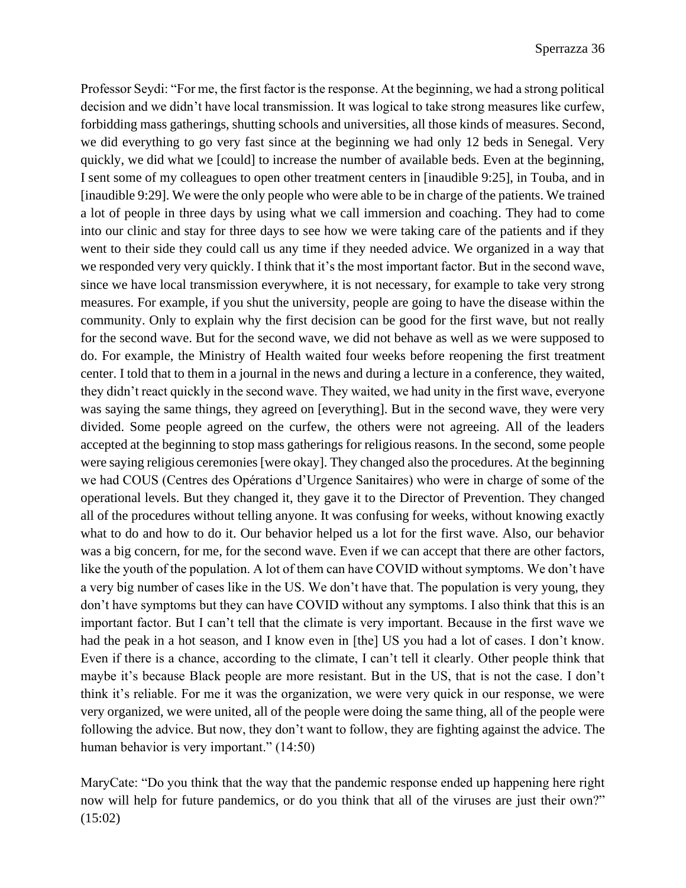Professor Seydi: "For me, the first factor is the response. At the beginning, we had a strong political decision and we didn't have local transmission. It was logical to take strong measures like curfew, forbidding mass gatherings, shutting schools and universities, all those kinds of measures. Second, we did everything to go very fast since at the beginning we had only 12 beds in Senegal. Very quickly, we did what we [could] to increase the number of available beds. Even at the beginning, I sent some of my colleagues to open other treatment centers in [inaudible 9:25], in Touba, and in [inaudible 9:29]. We were the only people who were able to be in charge of the patients. We trained a lot of people in three days by using what we call immersion and coaching. They had to come into our clinic and stay for three days to see how we were taking care of the patients and if they went to their side they could call us any time if they needed advice. We organized in a way that we responded very very quickly. I think that it's the most important factor. But in the second wave, since we have local transmission everywhere, it is not necessary, for example to take very strong measures. For example, if you shut the university, people are going to have the disease within the community. Only to explain why the first decision can be good for the first wave, but not really for the second wave. But for the second wave, we did not behave as well as we were supposed to do. For example, the Ministry of Health waited four weeks before reopening the first treatment center. I told that to them in a journal in the news and during a lecture in a conference, they waited, they didn't react quickly in the second wave. They waited, we had unity in the first wave, everyone was saying the same things, they agreed on [everything]. But in the second wave, they were very divided. Some people agreed on the curfew, the others were not agreeing. All of the leaders accepted at the beginning to stop mass gatherings for religious reasons. In the second, some people were saying religious ceremonies [were okay]. They changed also the procedures. At the beginning we had COUS (Centres des Opérations d'Urgence Sanitaires) who were in charge of some of the operational levels. But they changed it, they gave it to the Director of Prevention. They changed all of the procedures without telling anyone. It was confusing for weeks, without knowing exactly what to do and how to do it. Our behavior helped us a lot for the first wave. Also, our behavior was a big concern, for me, for the second wave. Even if we can accept that there are other factors, like the youth of the population. A lot of them can have COVID without symptoms. We don't have a very big number of cases like in the US. We don't have that. The population is very young, they don't have symptoms but they can have COVID without any symptoms. I also think that this is an important factor. But I can't tell that the climate is very important. Because in the first wave we had the peak in a hot season, and I know even in [the] US you had a lot of cases. I don't know. Even if there is a chance, according to the climate, I can't tell it clearly. Other people think that maybe it's because Black people are more resistant. But in the US, that is not the case. I don't think it's reliable. For me it was the organization, we were very quick in our response, we were very organized, we were united, all of the people were doing the same thing, all of the people were following the advice. But now, they don't want to follow, they are fighting against the advice. The human behavior is very important." (14:50)

MaryCate: "Do you think that the way that the pandemic response ended up happening here right now will help for future pandemics, or do you think that all of the viruses are just their own?" (15:02)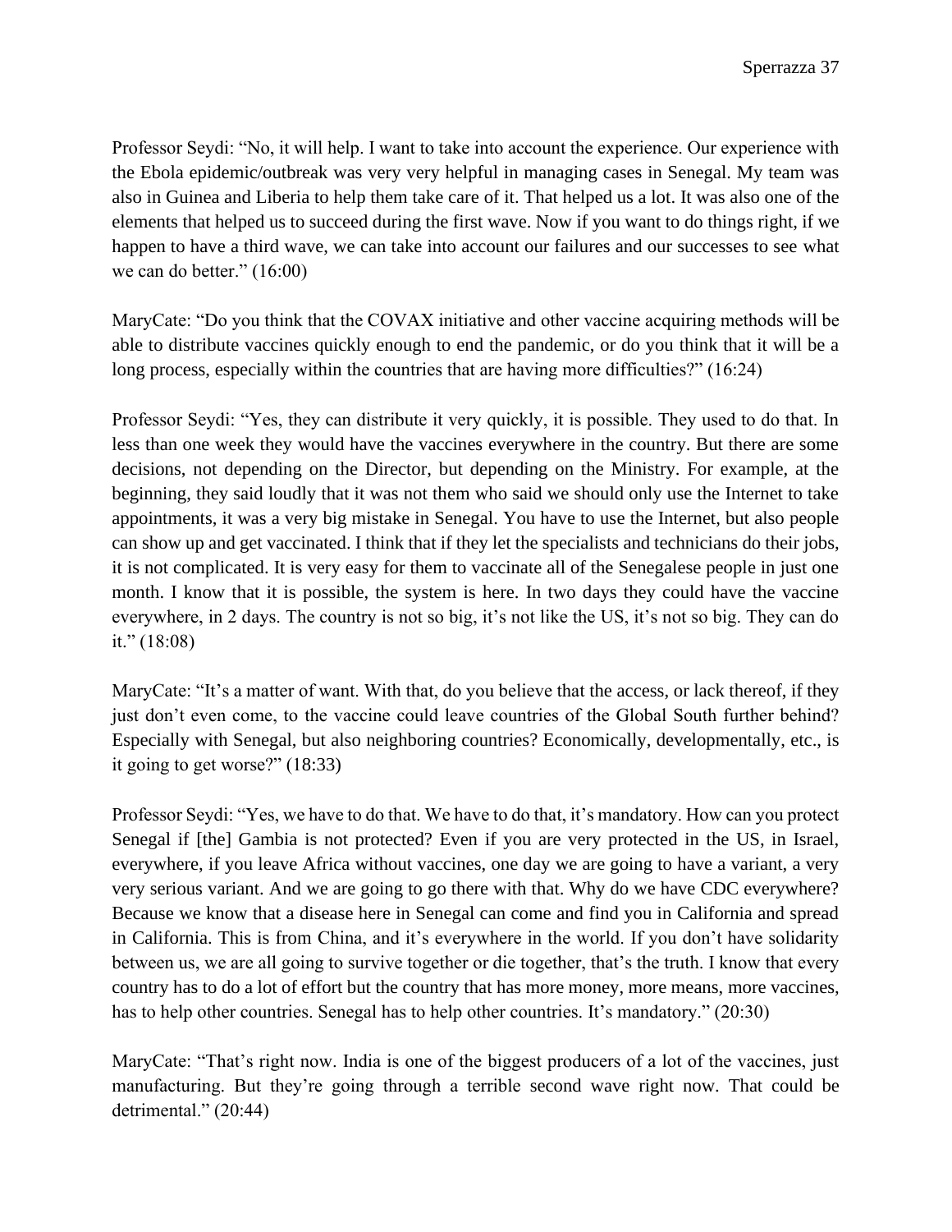Professor Seydi: “No, it will help. I want to take into account the experience. Our experience with the Ebola epidemic/outbreak was very very helpful in managing cases in Senegal. My team was also in Guinea and Liberia to help them take care of it. That helped us a lot. It was also one of the elements that helped us to succeed during the first wave. Now if you want to do things right, if we happen to have a third wave, we can take into account our failures and our successes to see what we can do better.” (16:00)

MaryCate: “Do you think that the COVAX initiative and other vaccine acquiring methods will be able to distribute vaccines quickly enough to end the pandemic, or do you think that it will be a long process, especially within the countries that are having more difficulties?” (16:24)

Professor Seydi: “Yes, they can distribute it very quickly, it is possible. They used to do that. In less than one week they would have the vaccines everywhere in the country. But there are some decisions, not depending on the Director, but depending on the Ministry. For example, at the beginning, they said loudly that it was not them who said we should only use the Internet to take appointments, it was a very big mistake in Senegal. You have to use the Internet, but also people can show up and get vaccinated. I think that if they let the specialists and technicians do their jobs, it is not complicated. It is very easy for them to vaccinate all of the Senegalese people in just one month. I know that it is possible, the system is here. In two days they could have the vaccine everywhere, in 2 days. The country is not so big, it’s not like the US, it’s not so big. They can do it.” (18:08)

MaryCate: “It’s a matter of want. With that, do you believe that the access, or lack thereof, if they just don’t even come, to the vaccine could leave countries of the Global South further behind? Especially with Senegal, but also neighboring countries? Economically, developmentally, etc., is it going to get worse?” (18:33)

Professor Seydi: “Yes, we have to do that. We have to do that, it’s mandatory. How can you protect Senegal if [the] Gambia is not protected? Even if you are very protected in the US, in Israel, everywhere, if you leave Africa without vaccines, one day we are going to have a variant, a very very serious variant. And we are going to go there with that. Why do we have CDC everywhere? Because we know that a disease here in Senegal can come and find you in California and spread in California. This is from China, and it’s everywhere in the world. If you don’t have solidarity between us, we are all going to survive together or die together, that’s the truth. I know that every country has to do a lot of effort but the country that has more money, more means, more vaccines, has to help other countries. Senegal has to help other countries. It’s mandatory.” (20:30)

MaryCate: “That’s right now. India is one of the biggest producers of a lot of the vaccines, just manufacturing. But they’re going through a terrible second wave right now. That could be detrimental.” (20:44)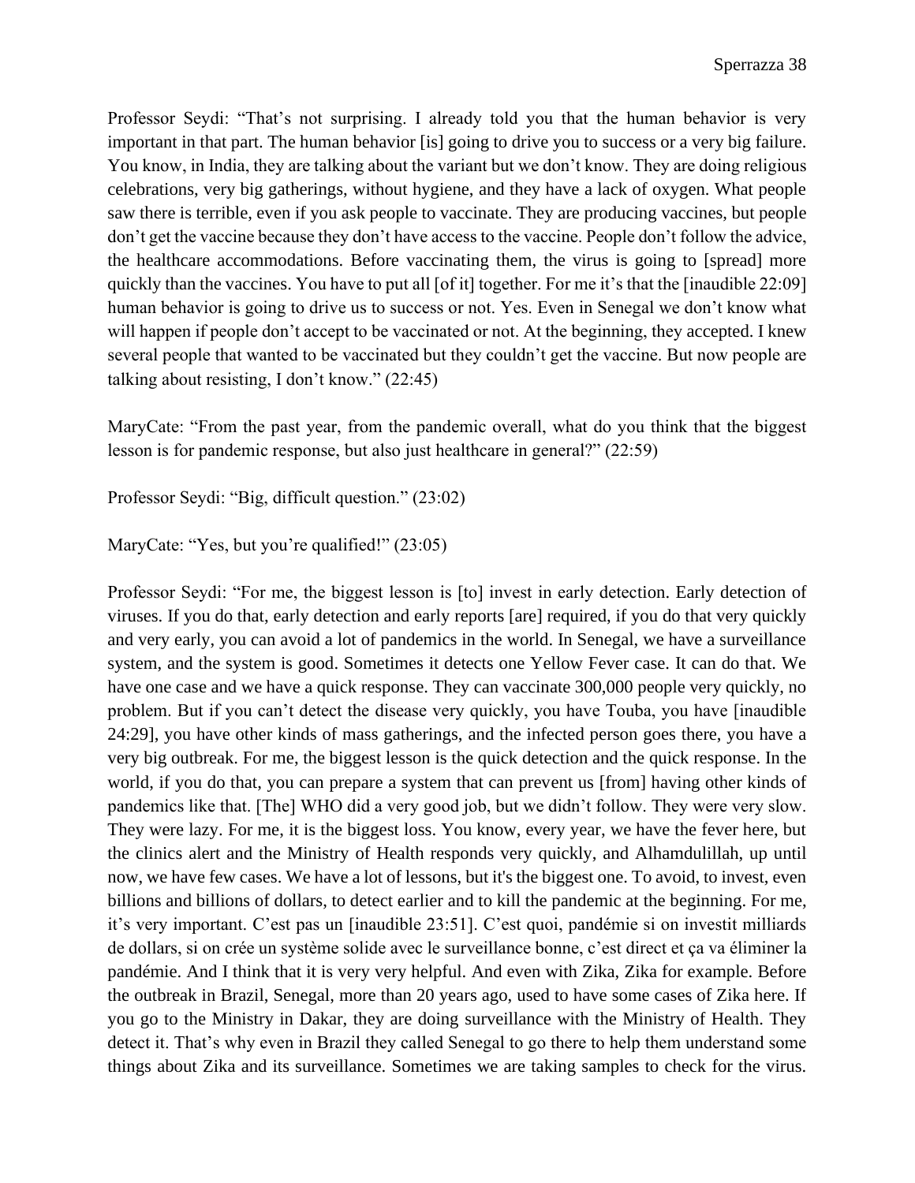Professor Seydi: "That's not surprising. I already told you that the human behavior is very important in that part. The human behavior [is] going to drive you to success or a very big failure. You know, in India, they are talking about the variant but we don't know. They are doing religious celebrations, very big gatherings, without hygiene, and they have a lack of oxygen. What people saw there is terrible, even if you ask people to vaccinate. They are producing vaccines, but people don't get the vaccine because they don't have access to the vaccine. People don't follow the advice, the healthcare accommodations. Before vaccinating them, the virus is going to [spread] more quickly than the vaccines. You have to put all [of it] together. For me it's that the [inaudible 22:09] human behavior is going to drive us to success or not. Yes. Even in Senegal we don't know what will happen if people don't accept to be vaccinated or not. At the beginning, they accepted. I knew several people that wanted to be vaccinated but they couldn't get the vaccine. But now people are talking about resisting, I don't know." (22:45)

MaryCate: "From the past year, from the pandemic overall, what do you think that the biggest lesson is for pandemic response, but also just healthcare in general?" (22:59)

Professor Seydi: "Big, difficult question." (23:02)

MaryCate: "Yes, but you're qualified!" (23:05)

Professor Seydi: "For me, the biggest lesson is [to] invest in early detection. Early detection of viruses. If you do that, early detection and early reports [are] required, if you do that very quickly and very early, you can avoid a lot of pandemics in the world. In Senegal, we have a surveillance system, and the system is good. Sometimes it detects one Yellow Fever case. It can do that. We have one case and we have a quick response. They can vaccinate 300,000 people very quickly, no problem. But if you can't detect the disease very quickly, you have Touba, you have [inaudible 24:29], you have other kinds of mass gatherings, and the infected person goes there, you have a very big outbreak. For me, the biggest lesson is the quick detection and the quick response. In the world, if you do that, you can prepare a system that can prevent us [from] having other kinds of pandemics like that. [The] WHO did a very good job, but we didn't follow. They were very slow. They were lazy. For me, it is the biggest loss. You know, every year, we have the fever here, but the clinics alert and the Ministry of Health responds very quickly, and Alhamdulillah, up until now, we have few cases. We have a lot of lessons, but it's the biggest one. To avoid, to invest, even billions and billions of dollars, to detect earlier and to kill the pandemic at the beginning. For me, it's very important. C'est pas un [inaudible 23:51]. C'est quoi, pandémie si on investit milliards de dollars, si on crée un système solide avec le surveillance bonne, c'est direct et ça va éliminer la pandémie. And I think that it is very very helpful. And even with Zika, Zika for example. Before the outbreak in Brazil, Senegal, more than 20 years ago, used to have some cases of Zika here. If you go to the Ministry in Dakar, they are doing surveillance with the Ministry of Health. They detect it. That's why even in Brazil they called Senegal to go there to help them understand some things about Zika and its surveillance. Sometimes we are taking samples to check for the virus.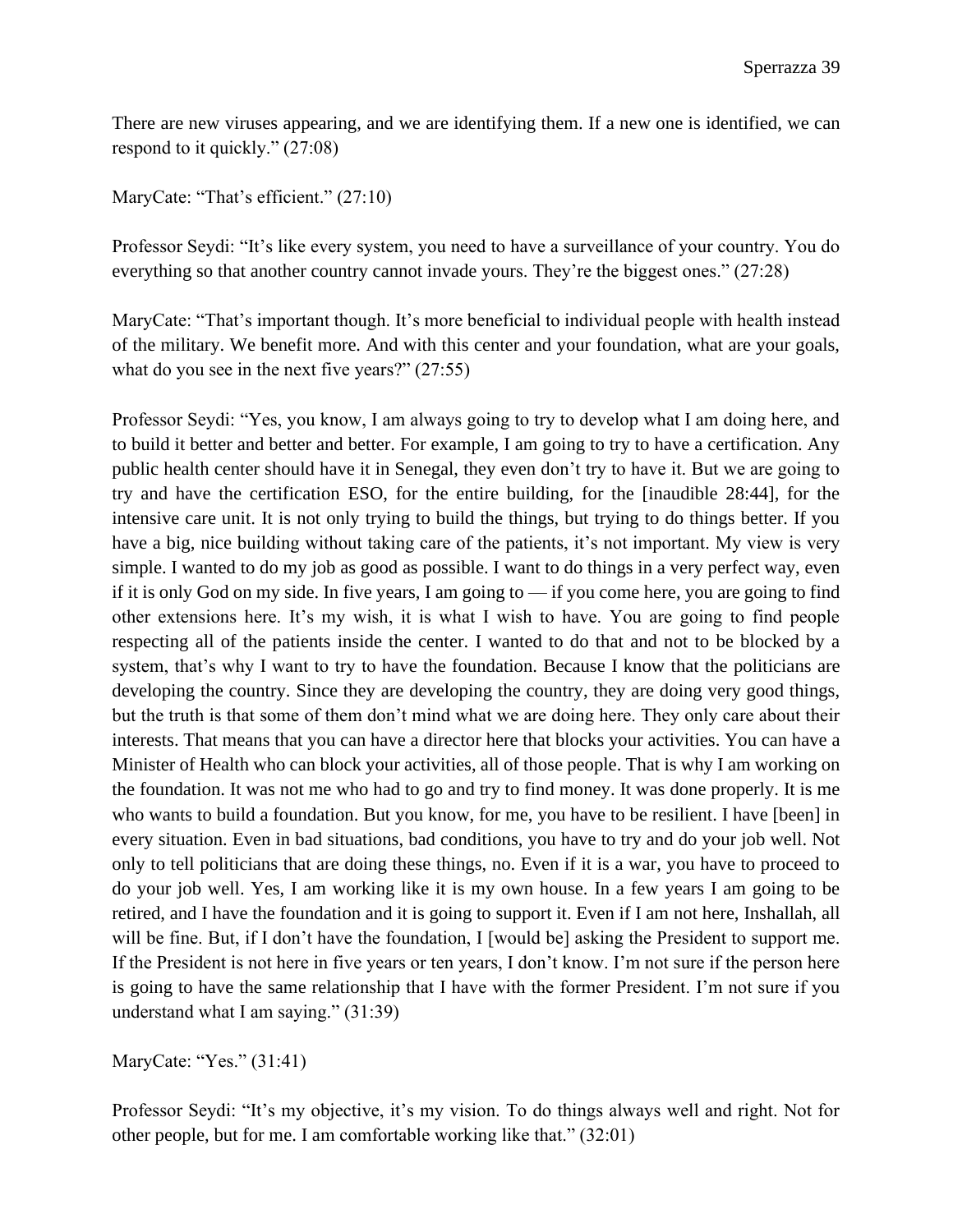There are new viruses appearing, and we are identifying them. If a new one is identified, we can respond to it quickly." (27:08)

MaryCate: "That's efficient." (27:10)

Professor Seydi: "It's like every system, you need to have a surveillance of your country. You do everything so that another country cannot invade yours. They're the biggest ones." (27:28)

MaryCate: "That's important though. It's more beneficial to individual people with health instead of the military. We benefit more. And with this center and your foundation, what are your goals, what do you see in the next five years?" (27:55)

Professor Seydi: "Yes, you know, I am always going to try to develop what I am doing here, and to build it better and better and better. For example, I am going to try to have a certification. Any public health center should have it in Senegal, they even don't try to have it. But we are going to try and have the certification ESO, for the entire building, for the [inaudible 28:44], for the intensive care unit. It is not only trying to build the things, but trying to do things better. If you have a big, nice building without taking care of the patients, it's not important. My view is very simple. I wanted to do my job as good as possible. I want to do things in a very perfect way, even if it is only God on my side. In five years, I am going to — if you come here, you are going to find other extensions here. It's my wish, it is what I wish to have. You are going to find people respecting all of the patients inside the center. I wanted to do that and not to be blocked by a system, that's why I want to try to have the foundation. Because I know that the politicians are developing the country. Since they are developing the country, they are doing very good things, but the truth is that some of them don't mind what we are doing here. They only care about their interests. That means that you can have a director here that blocks your activities. You can have a Minister of Health who can block your activities, all of those people. That is why I am working on the foundation. It was not me who had to go and try to find money. It was done properly. It is me who wants to build a foundation. But you know, for me, you have to be resilient. I have [been] in every situation. Even in bad situations, bad conditions, you have to try and do your job well. Not only to tell politicians that are doing these things, no. Even if it is a war, you have to proceed to do your job well. Yes, I am working like it is my own house. In a few years I am going to be retired, and I have the foundation and it is going to support it. Even if I am not here, Inshallah, all will be fine. But, if I don't have the foundation, I [would be] asking the President to support me. If the President is not here in five years or ten years, I don't know. I'm not sure if the person here is going to have the same relationship that I have with the former President. I'm not sure if you understand what I am saying." (31:39)

MaryCate: "Yes." (31:41)

Professor Seydi: "It's my objective, it's my vision. To do things always well and right. Not for other people, but for me. I am comfortable working like that." (32:01)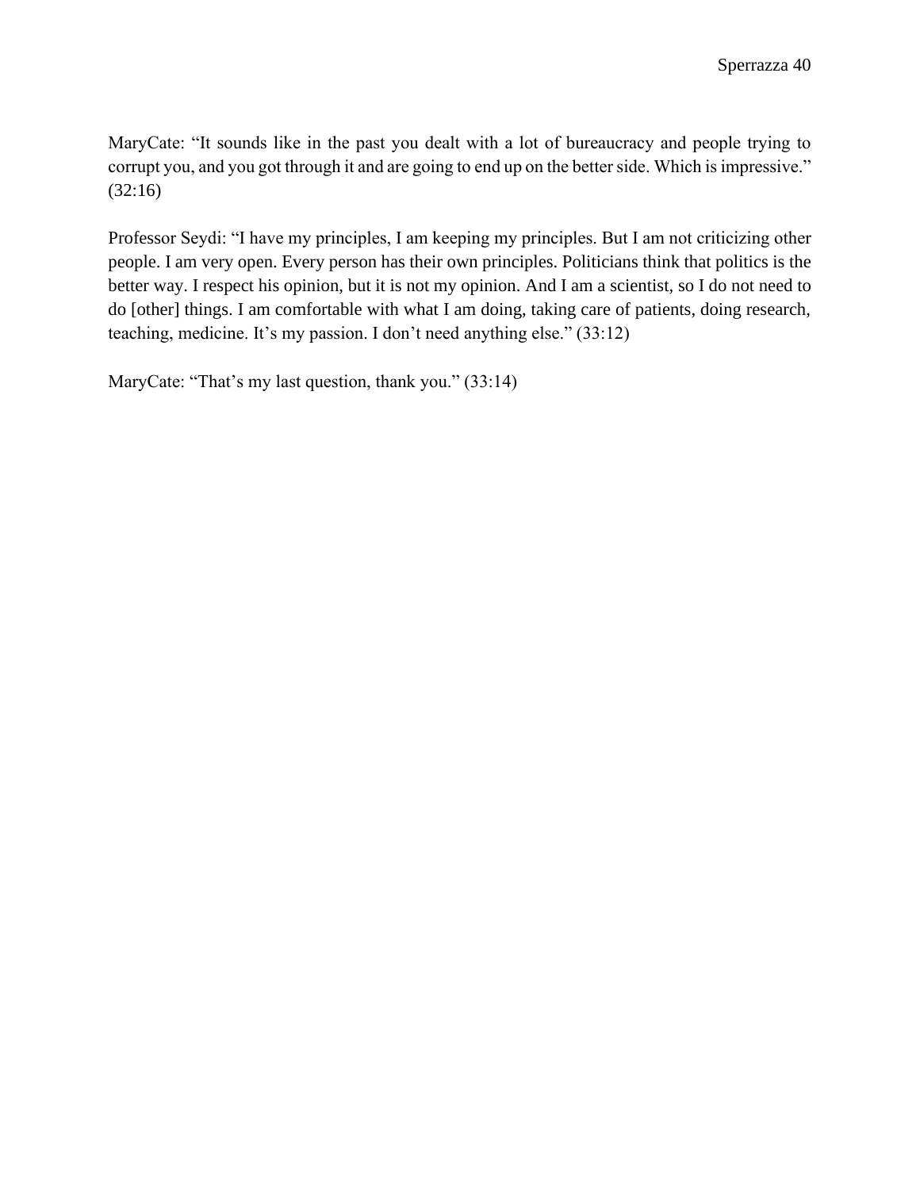MaryCate: “It sounds like in the past you dealt with a lot of bureaucracy and people trying to corrupt you, and you got through it and are going to end up on the better side. Which is impressive.” (32:16)

Professor Seydi: “I have my principles, I am keeping my principles. But I am not criticizing other people. I am very open. Every person has their own principles. Politicians think that politics is the better way. I respect his opinion, but it is not my opinion. And I am a scientist, so I do not need to do [other] things. I am comfortable with what I am doing, taking care of patients, doing research, teaching, medicine. It’s my passion. I don’t need anything else.” (33:12)

MaryCate: “That’s my last question, thank you.” (33:14)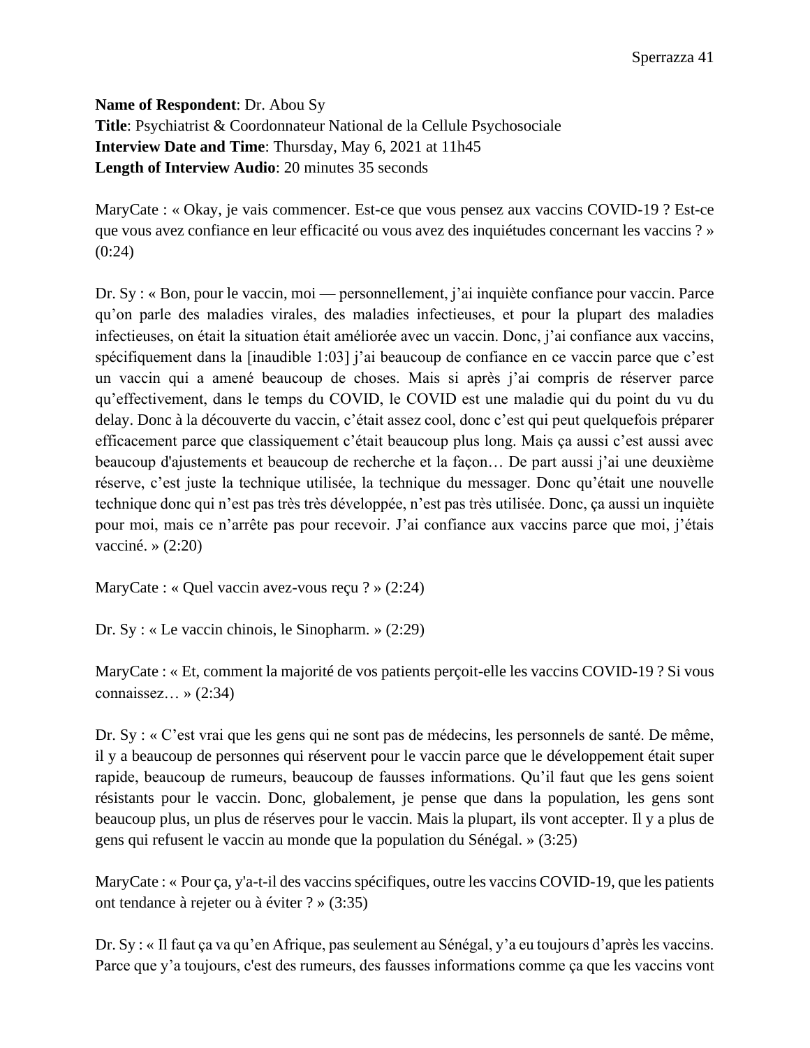**Name of Respondent**: Dr. Abou Sy
**Title**: Psychiatrist & Coordonnateur National de la Cellule Psychosociale
**Interview Date and Time**: Thursday, May 6, 2021 at 11h45
**Length of Interview Audio**: 20 minutes 35 seconds

MaryCate : « Okay, je vais commencer. Est-ce que vous pensez aux vaccins COVID-19 ? Est-ce que vous avez confiance en leur efficacité ou vous avez des inquiétudes concernant les vaccins ? » (0:24)

Dr. Sy : « Bon, pour le vaccin, moi — personnellement, j'ai inquiète confiance pour vaccin. Parce qu'on parle des maladies virales, des maladies infectieuses, et pour la plupart des maladies infectieuses, on était la situation était améliorée avec un vaccin. Donc, j'ai confiance aux vaccins, spécifiquement dans la [inaudible 1:03] j'ai beaucoup de confiance en ce vaccin parce que c'est un vaccin qui a amené beaucoup de choses. Mais si après j'ai compris de réserver parce qu'effectivement, dans le temps du COVID, le COVID est une maladie qui du point du vu du delay. Donc à la découverte du vaccin, c'était assez cool, donc c'est qui peut quelquefois préparer efficacement parce que classiquement c'était beaucoup plus long. Mais ça aussi c'est aussi avec beaucoup d'ajustements et beaucoup de recherche et la façon… De part aussi j'ai une deuxième réserve, c'est juste la technique utilisée, la technique du messager. Donc qu'était une nouvelle technique donc qui n'est pas très très développée, n'est pas très utilisée. Donc, ça aussi un inquiète pour moi, mais ce n'arrête pas pour recevoir. J'ai confiance aux vaccins parce que moi, j'étais vacciné. » (2:20)

MaryCate : « Quel vaccin avez-vous reçu ? » (2:24)

Dr. Sy : « Le vaccin chinois, le Sinopharm. » (2:29)

MaryCate : « Et, comment la majorité de vos patients perçoit-elle les vaccins COVID-19 ? Si vous connaissez… » (2:34)

Dr. Sy : « C'est vrai que les gens qui ne sont pas de médecins, les personnels de santé. De même, il y a beaucoup de personnes qui réservent pour le vaccin parce que le développement était super rapide, beaucoup de rumeurs, beaucoup de fausses informations. Qu'il faut que les gens soient résistants pour le vaccin. Donc, globalement, je pense que dans la population, les gens sont beaucoup plus, un plus de réserves pour le vaccin. Mais la plupart, ils vont accepter. Il y a plus de gens qui refusent le vaccin au monde que la population du Sénégal. » (3:25)

MaryCate : « Pour ça, y'a-t-il des vaccins spécifiques, outre les vaccins COVID-19, que les patients ont tendance à rejeter ou à éviter ? » (3:35)

Dr. Sy : « Il faut ça va qu'en Afrique, pas seulement au Sénégal, y'a eu toujours d'après les vaccins. Parce que y'a toujours, c'est des rumeurs, des fausses informations comme ça que les vaccins vont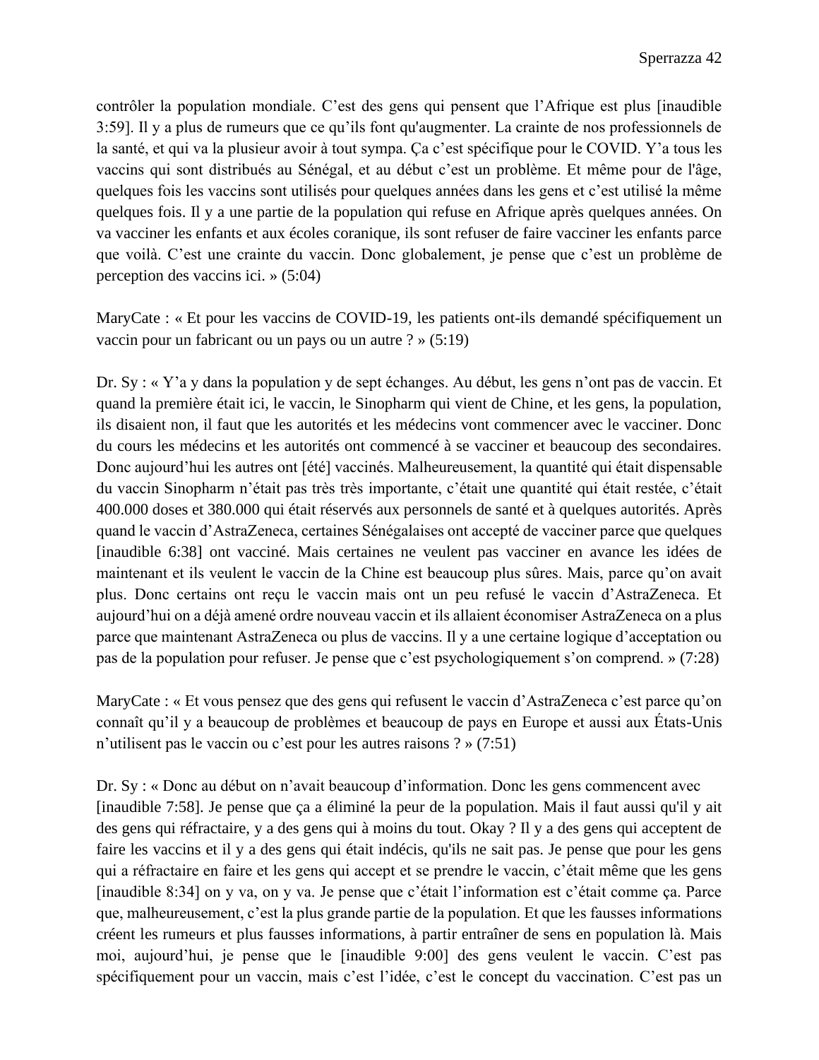contrôler la population mondiale. C'est des gens qui pensent que l'Afrique est plus [inaudible 3:59]. Il y a plus de rumeurs que ce qu'ils font qu'augmenter. La crainte de nos professionnels de la santé, et qui va la plusieur avoir à tout sympa. Ça c'est spécifique pour le COVID. Y'a tous les vaccins qui sont distribués au Sénégal, et au début c'est un problème. Et même pour de l'âge, quelques fois les vaccins sont utilisés pour quelques années dans les gens et c'est utilisé la même quelques fois. Il y a une partie de la population qui refuse en Afrique après quelques années. On va vacciner les enfants et aux écoles coranique, ils sont refuser de faire vacciner les enfants parce que voilà. C'est une crainte du vaccin. Donc globalement, je pense que c'est un problème de perception des vaccins ici. » (5:04)

MaryCate : « Et pour les vaccins de COVID-19, les patients ont-ils demandé spécifiquement un vaccin pour un fabricant ou un pays ou un autre ? » (5:19)

Dr. Sy : « Y'a y dans la population y de sept échanges. Au début, les gens n'ont pas de vaccin. Et quand la première était ici, le vaccin, le Sinopharm qui vient de Chine, et les gens, la population, ils disaient non, il faut que les autorités et les médecins vont commencer avec le vacciner. Donc du cours les médecins et les autorités ont commencé à se vacciner et beaucoup des secondaires. Donc aujourd'hui les autres ont [été] vaccinés. Malheureusement, la quantité qui était dispensable du vaccin Sinopharm n'était pas très très importante, c'était une quantité qui était restée, c'était 400.000 doses et 380.000 qui était réservés aux personnels de santé et à quelques autorités. Après quand le vaccin d'AstraZeneca, certaines Sénégalaises ont accepté de vacciner parce que quelques [inaudible 6:38] ont vacciné. Mais certaines ne veulent pas vacciner en avance les idées de maintenant et ils veulent le vaccin de la Chine est beaucoup plus sûres. Mais, parce qu'on avait plus. Donc certains ont reçu le vaccin mais ont un peu refusé le vaccin d'AstraZeneca. Et aujourd'hui on a déjà amené ordre nouveau vaccin et ils allaient économiser AstraZeneca on a plus parce que maintenant AstraZeneca ou plus de vaccins. Il y a une certaine logique d'acceptation ou pas de la population pour refuser. Je pense que c'est psychologiquement s'on comprend. » (7:28)

MaryCate : « Et vous pensez que des gens qui refusent le vaccin d'AstraZeneca c'est parce qu'on connaît qu'il y a beaucoup de problèmes et beaucoup de pays en Europe et aussi aux États-Unis n'utilisent pas le vaccin ou c'est pour les autres raisons ? » (7:51)

Dr. Sy : « Donc au début on n'avait beaucoup d'information. Donc les gens commencent avec [inaudible 7:58]. Je pense que ça a éliminé la peur de la population. Mais il faut aussi qu'il y ait des gens qui réfractaire, y a des gens qui à moins du tout. Okay ? Il y a des gens qui acceptent de faire les vaccins et il y a des gens qui était indécis, qu'ils ne sait pas. Je pense que pour les gens qui a réfractaire en faire et les gens qui accept et se prendre le vaccin, c'était même que les gens [inaudible 8:34] on y va, on y va. Je pense que c'était l'information est c'était comme ça. Parce que, malheureusement, c'est la plus grande partie de la population. Et que les fausses informations créent les rumeurs et plus fausses informations, à partir entraîner de sens en population là. Mais moi, aujourd'hui, je pense que le [inaudible 9:00] des gens veulent le vaccin. C'est pas spécifiquement pour un vaccin, mais c'est l'idée, c'est le concept du vaccination. C'est pas un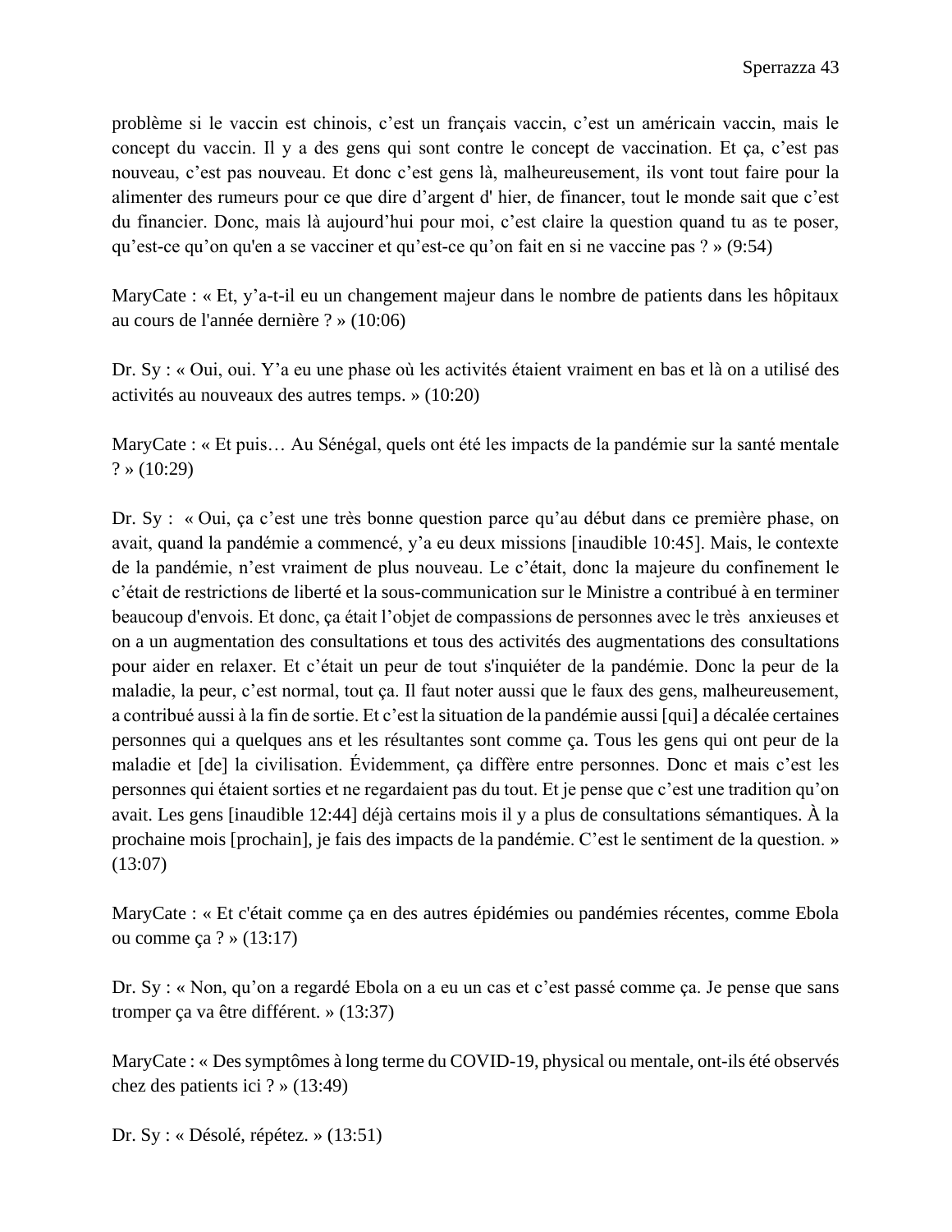problème si le vaccin est chinois, c'est un français vaccin, c'est un américain vaccin, mais le concept du vaccin. Il y a des gens qui sont contre le concept de vaccination. Et ça, c'est pas nouveau, c'est pas nouveau. Et donc c'est gens là, malheureusement, ils vont tout faire pour la alimenter des rumeurs pour ce que dire d'argent d' hier, de financer, tout le monde sait que c'est du financier. Donc, mais là aujourd'hui pour moi, c'est claire la question quand tu as te poser, qu'est-ce qu'on qu'en a se vacciner et qu'est-ce qu'on fait en si ne vaccine pas ? » (9:54)

MaryCate : « Et, y'a-t-il eu un changement majeur dans le nombre de patients dans les hôpitaux au cours de l'année dernière ? » (10:06)

Dr. Sy : « Oui, oui. Y'a eu une phase où les activités étaient vraiment en bas et là on a utilisé des activités au nouveaux des autres temps. » (10:20)

MaryCate : « Et puis… Au Sénégal, quels ont été les impacts de la pandémie sur la santé mentale ? » (10:29)

Dr. Sy : « Oui, ça c'est une très bonne question parce qu'au début dans ce première phase, on avait, quand la pandémie a commencé, y'a eu deux missions [inaudible 10:45]. Mais, le contexte de la pandémie, n'est vraiment de plus nouveau. Le c'était, donc la majeure du confinement le c'était de restrictions de liberté et la sous-communication sur le Ministre a contribué à en terminer beaucoup d'envois. Et donc, ça était l'objet de compassions de personnes avec le très anxieuses et on a un augmentation des consultations et tous des activités des augmentations des consultations pour aider en relaxer. Et c'était un peur de tout s'inquiéter de la pandémie. Donc la peur de la maladie, la peur, c'est normal, tout ça. Il faut noter aussi que le faux des gens, malheureusement, a contribué aussi à la fin de sortie. Et c'est la situation de la pandémie aussi [qui] a décalée certaines personnes qui a quelques ans et les résultantes sont comme ça. Tous les gens qui ont peur de la maladie et [de] la civilisation. Évidemment, ça diffère entre personnes. Donc et mais c'est les personnes qui étaient sorties et ne regardaient pas du tout. Et je pense que c'est une tradition qu'on avait. Les gens [inaudible 12:44] déjà certains mois il y a plus de consultations sémantiques. À la prochaine mois [prochain], je fais des impacts de la pandémie. C'est le sentiment de la question. » (13:07)

MaryCate : « Et c'était comme ça en des autres épidémies ou pandémies récentes, comme Ebola ou comme ça ? » (13:17)

Dr. Sy : « Non, qu'on a regardé Ebola on a eu un cas et c'est passé comme ça. Je pense que sans tromper ça va être différent. » (13:37)

MaryCate : « Des symptômes à long terme du COVID-19, physical ou mentale, ont-ils été observés chez des patients ici ? » (13:49)

Dr. Sy : « Désolé, répétez. » (13:51)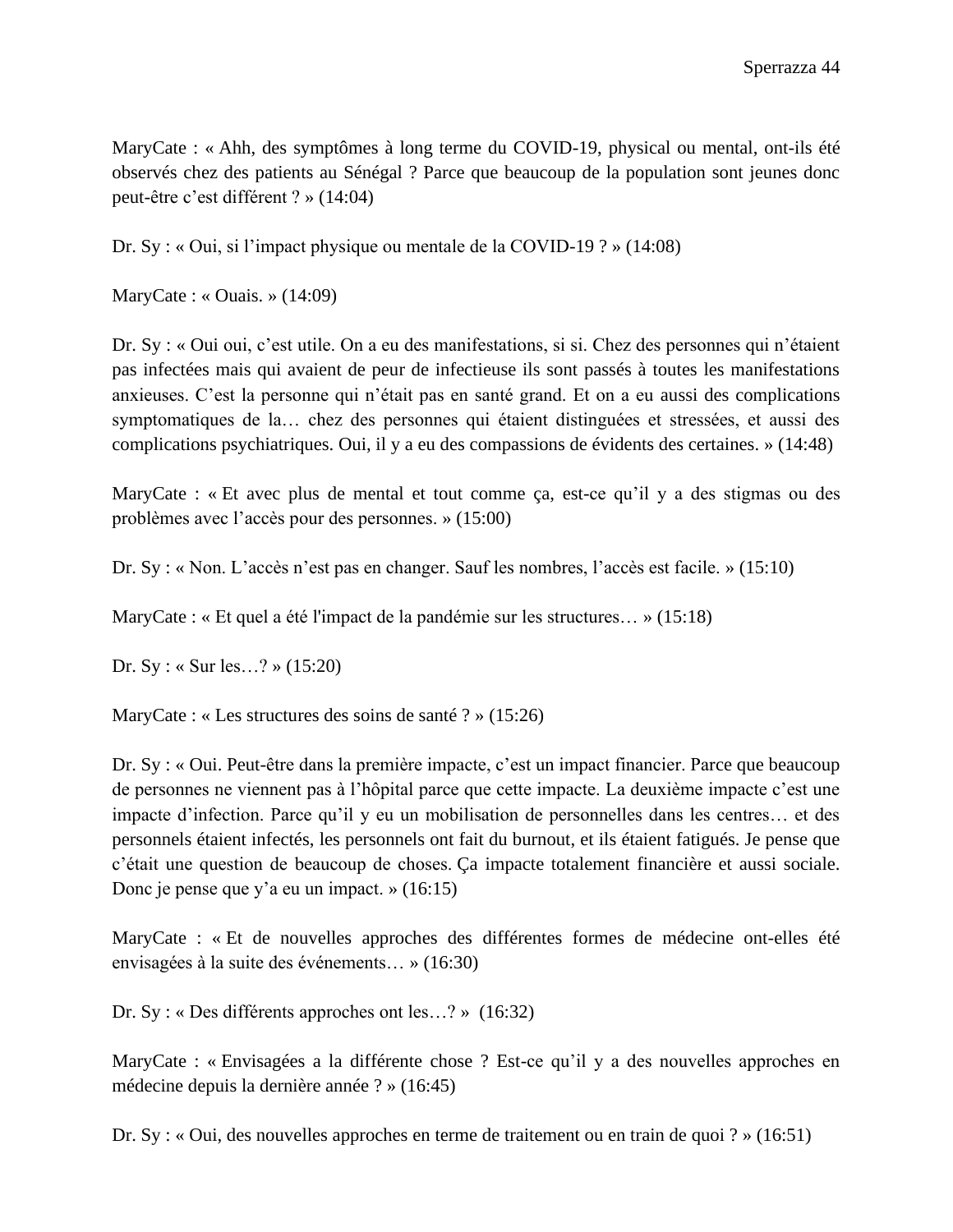MaryCate : « Ahh, des symptômes à long terme du COVID-19, physical ou mental, ont-ils été observés chez des patients au Sénégal ? Parce que beaucoup de la population sont jeunes donc peut-être c'est différent ? » (14:04)

Dr. Sy : « Oui, si l'impact physique ou mentale de la COVID-19 ? » (14:08)

MaryCate : « Ouais. » (14:09)

Dr. Sy : « Oui oui, c'est utile. On a eu des manifestations, si si. Chez des personnes qui n'étaient pas infectées mais qui avaient de peur de infectieuse ils sont passés à toutes les manifestations anxieuses. C'est la personne qui n'était pas en santé grand. Et on a eu aussi des complications symptomatiques de la… chez des personnes qui étaient distinguées et stressées, et aussi des complications psychiatriques. Oui, il y a eu des compassions de évidents des certaines. » (14:48)

MaryCate : « Et avec plus de mental et tout comme ça, est-ce qu'il y a des stigmas ou des problèmes avec l'accès pour des personnes. » (15:00)

Dr. Sy : « Non. L'accès n'est pas en changer. Sauf les nombres, l'accès est facile. » (15:10)

MaryCate : « Et quel a été l'impact de la pandémie sur les structures… » (15:18)

Dr. Sy : « Sur les…? » (15:20)

MaryCate : « Les structures des soins de santé ? » (15:26)

Dr. Sy : « Oui. Peut-être dans la première impacte, c'est un impact financier. Parce que beaucoup de personnes ne viennent pas à l'hôpital parce que cette impacte. La deuxième impacte c'est une impacte d'infection. Parce qu'il y eu un mobilisation de personnelles dans les centres… et des personnels étaient infectés, les personnels ont fait du burnout, et ils étaient fatigués. Je pense que c'était une question de beaucoup de choses. Ça impacte totalement financière et aussi sociale. Donc je pense que y'a eu un impact. » (16:15)

MaryCate : « Et de nouvelles approches des différentes formes de médecine ont-elles été envisagées à la suite des événements… » (16:30)

Dr. Sy : « Des différents approches ont les…? » (16:32)

MaryCate : « Envisagées a la différente chose ? Est-ce qu'il y a des nouvelles approches en médecine depuis la dernière année ? » (16:45)

Dr. Sy : « Oui, des nouvelles approches en terme de traitement ou en train de quoi ? » (16:51)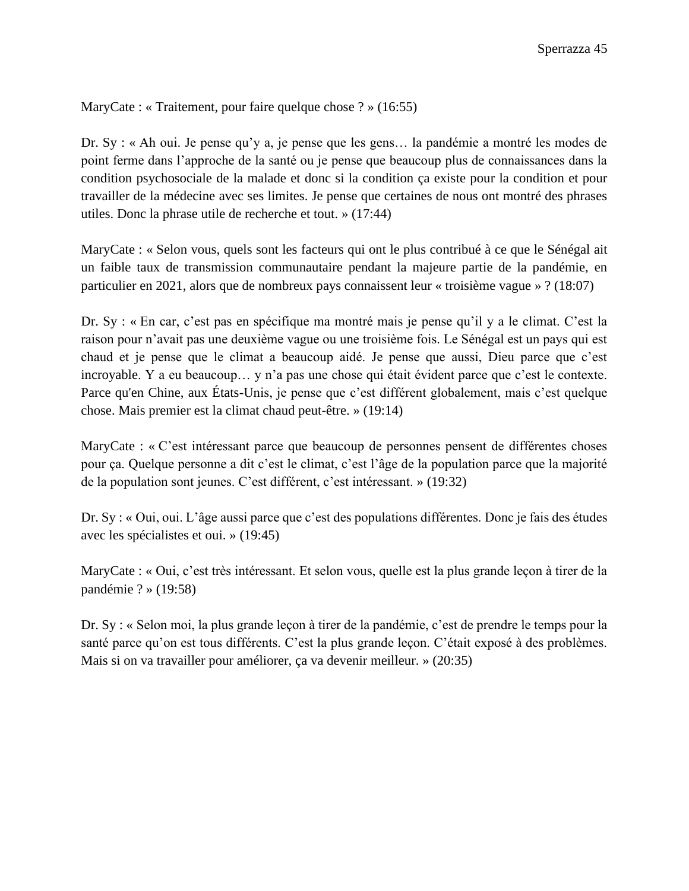MaryCate : « Traitement, pour faire quelque chose ? » (16:55)

Dr. Sy : « Ah oui. Je pense qu'y a, je pense que les gens… la pandémie a montré les modes de point ferme dans l'approche de la santé ou je pense que beaucoup plus de connaissances dans la condition psychosociale de la malade et donc si la condition ça existe pour la condition et pour travailler de la médecine avec ses limites. Je pense que certaines de nous ont montré des phrases utiles. Donc la phrase utile de recherche et tout. » (17:44)

MaryCate : « Selon vous, quels sont les facteurs qui ont le plus contribué à ce que le Sénégal ait un faible taux de transmission communautaire pendant la majeure partie de la pandémie, en particulier en 2021, alors que de nombreux pays connaissent leur « troisième vague » ? (18:07)

Dr. Sy : « En car, c'est pas en spécifique ma montré mais je pense qu'il y a le climat. C'est la raison pour n'avait pas une deuxième vague ou une troisième fois. Le Sénégal est un pays qui est chaud et je pense que le climat a beaucoup aidé. Je pense que aussi, Dieu parce que c'est incroyable. Y a eu beaucoup… y n'a pas une chose qui était évident parce que c'est le contexte. Parce qu'en Chine, aux États-Unis, je pense que c'est différent globalement, mais c'est quelque chose. Mais premier est la climat chaud peut-être. » (19:14)

MaryCate : « C'est intéressant parce que beaucoup de personnes pensent de différentes choses pour ça. Quelque personne a dit c'est le climat, c'est l'âge de la population parce que la majorité de la population sont jeunes. C'est différent, c'est intéressant. » (19:32)

Dr. Sy : « Oui, oui. L'âge aussi parce que c'est des populations différentes. Donc je fais des études avec les spécialistes et oui. » (19:45)

MaryCate : « Oui, c'est très intéressant. Et selon vous, quelle est la plus grande leçon à tirer de la pandémie ? » (19:58)

Dr. Sy : « Selon moi, la plus grande leçon à tirer de la pandémie, c'est de prendre le temps pour la santé parce qu'on est tous différents. C'est la plus grande leçon. C'était exposé à des problèmes. Mais si on va travailler pour améliorer, ça va devenir meilleur. » (20:35)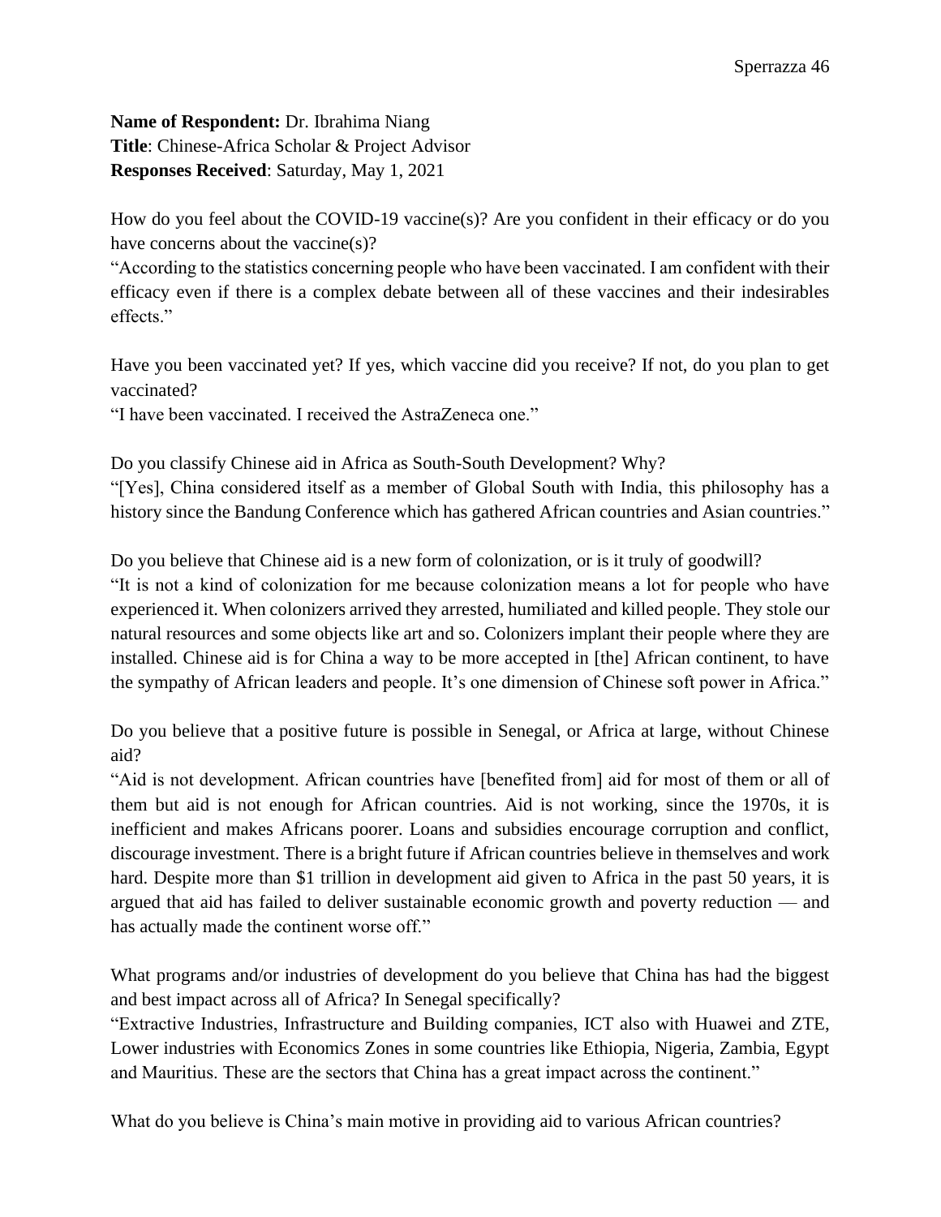**Name of Respondent:** Dr. Ibrahima Niang
**Title**: Chinese-Africa Scholar & Project Advisor
**Responses Received**: Saturday, May 1, 2021

How do you feel about the COVID-19 vaccine(s)? Are you confident in their efficacy or do you have concerns about the vaccine(s)?
"According to the statistics concerning people who have been vaccinated. I am confident with their efficacy even if there is a complex debate between all of these vaccines and their indesirables effects."

Have you been vaccinated yet? If yes, which vaccine did you receive? If not, do you plan to get vaccinated?
"I have been vaccinated. I received the AstraZeneca one."

Do you classify Chinese aid in Africa as South-South Development? Why?
"[Yes], China considered itself as a member of Global South with India, this philosophy has a history since the Bandung Conference which has gathered African countries and Asian countries."

Do you believe that Chinese aid is a new form of colonization, or is it truly of goodwill?
"It is not a kind of colonization for me because colonization means a lot for people who have experienced it. When colonizers arrived they arrested, humiliated and killed people. They stole our natural resources and some objects like art and so. Colonizers implant their people where they are installed. Chinese aid is for China a way to be more accepted in [the] African continent, to have the sympathy of African leaders and people. It's one dimension of Chinese soft power in Africa."

Do you believe that a positive future is possible in Senegal, or Africa at large, without Chinese aid?
"Aid is not development. African countries have [benefited from] aid for most of them or all of them but aid is not enough for African countries. Aid is not working, since the 1970s, it is inefficient and makes Africans poorer. Loans and subsidies encourage corruption and conflict, discourage investment. There is a bright future if African countries believe in themselves and work hard. Despite more than $1 trillion in development aid given to Africa in the past 50 years, it is argued that aid has failed to deliver sustainable economic growth and poverty reduction — and has actually made the continent worse off."

What programs and/or industries of development do you believe that China has had the biggest and best impact across all of Africa? In Senegal specifically?
"Extractive Industries, Infrastructure and Building companies, ICT also with Huawei and ZTE, Lower industries with Economics Zones in some countries like Ethiopia, Nigeria, Zambia, Egypt and Mauritius. These are the sectors that China has a great impact across the continent."

What do you believe is China's main motive in providing aid to various African countries?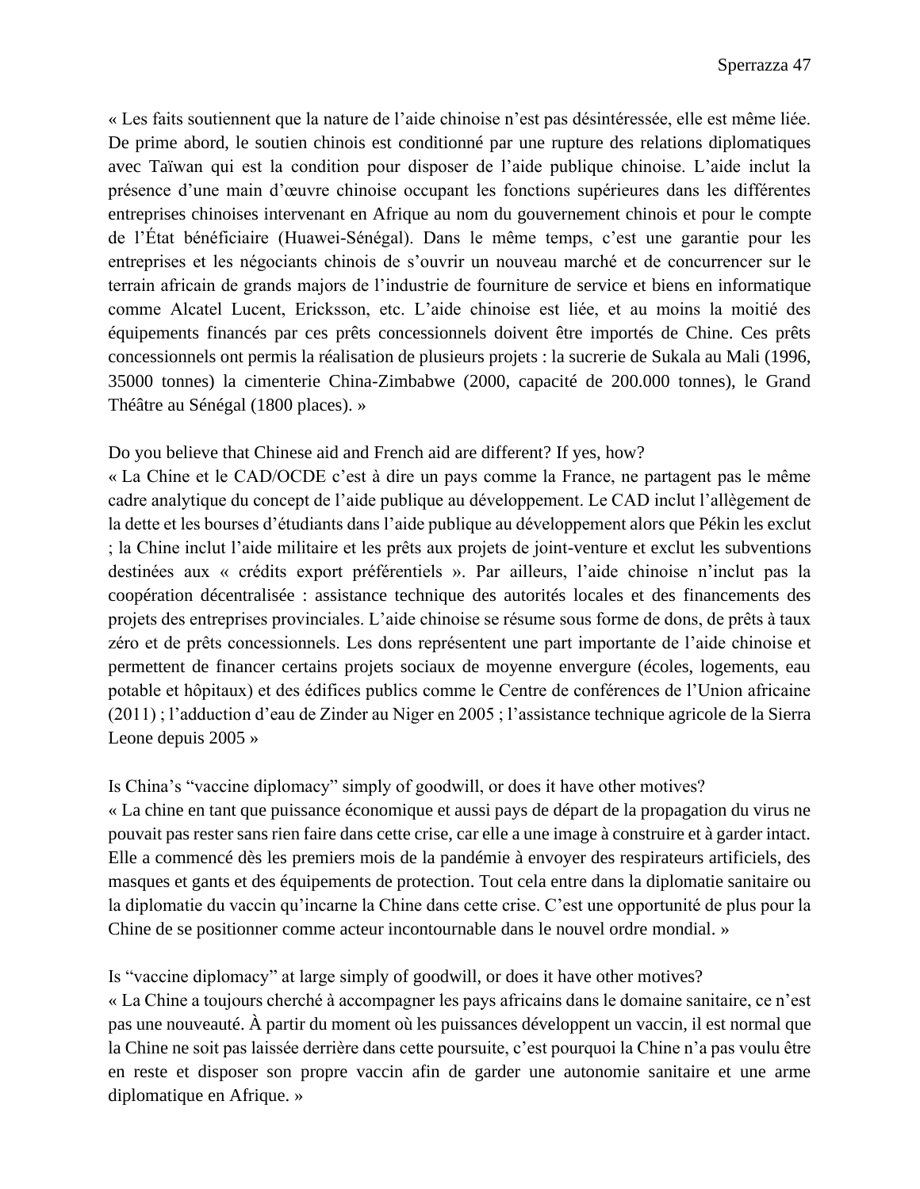« Les faits soutiennent que la nature de l'aide chinoise n'est pas désintéressée, elle est même liée. De prime abord, le soutien chinois est conditionné par une rupture des relations diplomatiques avec Taïwan qui est la condition pour disposer de l'aide publique chinoise. L'aide inclut la présence d'une main d'œuvre chinoise occupant les fonctions supérieures dans les différentes entreprises chinoises intervenant en Afrique au nom du gouvernement chinois et pour le compte de l'État bénéficiaire (Huawei-Sénégal). Dans le même temps, c'est une garantie pour les entreprises et les négociants chinois de s'ouvrir un nouveau marché et de concurrencer sur le terrain africain de grands majors de l'industrie de fourniture de service et biens en informatique comme Alcatel Lucent, Ericksson, etc. L'aide chinoise est liée, et au moins la moitié des équipements financés par ces prêts concessionnels doivent être importés de Chine. Ces prêts concessionnels ont permis la réalisation de plusieurs projets : la sucrerie de Sukala au Mali (1996, 35000 tonnes) la cimenterie China-Zimbabwe (2000, capacité de 200.000 tonnes), le Grand Théâtre au Sénégal (1800 places). »

Do you believe that Chinese aid and French aid are different? If yes, how?
« La Chine et le CAD/OCDE c'est à dire un pays comme la France, ne partagent pas le même cadre analytique du concept de l'aide publique au développement. Le CAD inclut l'allègement de la dette et les bourses d'étudiants dans l'aide publique au développement alors que Pékin les exclut ; la Chine inclut l'aide militaire et les prêts aux projets de joint-venture et exclut les subventions destinées aux « crédits export préférentiels ». Par ailleurs, l'aide chinoise n'inclut pas la coopération décentralisée : assistance technique des autorités locales et des financements des projets des entreprises provinciales. L'aide chinoise se résume sous forme de dons, de prêts à taux zéro et de prêts concessionnels. Les dons représentent une part importante de l'aide chinoise et permettent de financer certains projets sociaux de moyenne envergure (écoles, logements, eau potable et hôpitaux) et des édifices publics comme le Centre de conférences de l'Union africaine (2011) ; l'adduction d'eau de Zinder au Niger en 2005 ; l'assistance technique agricole de la Sierra Leone depuis 2005 »

Is China's "vaccine diplomacy" simply of goodwill, or does it have other motives?
« La chine en tant que puissance économique et aussi pays de départ de la propagation du virus ne pouvait pas rester sans rien faire dans cette crise, car elle a une image à construire et à garder intact. Elle a commencé dès les premiers mois de la pandémie à envoyer des respirateurs artificiels, des masques et gants et des équipements de protection. Tout cela entre dans la diplomatie sanitaire ou la diplomatie du vaccin qu'incarne la Chine dans cette crise. C'est une opportunité de plus pour la Chine de se positionner comme acteur incontournable dans le nouvel ordre mondial. »

Is "vaccine diplomacy" at large simply of goodwill, or does it have other motives?
« La Chine a toujours cherché à accompagner les pays africains dans le domaine sanitaire, ce n'est pas une nouveauté. À partir du moment où les puissances développent un vaccin, il est normal que la Chine ne soit pas laissée derrière dans cette poursuite, c'est pourquoi la Chine n'a pas voulu être en reste et disposer son propre vaccin afin de garder une autonomie sanitaire et une arme diplomatique en Afrique. »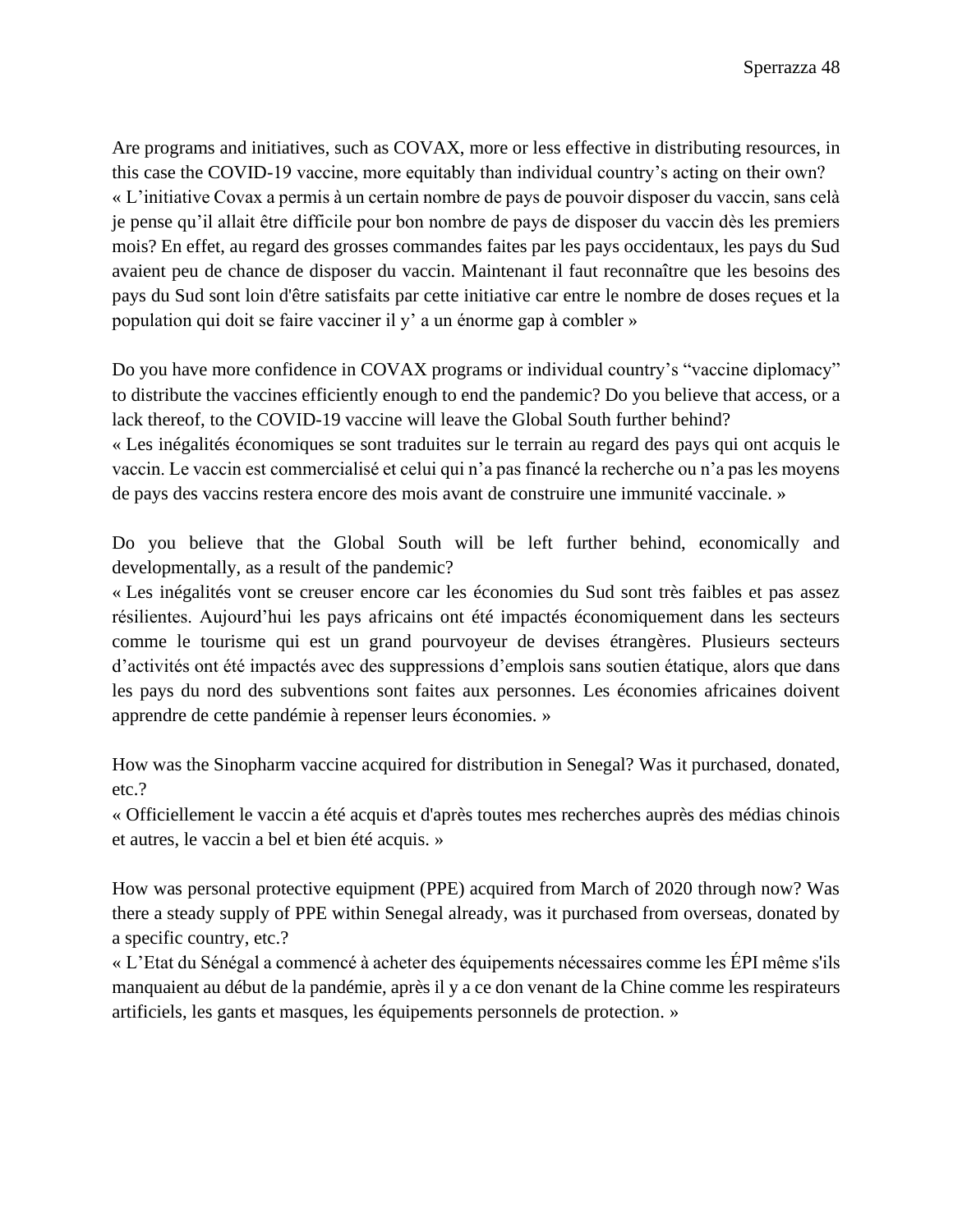Are programs and initiatives, such as COVAX, more or less effective in distributing resources, in this case the COVID-19 vaccine, more equitably than individual country's acting on their own?
« L'initiative Covax a permis à un certain nombre de pays de pouvoir disposer du vaccin, sans celà je pense qu'il allait être difficile pour bon nombre de pays de disposer du vaccin dès les premiers mois? En effet, au regard des grosses commandes faites par les pays occidentaux, les pays du Sud avaient peu de chance de disposer du vaccin. Maintenant il faut reconnaître que les besoins des pays du Sud sont loin d'être satisfaits par cette initiative car entre le nombre de doses reçues et la population qui doit se faire vacciner il y' a un énorme gap à combler »

Do you have more confidence in COVAX programs or individual country's "vaccine diplomacy" to distribute the vaccines efficiently enough to end the pandemic? Do you believe that access, or a lack thereof, to the COVID-19 vaccine will leave the Global South further behind?
« Les inégalités économiques se sont traduites sur le terrain au regard des pays qui ont acquis le vaccin. Le vaccin est commercialisé et celui qui n'a pas financé la recherche ou n'a pas les moyens de pays des vaccins restera encore des mois avant de construire une immunité vaccinale. »

Do you believe that the Global South will be left further behind, economically and developmentally, as a result of the pandemic?
« Les inégalités vont se creuser encore car les économies du Sud sont très faibles et pas assez résilientes. Aujourd'hui les pays africains ont été impactés économiquement dans les secteurs comme le tourisme qui est un grand pourvoyeur de devises étrangères. Plusieurs secteurs d'activités ont été impactés avec des suppressions d'emplois sans soutien étatique, alors que dans les pays du nord des subventions sont faites aux personnes. Les économies africaines doivent apprendre de cette pandémie à repenser leurs économies. »

How was the Sinopharm vaccine acquired for distribution in Senegal? Was it purchased, donated, etc.?
« Officiellement le vaccin a été acquis et d'après toutes mes recherches auprès des médias chinois et autres, le vaccin a bel et bien été acquis. »

How was personal protective equipment (PPE) acquired from March of 2020 through now? Was there a steady supply of PPE within Senegal already, was it purchased from overseas, donated by a specific country, etc.?
« L'Etat du Sénégal a commencé à acheter des équipements nécessaires comme les ÉPI même s'ils manquaient au début de la pandémie, après il y a ce don venant de la Chine comme les respirateurs artificiels, les gants et masques, les équipements personnels de protection. »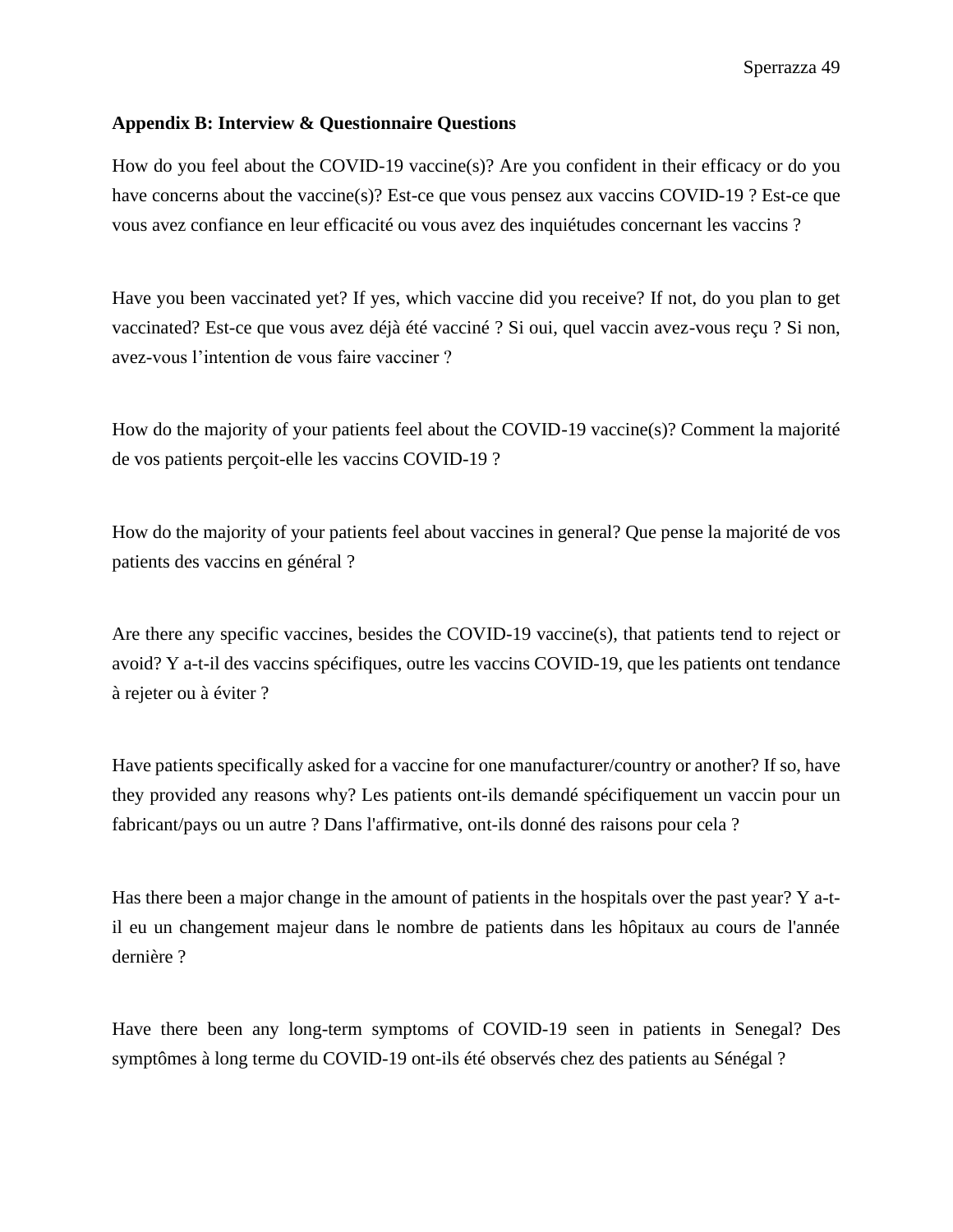**Appendix B: Interview & Questionnaire Questions**

How do you feel about the COVID-19 vaccine(s)? Are you confident in their efficacy or do you have concerns about the vaccine(s)? Est-ce que vous pensez aux vaccins COVID-19 ? Est-ce que vous avez confiance en leur efficacité ou vous avez des inquiétudes concernant les vaccins ?

Have you been vaccinated yet? If yes, which vaccine did you receive? If not, do you plan to get vaccinated? Est-ce que vous avez déjà été vacciné ? Si oui, quel vaccin avez-vous reçu ? Si non, avez-vous l'intention de vous faire vacciner ?

How do the majority of your patients feel about the COVID-19 vaccine(s)? Comment la majorité de vos patients perçoit-elle les vaccins COVID-19 ?

How do the majority of your patients feel about vaccines in general? Que pense la majorité de vos patients des vaccins en général ?

Are there any specific vaccines, besides the COVID-19 vaccine(s), that patients tend to reject or avoid? Y a-t-il des vaccins spécifiques, outre les vaccins COVID-19, que les patients ont tendance à rejeter ou à éviter ?

Have patients specifically asked for a vaccine for one manufacturer/country or another? If so, have they provided any reasons why? Les patients ont-ils demandé spécifiquement un vaccin pour un fabricant/pays ou un autre ? Dans l'affirmative, ont-ils donné des raisons pour cela ?

Has there been a major change in the amount of patients in the hospitals over the past year? Y a-t-il eu un changement majeur dans le nombre de patients dans les hôpitaux au cours de l'année dernière ?

Have there been any long-term symptoms of COVID-19 seen in patients in Senegal? Des symptômes à long terme du COVID-19 ont-ils été observés chez des patients au Sénégal ?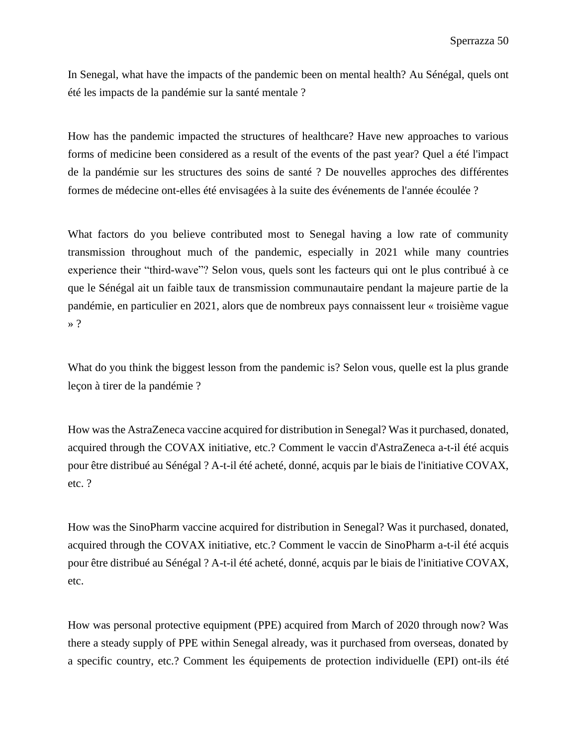In Senegal, what have the impacts of the pandemic been on mental health? Au Sénégal, quels ont été les impacts de la pandémie sur la santé mentale ?

How has the pandemic impacted the structures of healthcare? Have new approaches to various forms of medicine been considered as a result of the events of the past year? Quel a été l'impact de la pandémie sur les structures des soins de santé ? De nouvelles approches des différentes formes de médecine ont-elles été envisagées à la suite des événements de l'année écoulée ?

What factors do you believe contributed most to Senegal having a low rate of community transmission throughout much of the pandemic, especially in 2021 while many countries experience their "third-wave"? Selon vous, quels sont les facteurs qui ont le plus contribué à ce que le Sénégal ait un faible taux de transmission communautaire pendant la majeure partie de la pandémie, en particulier en 2021, alors que de nombreux pays connaissent leur « troisième vague » ?

What do you think the biggest lesson from the pandemic is? Selon vous, quelle est la plus grande leçon à tirer de la pandémie ?

How was the AstraZeneca vaccine acquired for distribution in Senegal? Was it purchased, donated, acquired through the COVAX initiative, etc.? Comment le vaccin d'AstraZeneca a-t-il été acquis pour être distribué au Sénégal ? A-t-il été acheté, donné, acquis par le biais de l'initiative COVAX, etc. ?

How was the SinoPharm vaccine acquired for distribution in Senegal? Was it purchased, donated, acquired through the COVAX initiative, etc.? Comment le vaccin de SinoPharm a-t-il été acquis pour être distribué au Sénégal ? A-t-il été acheté, donné, acquis par le biais de l'initiative COVAX, etc.

How was personal protective equipment (PPE) acquired from March of 2020 through now? Was there a steady supply of PPE within Senegal already, was it purchased from overseas, donated by a specific country, etc.? Comment les équipements de protection individuelle (EPI) ont-ils été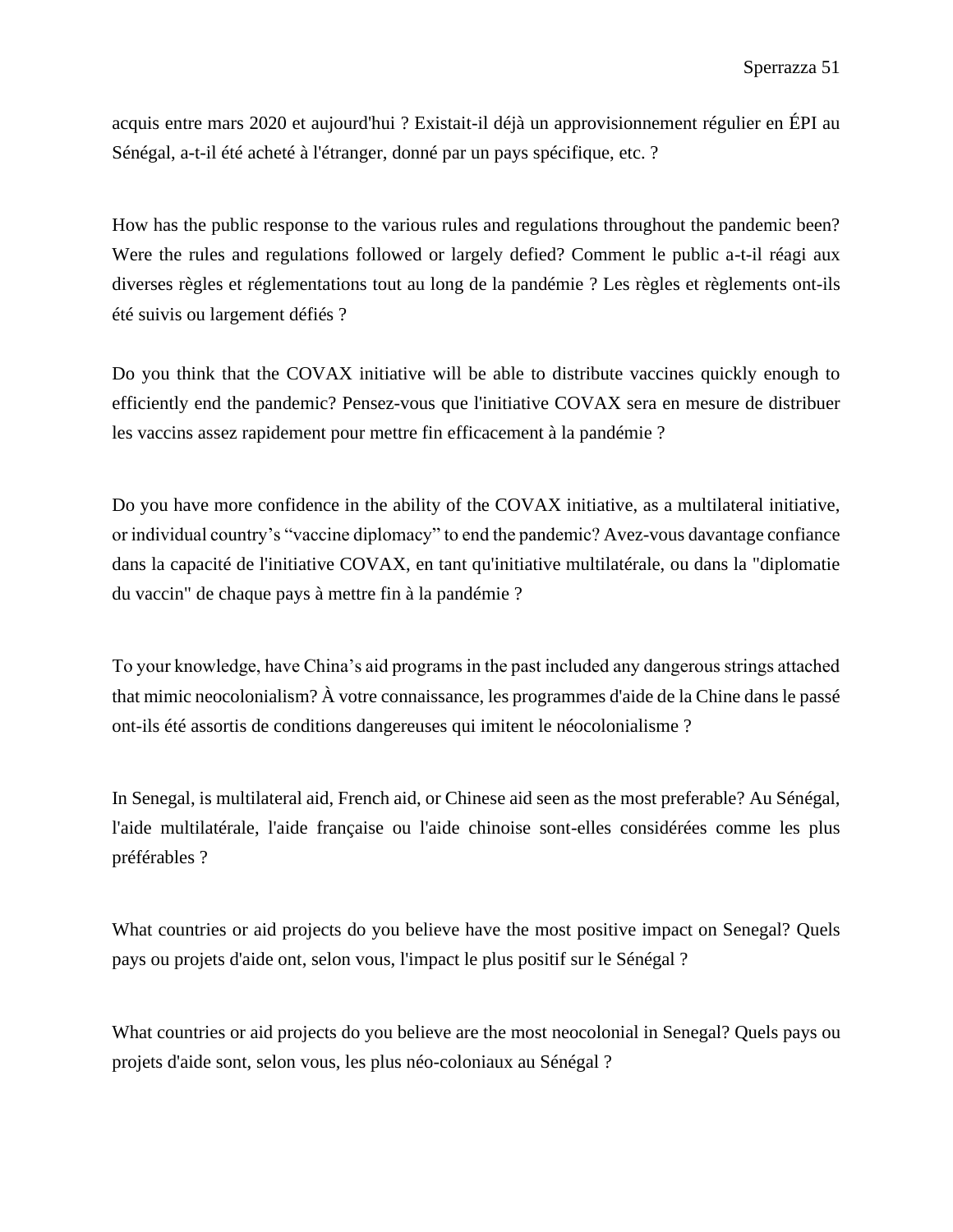acquis entre mars 2020 et aujourd'hui ? Existait-il déjà un approvisionnement régulier en ÉPI au Sénégal, a-t-il été acheté à l'étranger, donné par un pays spécifique, etc. ?

How has the public response to the various rules and regulations throughout the pandemic been? Were the rules and regulations followed or largely defied? Comment le public a-t-il réagi aux diverses règles et réglementations tout au long de la pandémie ? Les règles et règlements ont-ils été suivis ou largement défiés ?

Do you think that the COVAX initiative will be able to distribute vaccines quickly enough to efficiently end the pandemic? Pensez-vous que l'initiative COVAX sera en mesure de distribuer les vaccins assez rapidement pour mettre fin efficacement à la pandémie ?

Do you have more confidence in the ability of the COVAX initiative, as a multilateral initiative, or individual country's "vaccine diplomacy" to end the pandemic? Avez-vous davantage confiance dans la capacité de l'initiative COVAX, en tant qu'initiative multilatérale, ou dans la "diplomatie du vaccin" de chaque pays à mettre fin à la pandémie ?

To your knowledge, have China's aid programs in the past included any dangerous strings attached that mimic neocolonialism? À votre connaissance, les programmes d'aide de la Chine dans le passé ont-ils été assortis de conditions dangereuses qui imitent le néocolonialisme ?

In Senegal, is multilateral aid, French aid, or Chinese aid seen as the most preferable? Au Sénégal, l'aide multilatérale, l'aide française ou l'aide chinoise sont-elles considérées comme les plus préférables ?

What countries or aid projects do you believe have the most positive impact on Senegal? Quels pays ou projets d'aide ont, selon vous, l'impact le plus positif sur le Sénégal ?

What countries or aid projects do you believe are the most neocolonial in Senegal? Quels pays ou projets d'aide sont, selon vous, les plus néo-coloniaux au Sénégal ?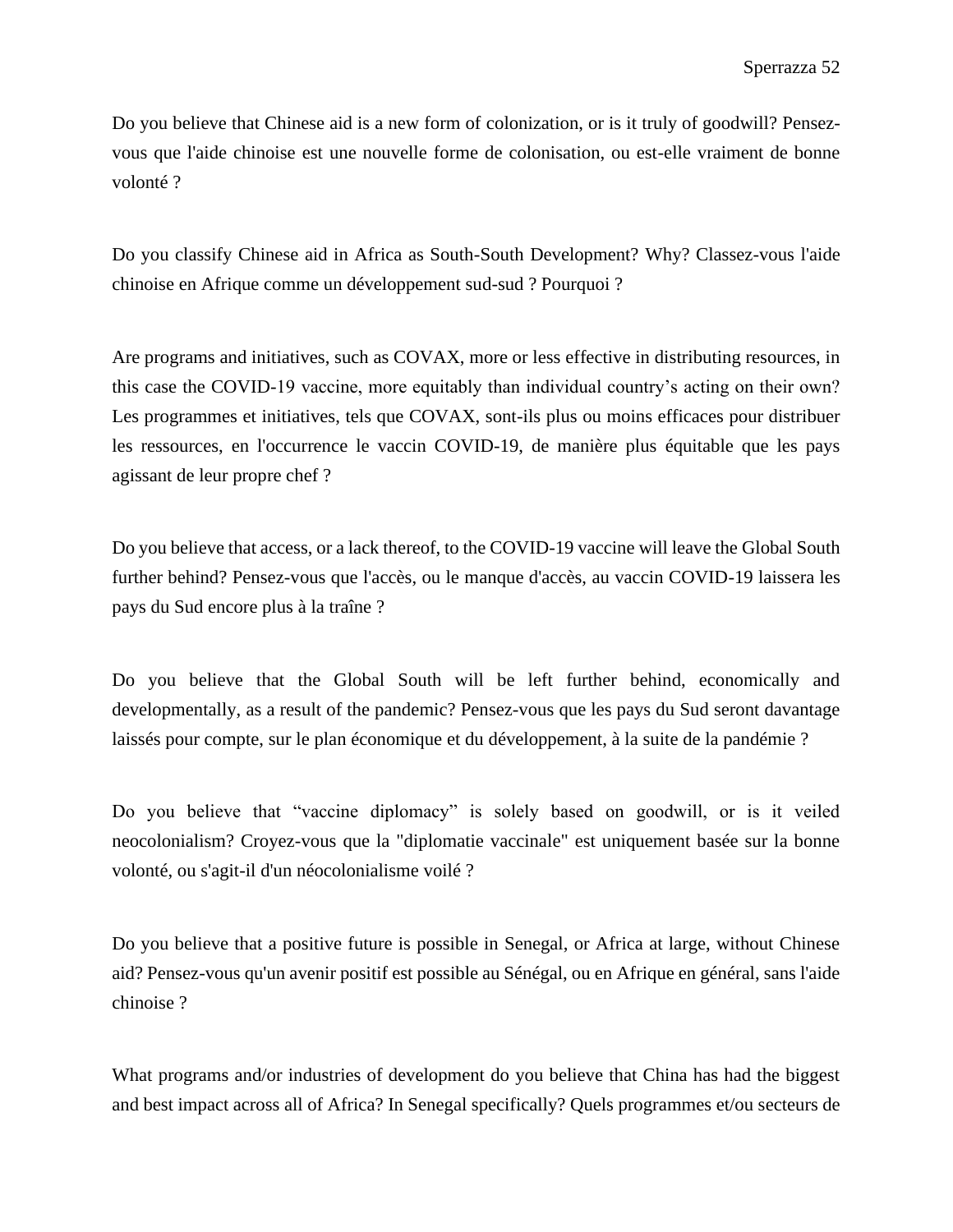Do you believe that Chinese aid is a new form of colonization, or is it truly of goodwill? Pensez-vous que l'aide chinoise est une nouvelle forme de colonisation, ou est-elle vraiment de bonne volonté ?

Do you classify Chinese aid in Africa as South-South Development? Why? Classez-vous l'aide chinoise en Afrique comme un développement sud-sud ? Pourquoi ?

Are programs and initiatives, such as COVAX, more or less effective in distributing resources, in this case the COVID-19 vaccine, more equitably than individual country's acting on their own? Les programmes et initiatives, tels que COVAX, sont-ils plus ou moins efficaces pour distribuer les ressources, en l'occurrence le vaccin COVID-19, de manière plus équitable que les pays agissant de leur propre chef ?

Do you believe that access, or a lack thereof, to the COVID-19 vaccine will leave the Global South further behind? Pensez-vous que l'accès, ou le manque d'accès, au vaccin COVID-19 laissera les pays du Sud encore plus à la traîne ?

Do you believe that the Global South will be left further behind, economically and developmentally, as a result of the pandemic? Pensez-vous que les pays du Sud seront davantage laissés pour compte, sur le plan économique et du développement, à la suite de la pandémie ?

Do you believe that "vaccine diplomacy" is solely based on goodwill, or is it veiled neocolonialism? Croyez-vous que la "diplomatie vaccinale" est uniquement basée sur la bonne volonté, ou s'agit-il d'un néocolonialisme voilé ?

Do you believe that a positive future is possible in Senegal, or Africa at large, without Chinese aid? Pensez-vous qu'un avenir positif est possible au Sénégal, ou en Afrique en général, sans l'aide chinoise ?

What programs and/or industries of development do you believe that China has had the biggest and best impact across all of Africa? In Senegal specifically? Quels programmes et/ou secteurs de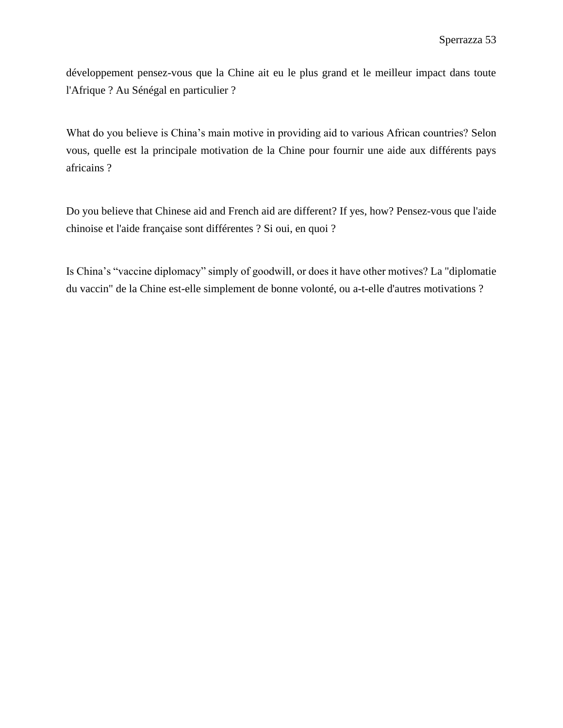développement pensez-vous que la Chine ait eu le plus grand et le meilleur impact dans toute l'Afrique ? Au Sénégal en particulier ?

What do you believe is China's main motive in providing aid to various African countries? Selon vous, quelle est la principale motivation de la Chine pour fournir une aide aux différents pays africains ?

Do you believe that Chinese aid and French aid are different? If yes, how? Pensez-vous que l'aide chinoise et l'aide française sont différentes ? Si oui, en quoi ?

Is China's "vaccine diplomacy" simply of goodwill, or does it have other motives? La "diplomatie du vaccin" de la Chine est-elle simplement de bonne volonté, ou a-t-elle d'autres motivations ?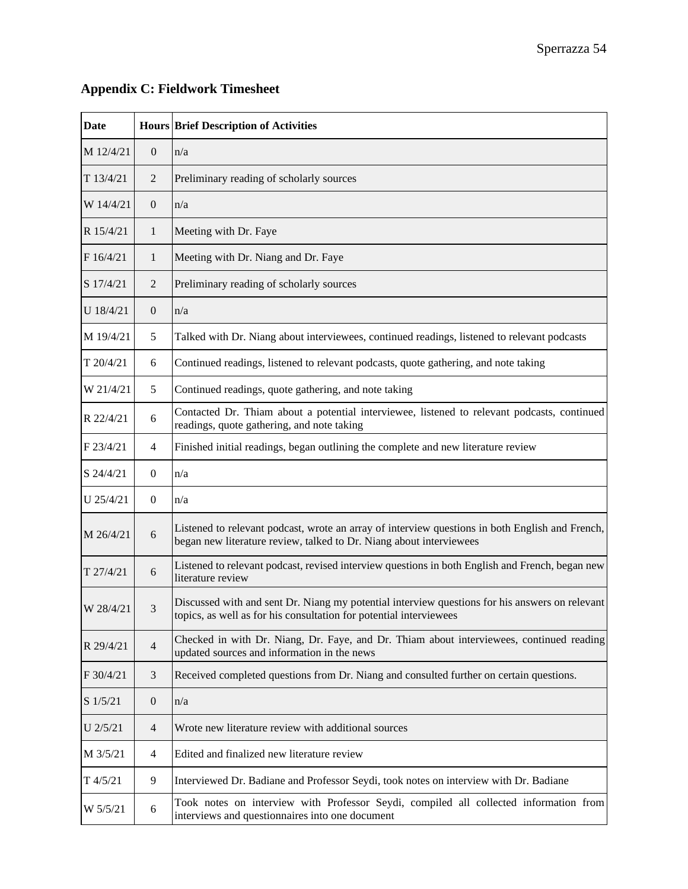**Appendix C: Fieldwork Timesheet**

| Date | Hours | Brief Description of Activities |
|---|---|---|
| M 12/4/21 | 0 | n/a |
| T 13/4/21 | 2 | Preliminary reading of scholarly sources |
| W 14/4/21 | 0 | n/a |
| R 15/4/21 | 1 | Meeting with Dr. Faye |
| F 16/4/21 | 1 | Meeting with Dr. Niang and Dr. Faye |
| S 17/4/21 | 2 | Preliminary reading of scholarly sources |
| U 18/4/21 | 0 | n/a |
| M 19/4/21 | 5 | Talked with Dr. Niang about interviewees, continued readings, listened to relevant podcasts |
| T 20/4/21 | 6 | Continued readings, listened to relevant podcasts, quote gathering, and note taking |
| W 21/4/21 | 5 | Continued readings, quote gathering, and note taking |
| R 22/4/21 | 6 | Contacted Dr. Thiam about a potential interviewee, listened to relevant podcasts, continued readings, quote gathering, and note taking |
| F 23/4/21 | 4 | Finished initial readings, began outlining the complete and new literature review |
| S 24/4/21 | 0 | n/a |
| U 25/4/21 | 0 | n/a |
| M 26/4/21 | 6 | Listened to relevant podcast, wrote an array of interview questions in both English and French, began new literature review, talked to Dr. Niang about interviewees |
| T 27/4/21 | 6 | Listened to relevant podcast, revised interview questions in both English and French, began new literature review |
| W 28/4/21 | 3 | Discussed with and sent Dr. Niang my potential interview questions for his answers on relevant topics, as well as for his consultation for potential interviewees |
| R 29/4/21 | 4 | Checked in with Dr. Niang, Dr. Faye, and Dr. Thiam about interviewees, continued reading updated sources and information in the news |
| F 30/4/21 | 3 | Received completed questions from Dr. Niang and consulted further on certain questions. |
| S 1/5/21 | 0 | n/a |
| U 2/5/21 | 4 | Wrote new literature review with additional sources |
| M 3/5/21 | 4 | Edited and finalized new literature review |
| T 4/5/21 | 9 | Interviewed Dr. Badiane and Professor Seydi, took notes on interview with Dr. Badiane |
| W 5/5/21 | 6 | Took notes on interview with Professor Seydi, compiled all collected information from interviews and questionnaires into one document |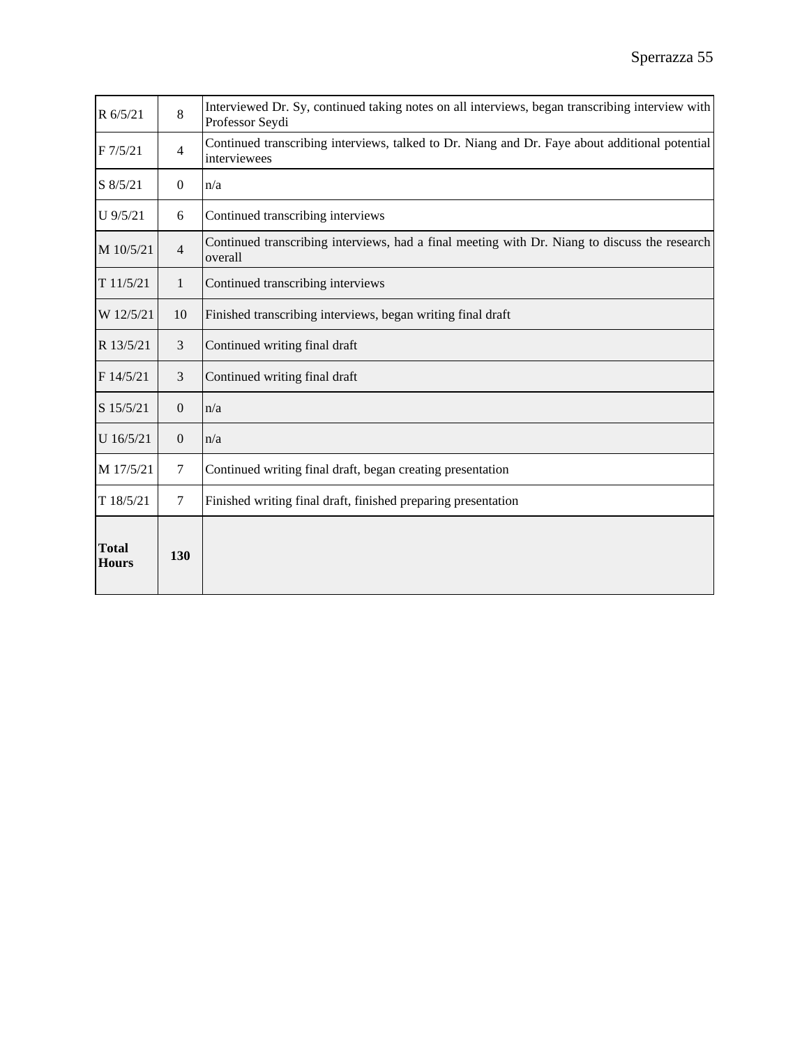| | | |
|---|---|---|
| R 6/5/21 | 8 | Interviewed Dr. Sy, continued taking notes on all interviews, began transcribing interview with Professor Seydi |
| F 7/5/21 | 4 | Continued transcribing interviews, talked to Dr. Niang and Dr. Faye about additional potential interviewees |
| S 8/5/21 | 0 | n/a |
| U 9/5/21 | 6 | Continued transcribing interviews |
| M 10/5/21 | 4 | Continued transcribing interviews, had a final meeting with Dr. Niang to discuss the research overall |
| T 11/5/21 | 1 | Continued transcribing interviews |
| W 12/5/21 | 10 | Finished transcribing interviews, began writing final draft |
| R 13/5/21 | 3 | Continued writing final draft |
| F 14/5/21 | 3 | Continued writing final draft |
| S 15/5/21 | 0 | n/a |
| U 16/5/21 | 0 | n/a |
| M 17/5/21 | 7 | Continued writing final draft, began creating presentation |
| T 18/5/21 | 7 | Finished writing final draft, finished preparing presentation |
| **Total Hours** | **130** | |